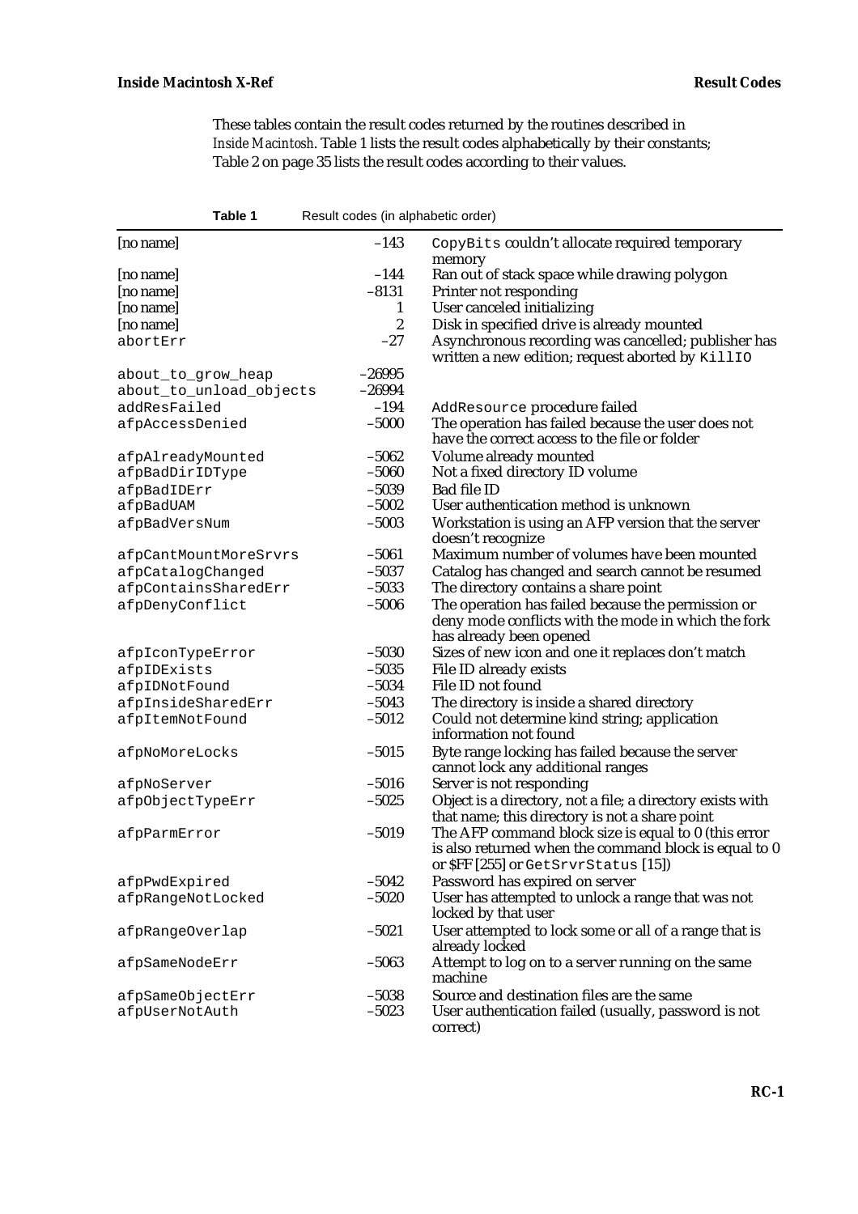These tables contain the result codes returned by the routines described in *Inside Macintosh*. Table 1 lists the result codes alphabetically by their constants; Table 2 on page 35 lists the result codes according to their values.

**Table 1** Result codes (in alphabetic order)

| | | |
|---|---|---|
| [no name] | –143 | `CopyBits` couldn't allocate required temporary memory |
| [no name] | –144 | Ran out of stack space while drawing polygon |
| [no name] | –8131 | Printer not responding |
| [no name] | 1 | User canceled initializing |
| [no name] | 2 | Disk in specified drive is already mounted |
| `abortErr` | –27 | Asynchronous recording was cancelled; publisher has written a new edition; request aborted by `KillIO` |
| `about_to_grow_heap` | –26995 | |
| `about_to_unload_objects` | –26994 | |
| `addResFailed` | –194 | `AddResource` procedure failed |
| `afpAccessDenied` | –5000 | The operation has failed because the user does not have the correct access to the file or folder |
| `afpAlreadyMounted` | –5062 | Volume already mounted |
| `afpBadDirIDType` | –5060 | Not a fixed directory ID volume |
| `afpBadIDErr` | –5039 | Bad file ID |
| `afpBadUAM` | –5002 | User authentication method is unknown |
| `afpBadVersNum` | –5003 | Workstation is using an AFP version that the server doesn't recognize |
| `afpCantMountMoreSrvrs` | –5061 | Maximum number of volumes have been mounted |
| `afpCatalogChanged` | –5037 | Catalog has changed and search cannot be resumed |
| `afpContainsSharedErr` | –5033 | The directory contains a share point |
| `afpDenyConflict` | –5006 | The operation has failed because the permission or deny mode conflicts with the mode in which the fork has already been opened |
| `afpIconTypeError` | –5030 | Sizes of new icon and one it replaces don't match |
| `afpIDExists` | –5035 | File ID already exists |
| `afpIDNotFound` | –5034 | File ID not found |
| `afpInsideSharedErr` | –5043 | The directory is inside a shared directory |
| `afpItemNotFound` | –5012 | Could not determine kind string; application information not found |
| `afpNoMoreLocks` | –5015 | Byte range locking has failed because the server cannot lock any additional ranges |
| `afpNoServer` | –5016 | Server is not responding |
| `afpObjectTypeErr` | –5025 | Object is a directory, not a file; a directory exists with that name; this directory is not a share point |
| `afpParmError` | –5019 | The AFP command block size is equal to 0 (this error is also returned when the command block is equal to 0 or $FF [255] or `GetSrvrStatus` [15]) |
| `afpPwdExpired` | –5042 | Password has expired on server |
| `afpRangeNotLocked` | –5020 | User has attempted to unlock a range that was not locked by that user |
| `afpRangeOverlap` | –5021 | User attempted to lock some or all of a range that is already locked |
| `afpSameNodeErr` | –5063 | Attempt to log on to a server running on the same machine |
| `afpSameObjectErr` | –5038 | Source and destination files are the same |
| `afpUserNotAuth` | –5023 | User authentication failed (usually, password is not correct) |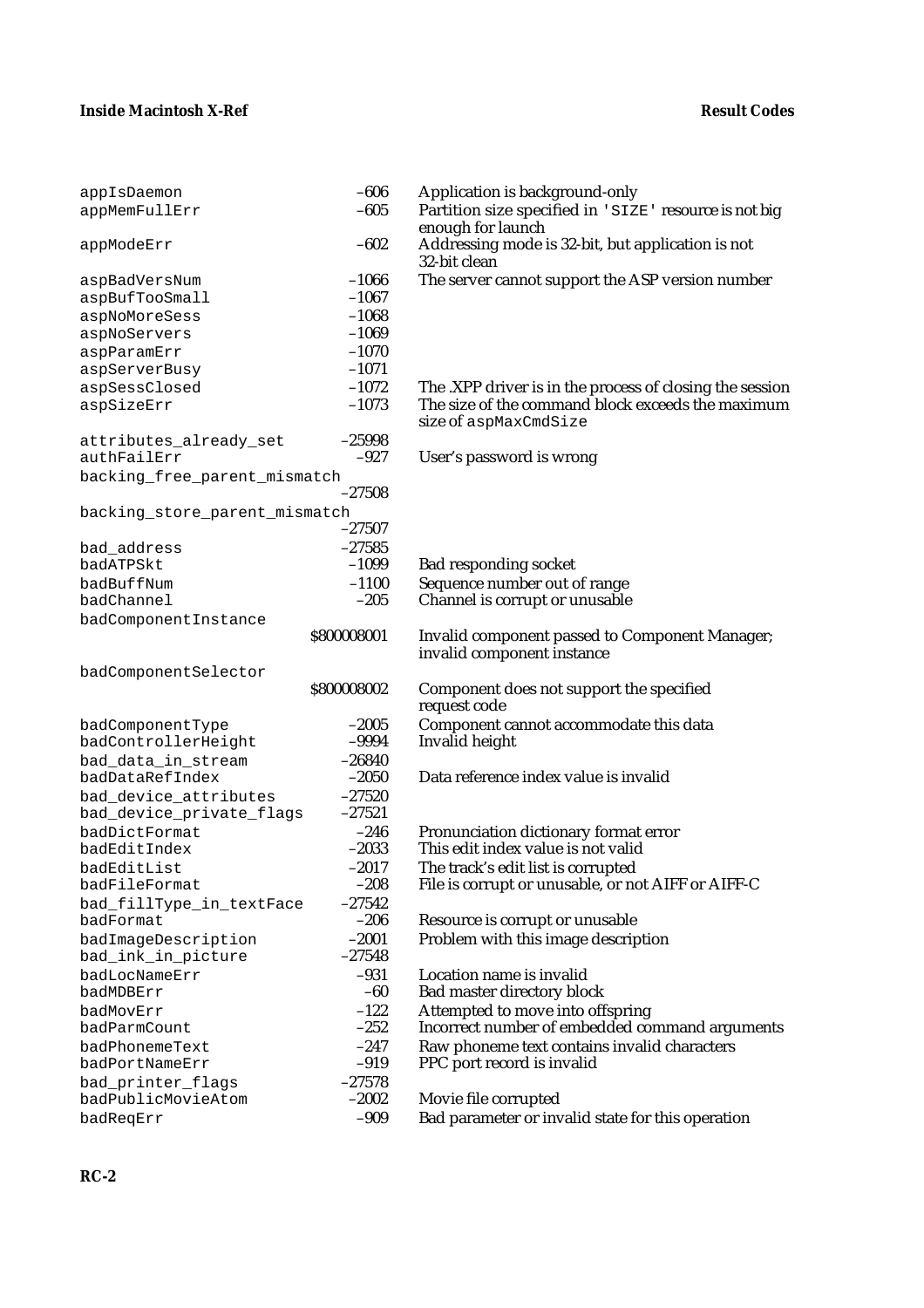| Name | Value | Description |
|---|---|---|
| appIsDaemon | –606 | Application is background-only |
| appMemFullErr | –605 | Partition size specified in 'SIZE' resource is not big enough for launch |
| appModeErr | –602 | Addressing mode is 32-bit, but application is not 32-bit clean |
| aspBadVersNum | –1066 | The server cannot support the ASP version number |
| aspBufTooSmall | –1067 | |
| aspNoMoreSess | –1068 | |
| aspNoServers | –1069 | |
| aspParamErr | –1070 | |
| aspServerBusy | –1071 | |
| aspSessClosed | –1072 | The .XPP driver is in the process of closing the session |
| aspSizeErr | –1073 | The size of the command block exceeds the maximum size of aspMaxCmdSize |
| attributes_already_set | –25998 | |
| authFailErr | –927 | User's password is wrong |
| backing_free_parent_mismatch | –27508 | |
| backing_store_parent_mismatch | –27507 | |
| bad_address | –27585 | |
| badATPSkt | –1099 | Bad responding socket |
| badBuffNum | –1100 | Sequence number out of range |
| badChannel | –205 | Channel is corrupt or unusable |
| badComponentInstance | $800008001 | Invalid component passed to Component Manager; invalid component instance |
| badComponentSelector | $800008002 | Component does not support the specified request code |
| badComponentType | –2005 | Component cannot accommodate this data |
| badControllerHeight | –9994 | Invalid height |
| bad_data_in_stream | –26840 | |
| badDataRefIndex | –2050 | Data reference index value is invalid |
| bad_device_attributes | –27520 | |
| bad_device_private_flags | –27521 | |
| badDictFormat | –246 | Pronunciation dictionary format error |
| badEditIndex | –2033 | This edit index value is not valid |
| badEditList | –2017 | The track's edit list is corrupted |
| badFileFormat | –208 | File is corrupt or unusable, or not AIFF or AIFF-C |
| bad_fillType_in_textFace | –27542 | |
| badFormat | –206 | Resource is corrupt or unusable |
| badImageDescription | –2001 | Problem with this image description |
| bad_ink_in_picture | –27548 | |
| badLocNameErr | –931 | Location name is invalid |
| badMDBErr | –60 | Bad master directory block |
| badMovErr | –122 | Attempted to move into offspring |
| badParmCount | –252 | Incorrect number of embedded command arguments |
| badPhonemeText | –247 | Raw phoneme text contains invalid characters |
| badPortNameErr | –919 | PPC port record is invalid |
| bad_printer_flags | –27578 | |
| badPublicMovieAtom | –2002 | Movie file corrupted |
| badReqErr | –909 | Bad parameter or invalid state for this operation |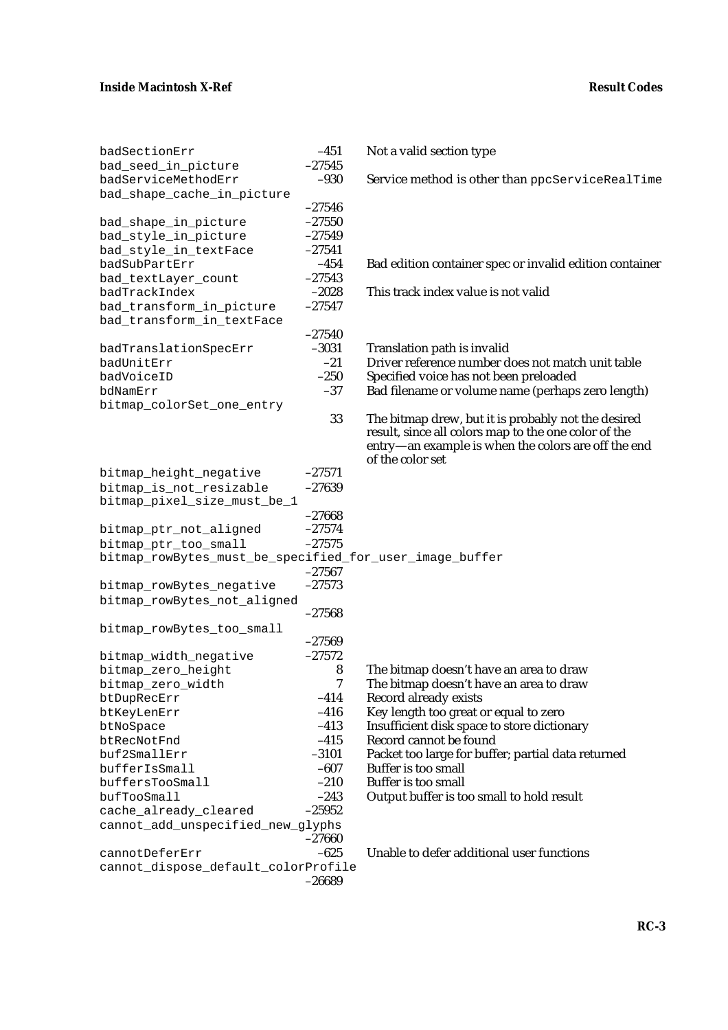| | | |
|---|---|---|
| badSectionErr | –451 | Not a valid section type |
| bad_seed_in_picture | –27545 | |
| badServiceMethodErr | –930 | Service method is other than ppcServiceRealTime |
| bad_shape_cache_in_picture | –27546 | |
| bad_shape_in_picture | –27550 | |
| bad_style_in_picture | –27549 | |
| bad_style_in_textFace | –27541 | |
| badSubPartErr | –454 | Bad edition container spec or invalid edition container |
| bad_textLayer_count | –27543 | |
| badTrackIndex | –2028 | This track index value is not valid |
| bad_transform_in_picture | –27547 | |
| bad_transform_in_textFace | –27540 | |
| badTranslationSpecErr | –3031 | Translation path is invalid |
| badUnitErr | –21 | Driver reference number does not match unit table |
| badVoiceID | –250 | Specified voice has not been preloaded |
| bdNamErr | –37 | Bad filename or volume name (perhaps zero length) |
| bitmap_colorSet_one_entry | 33 | The bitmap drew, but it is probably not the desired result, since all colors map to the one color of the entry—an example is when the colors are off the end of the color set |
| bitmap_height_negative | –27571 | |
| bitmap_is_not_resizable | –27639 | |
| bitmap_pixel_size_must_be_1 | –27668 | |
| bitmap_ptr_not_aligned | –27574 | |
| bitmap_ptr_too_small | –27575 | |
| bitmap_rowBytes_must_be_specified_for_user_image_buffer | –27567 | |
| bitmap_rowBytes_negative | –27573 | |
| bitmap_rowBytes_not_aligned | –27568 | |
| bitmap_rowBytes_too_small | –27569 | |
| bitmap_width_negative | –27572 | |
| bitmap_zero_height | 8 | The bitmap doesn't have an area to draw |
| bitmap_zero_width | 7 | The bitmap doesn't have an area to draw |
| btDupRecErr | –414 | Record already exists |
| btKeyLenErr | –416 | Key length too great or equal to zero |
| btNoSpace | –413 | Insufficient disk space to store dictionary |
| btRecNotFnd | –415 | Record cannot be found |
| buf2SmallErr | –3101 | Packet too large for buffer; partial data returned |
| bufferIsSmall | –607 | Buffer is too small |
| buffersTooSmall | –210 | Buffer is too small |
| bufTooSmall | –243 | Output buffer is too small to hold result |
| cache_already_cleared | –25952 | |
| cannot_add_unspecified_new_glyphs | –27660 | |
| cannotDeferErr | –625 | Unable to defer additional user functions |
| cannot_dispose_default_colorProfile | –26689 | |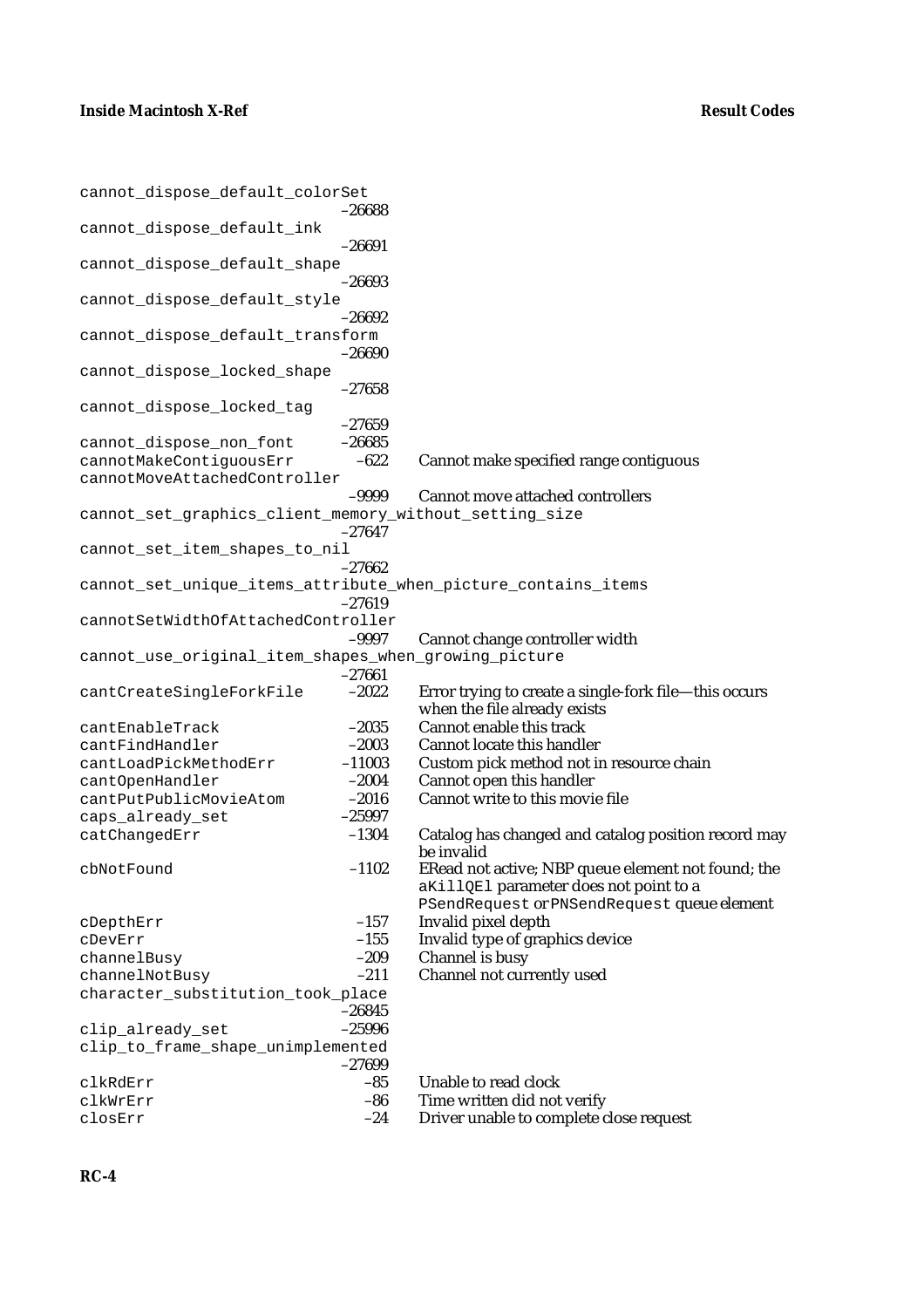| Name | Value | Description |
|---|---|---|
| cannot_dispose_default_colorSet | –26688 | |
| cannot_dispose_default_ink | –26691 | |
| cannot_dispose_default_shape | –26693 | |
| cannot_dispose_default_style | –26692 | |
| cannot_dispose_default_transform | –26690 | |
| cannot_dispose_locked_shape | –27658 | |
| cannot_dispose_locked_tag | –27659 | |
| cannot_dispose_non_font | –26685 | |
| cannotMakeContiguousErr | –622 | Cannot make specified range contiguous |
| cannotMoveAttachedController | –9999 | Cannot move attached controllers |
| cannot_set_graphics_client_memory_without_setting_size | –27647 | |
| cannot_set_item_shapes_to_nil | –27662 | |
| cannot_set_unique_items_attribute_when_picture_contains_items | –27619 | |
| cannotSetWidthOfAttachedController | –9997 | Cannot change controller width |
| cannot_use_original_item_shapes_when_growing_picture | –27661 | |
| cantCreateSingleForkFile | –2022 | Error trying to create a single-fork file—this occurs when the file already exists |
| cantEnableTrack | –2035 | Cannot enable this track |
| cantFindHandler | –2003 | Cannot locate this handler |
| cantLoadPickMethodErr | –11003 | Custom pick method not in resource chain |
| cantOpenHandler | –2004 | Cannot open this handler |
| cantPutPublicMovieAtom | –2016 | Cannot write to this movie file |
| caps_already_set | –25997 | |
| catChangedErr | –1304 | Catalog has changed and catalog position record may be invalid |
| cbNotFound | –1102 | ERead not active; NBP queue element not found; the aKillQEl parameter does not point to a PSendRequest or PNSendRequest queue element |
| cDepthErr | –157 | Invalid pixel depth |
| cDevErr | –155 | Invalid type of graphics device |
| channelBusy | –209 | Channel is busy |
| channelNotBusy | –211 | Channel not currently used |
| character_substitution_took_place | –26845 | |
| clip_already_set | –25996 | |
| clip_to_frame_shape_unimplemented | –27699 | |
| clkRdErr | –85 | Unable to read clock |
| clkWrErr | –86 | Time written did not verify |
| closErr | –24 | Driver unable to complete close request |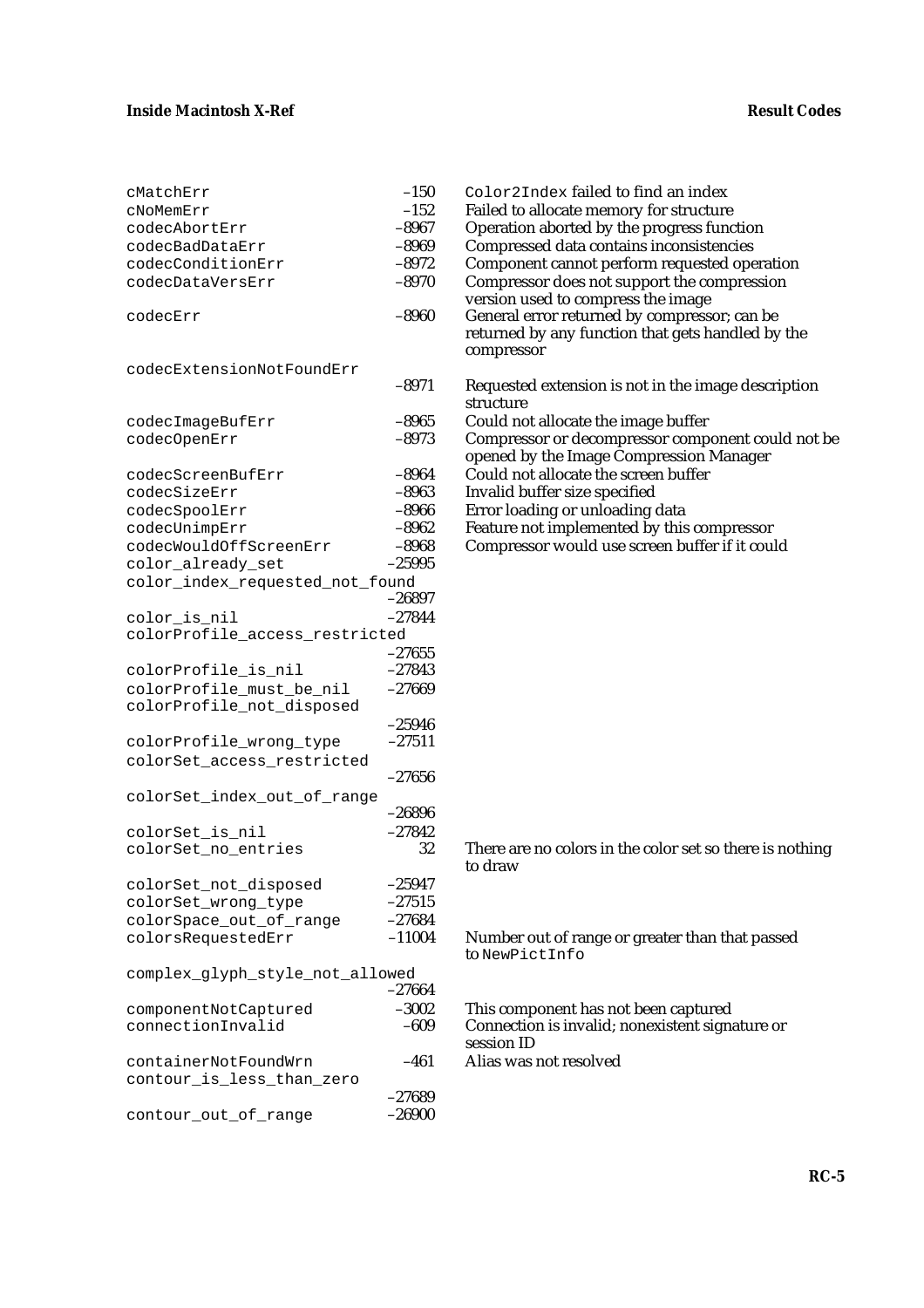| Name | Value | Description |
|---|---|---|
| cMatchErr | –150 | Color2Index failed to find an index |
| cNoMemErr | –152 | Failed to allocate memory for structure |
| codecAbortErr | –8967 | Operation aborted by the progress function |
| codecBadDataErr | –8969 | Compressed data contains inconsistencies |
| codecConditionErr | –8972 | Component cannot perform requested operation |
| codecDataVersErr | –8970 | Compressor does not support the compression version used to compress the image |
| codecErr | –8960 | General error returned by compressor; can be returned by any function that gets handled by the compressor |
| codecExtensionNotFoundErr | –8971 | Requested extension is not in the image description structure |
| codecImageBufErr | –8965 | Could not allocate the image buffer |
| codecOpenErr | –8973 | Compressor or decompressor component could not be opened by the Image Compression Manager |
| codecScreenBufErr | –8964 | Could not allocate the screen buffer |
| codecSizeErr | –8963 | Invalid buffer size specified |
| codecSpoolErr | –8966 | Error loading or unloading data |
| codecUnimpErr | –8962 | Feature not implemented by this compressor |
| codecWouldOffScreenErr | –8968 | Compressor would use screen buffer if it could |
| color_already_set | –25995 | |
| color_index_requested_not_found | –26897 | |
| color_is_nil | –27844 | |
| colorProfile_access_restricted | –27655 | |
| colorProfile_is_nil | –27843 | |
| colorProfile_must_be_nil | –27669 | |
| colorProfile_not_disposed | –25946 | |
| colorProfile_wrong_type | –27511 | |
| colorSet_access_restricted | –27656 | |
| colorSet_index_out_of_range | –26896 | |
| colorSet_is_nil | –27842 | |
| colorSet_no_entries | 32 | There are no colors in the color set so there is nothing to draw |
| colorSet_not_disposed | –25947 | |
| colorSet_wrong_type | –27515 | |
| colorSpace_out_of_range | –27684 | |
| colorsRequestedErr | –11004 | Number out of range or greater than that passed to NewPictInfo |
| complex_glyph_style_not_allowed | –27664 | |
| componentNotCaptured | –3002 | This component has not been captured |
| connectionInvalid | –609 | Connection is invalid; nonexistent signature or session ID |
| containerNotFoundWrn | –461 | Alias was not resolved |
| contour_is_less_than_zero | –27689 | |
| contour_out_of_range | –26900 | |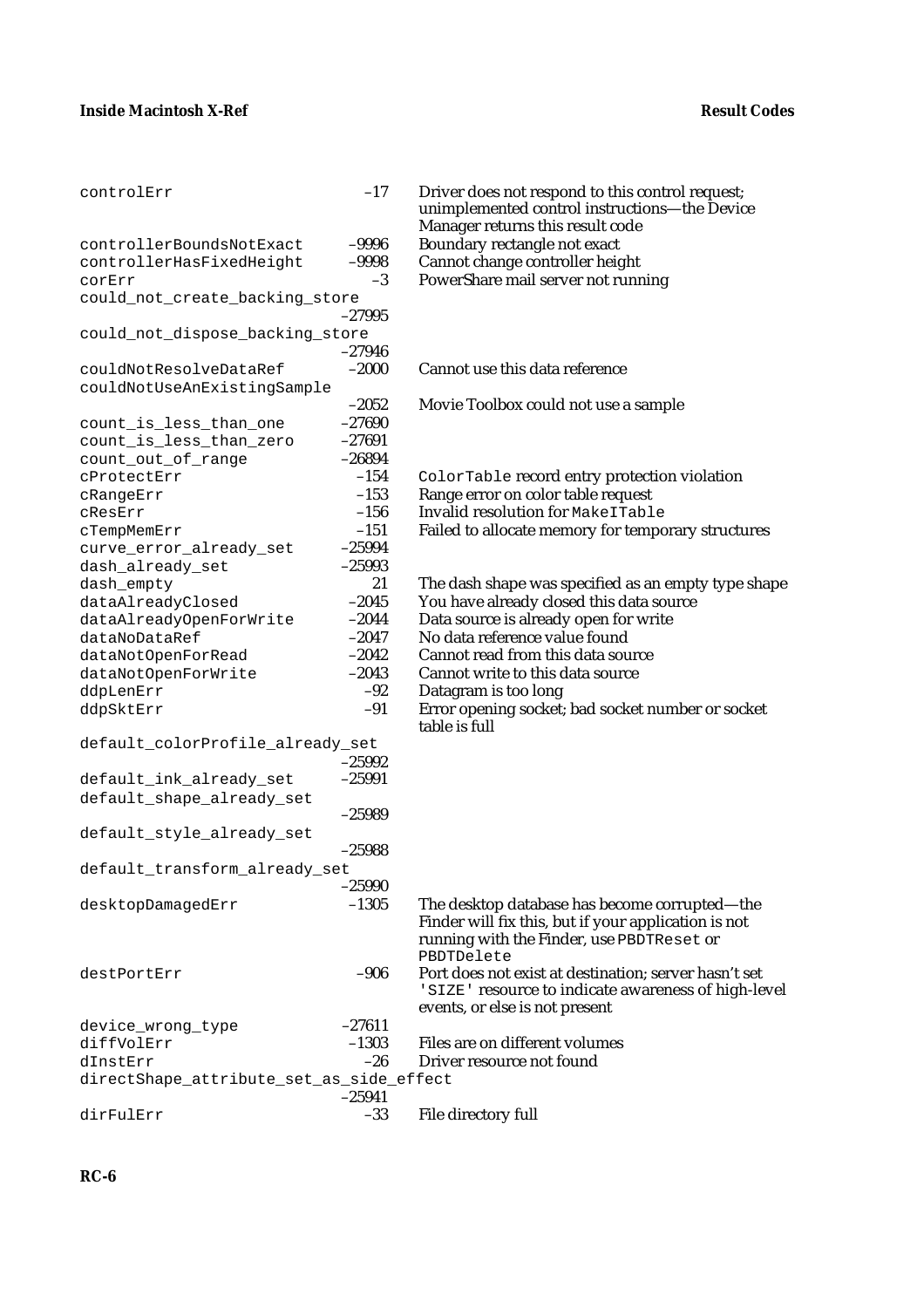| Result code | Value | Description |
|---|---|---|
| `controlErr` | –17 | Driver does not respond to this control request; unimplemented control instructions—the Device Manager returns this result code |
| `controllerBoundsNotExact` | –9996 | Boundary rectangle not exact |
| `controllerHasFixedHeight` | –9998 | Cannot change controller height |
| `corErr` | –3 | PowerShare mail server not running |
| `could_not_create_backing_store` | –27995 | |
| `could_not_dispose_backing_store` | –27946 | |
| `couldNotResolveDataRef` | –2000 | Cannot use this data reference |
| `couldNotUseAnExistingSample` | –2052 | Movie Toolbox could not use a sample |
| `count_is_less_than_one` | –27690 | |
| `count_is_less_than_zero` | –27691 | |
| `count_out_of_range` | –26894 | |
| `cProtectErr` | –154 | `ColorTable` record entry protection violation |
| `cRangeErr` | –153 | Range error on color table request |
| `cResErr` | –156 | Invalid resolution for `MakeITable` |
| `cTempMemErr` | –151 | Failed to allocate memory for temporary structures |
| `curve_error_already_set` | –25994 | |
| `dash_already_set` | –25993 | |
| `dash_empty` | 21 | The dash shape was specified as an empty type shape |
| `dataAlreadyClosed` | –2045 | You have already closed this data source |
| `dataAlreadyOpenForWrite` | –2044 | Data source is already open for write |
| `dataNoDataRef` | –2047 | No data reference value found |
| `dataNotOpenForRead` | –2042 | Cannot read from this data source |
| `dataNotOpenForWrite` | –2043 | Cannot write to this data source |
| `ddpLenErr` | –92 | Datagram is too long |
| `ddpSktErr` | –91 | Error opening socket; bad socket number or socket table is full |
| `default_colorProfile_already_set` | –25992 | |
| `default_ink_already_set` | –25991 | |
| `default_shape_already_set` | –25989 | |
| `default_style_already_set` | –25988 | |
| `default_transform_already_set` | –25990 | |
| `desktopDamagedErr` | –1305 | The desktop database has become corrupted—the Finder will fix this, but if your application is not running with the Finder, use `PBDTReset` or `PBDTDelete` |
| `destPortErr` | –906 | Port does not exist at destination; server hasn't set `'SIZE'` resource to indicate awareness of high-level events, or else is not present |
| `device_wrong_type` | –27611 | |
| `diffVolErr` | –1303 | Files are on different volumes |
| `dInstErr` | –26 | Driver resource not found |
| `directShape_attribute_set_as_side_effect` | –25941 | |
| `dirFulErr` | –33 | File directory full |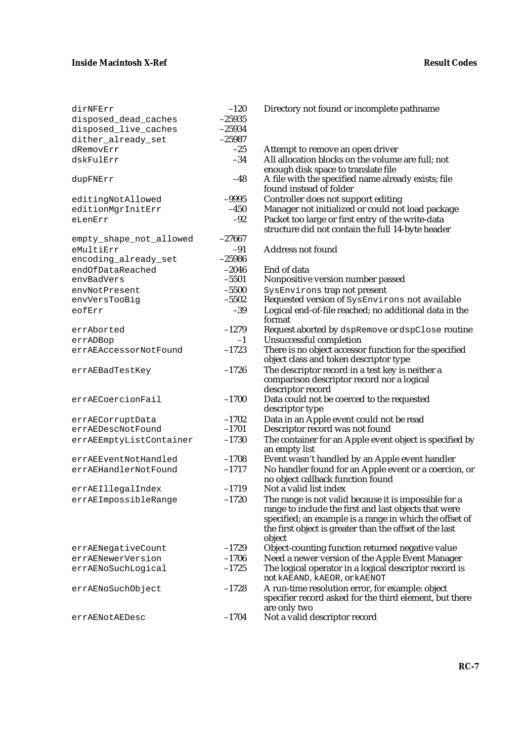| | | |
|---|---|---|
| `dirNFErr` | –120 | Directory not found or incomplete pathname |
| `disposed_dead_caches` | –25935 | |
| `disposed_live_caches` | –25934 | |
| `dither_already_set` | –25987 | |
| `dRemovErr` | –25 | Attempt to remove an open driver |
| `dskFulErr` | –34 | All allocation blocks on the volume are full; not enough disk space to translate file |
| `dupFNErr` | –48 | A file with the specified name already exists; file found instead of folder |
| `editingNotAllowed` | –9995 | Controller does not support editing |
| `editionMgrInitErr` | –450 | Manager not initialized or could not load package |
| `eLenErr` | –92 | Packet too large or first entry of the write-data structure did not contain the full 14-byte header |
| `empty_shape_not_allowed` | –27667 | |
| `eMultiErr` | –91 | Address not found |
| `encoding_already_set` | –25986 | |
| `endOfDataReached` | –2046 | End of data |
| `envBadVers` | –5501 | Nonpositive version number passed |
| `envNotPresent` | –5500 | `SysEnvirons` trap not present |
| `envVersTooBig` | –5502 | Requested version of `SysEnvirons` not available |
| `eofErr` | –39 | Logical end-of-file reached; no additional data in the format |
| `errAborted` | –1279 | Request aborted by `dspRemove` or `dspClose` routine |
| `errADBop` | –1 | Unsuccessful completion |
| `errAEAccessorNotFound` | –1723 | There is no object accessor function for the specified object class and token descriptor type |
| `errAEBadTestKey` | –1726 | The descriptor record in a test key is neither a comparison descriptor record nor a logical descriptor record |
| `errAECoercionFail` | –1700 | Data could not be coerced to the requested descriptor type |
| `errAECorruptData` | –1702 | Data in an Apple event could not be read |
| `errAEDescNotFound` | –1701 | Descriptor record was not found |
| `errAEEmptyListContainer` | –1730 | The container for an Apple event object is specified by an empty list |
| `errAEEventNotHandled` | –1708 | Event wasn't handled by an Apple event handler |
| `errAEHandlerNotFound` | –1717 | No handler found for an Apple event or a coercion, or no object callback function found |
| `errAEIllegalIndex` | –1719 | Not a valid list index |
| `errAEImpossibleRange` | –1720 | The range is not valid because it is impossible for a range to include the first and last objects that were specified; an example is a range in which the offset of the first object is greater than the offset of the last object |
| `errAENegativeCount` | –1729 | Object-counting function returned negative value |
| `errAENewerVersion` | –1706 | Need a newer version of the Apple Event Manager |
| `errAENoSuchLogical` | –1725 | The logical operator in a logical descriptor record is not `kAEAND`, `kAEOR`, or `kAENOT` |
| `errAENoSuchObject` | –1728 | A run-time resolution error, for example: object specifier record asked for the third element, but there are only two |
| `errAENotAEDesc` | –1704 | Not a valid descriptor record |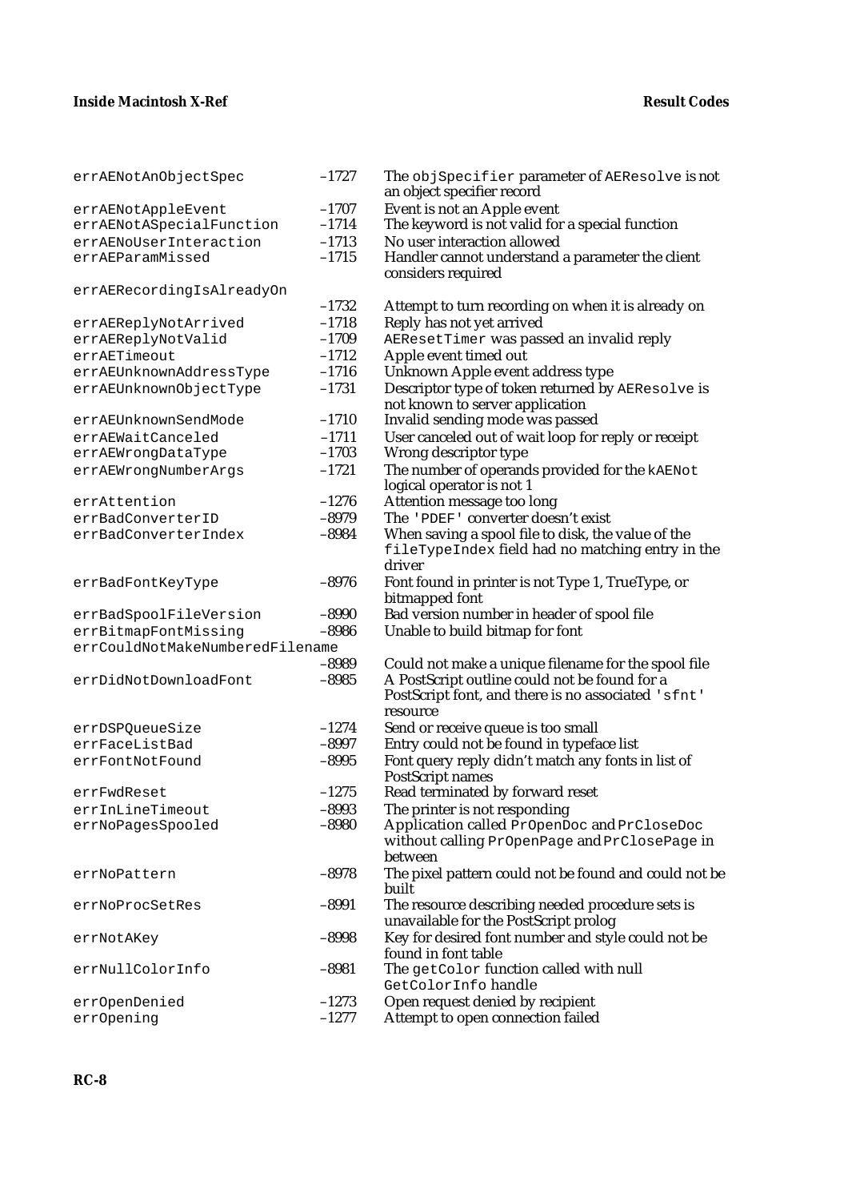| | | |
|---|---|---|
| `errAENotAnObjectSpec` | –1727 | The `objSpecifier` parameter of `AEResolve` is not an object specifier record |
| `errAENotAppleEvent` | –1707 | Event is not an Apple event |
| `errAENotASpecialFunction` | –1714 | The keyword is not valid for a special function |
| `errAENoUserInteraction` | –1713 | No user interaction allowed |
| `errAEParamMissed` | –1715 | Handler cannot understand a parameter the client considers required |
| `errAERecordingIsAlreadyOn` | –1732 | Attempt to turn recording on when it is already on |
| `errAEReplyNotArrived` | –1718 | Reply has not yet arrived |
| `errAEReplyNotValid` | –1709 | `AEResetTimer` was passed an invalid reply |
| `errAETimeout` | –1712 | Apple event timed out |
| `errAEUnknownAddressType` | –1716 | Unknown Apple event address type |
| `errAEUnknownObjectType` | –1731 | Descriptor type of token returned by `AEResolve` is not known to server application |
| `errAEUnknownSendMode` | –1710 | Invalid sending mode was passed |
| `errAEWaitCanceled` | –1711 | User canceled out of wait loop for reply or receipt |
| `errAEWrongDataType` | –1703 | Wrong descriptor type |
| `errAEWrongNumberArgs` | –1721 | The number of operands provided for the `kAENot` logical operator is not 1 |
| `errAttention` | –1276 | Attention message too long |
| `errBadConverterID` | –8979 | The `'PDEF'` converter doesn't exist |
| `errBadConverterIndex` | –8984 | When saving a spool file to disk, the value of the `fileTypeIndex` field had no matching entry in the driver |
| `errBadFontKeyType` | –8976 | Font found in printer is not Type 1, TrueType, or bitmapped font |
| `errBadSpoolFileVersion` | –8990 | Bad version number in header of spool file |
| `errBitmapFontMissing` | –8986 | Unable to build bitmap for font |
| `errCouldNotMakeNumberedFilename` | –8989 | Could not make a unique filename for the spool file |
| `errDidNotDownloadFont` | –8985 | A PostScript outline could not be found for a PostScript font, and there is no associated `'sfnt'` resource |
| `errDSPQueueSize` | –1274 | Send or receive queue is too small |
| `errFaceListBad` | –8997 | Entry could not be found in typeface list |
| `errFontNotFound` | –8995 | Font query reply didn't match any fonts in list of PostScript names |
| `errFwdReset` | –1275 | Read terminated by forward reset |
| `errInLineTimeout` | –8993 | The printer is not responding |
| `errNoPagesSpooled` | –8980 | Application called `PrOpenDoc` and `PrCloseDoc` without calling `PrOpenPage` and `PrClosePage` in between |
| `errNoPattern` | –8978 | The pixel pattern could not be found and could not be built |
| `errNoProcSetRes` | –8991 | The resource describing needed procedure sets is unavailable for the PostScript prolog |
| `errNotAKey` | –8998 | Key for desired font number and style could not be found in font table |
| `errNullColorInfo` | –8981 | The `getColor` function called with null `GetColorInfo` handle |
| `errOpenDenied` | –1273 | Open request denied by recipient |
| `errOpening` | –1277 | Attempt to open connection failed |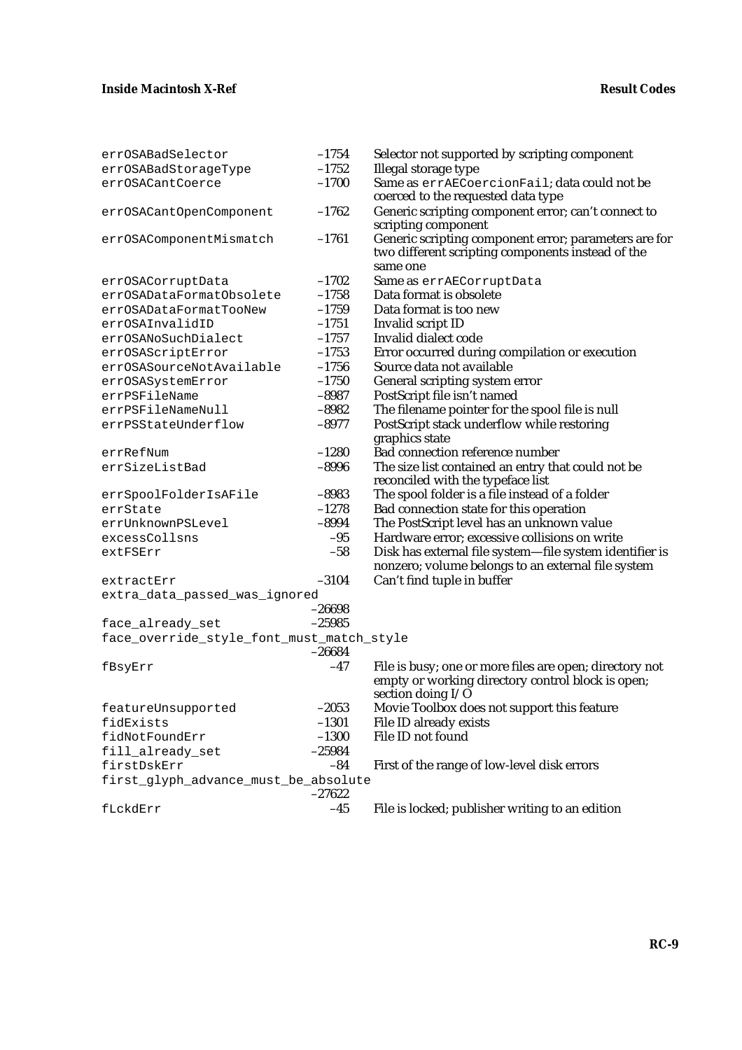| | | |
|---|---|---|
| errOSABadSelector | –1754 | Selector not supported by scripting component |
| errOSABadStorageType | –1752 | Illegal storage type |
| errOSACantCoerce | –1700 | Same as errAECoercionFail; data could not be coerced to the requested data type |
| errOSACantOpenComponent | –1762 | Generic scripting component error; can't connect to scripting component |
| errOSAComponentMismatch | –1761 | Generic scripting component error; parameters are for two different scripting components instead of the same one |
| errOSACorruptData | –1702 | Same as errAECorruptData |
| errOSADataFormatObsolete | –1758 | Data format is obsolete |
| errOSADataFormatTooNew | –1759 | Data format is too new |
| errOSAInvalidID | –1751 | Invalid script ID |
| errOSANoSuchDialect | –1757 | Invalid dialect code |
| errOSAScriptError | –1753 | Error occurred during compilation or execution |
| errOSASourceNotAvailable | –1756 | Source data not available |
| errOSASystemError | –1750 | General scripting system error |
| errPSFileName | –8987 | PostScript file isn't named |
| errPSFileNameNull | –8982 | The filename pointer for the spool file is null |
| errPSStateUnderflow | –8977 | PostScript stack underflow while restoring graphics state |
| errRefNum | –1280 | Bad connection reference number |
| errSizeListBad | –8996 | The size list contained an entry that could not be reconciled with the typeface list |
| errSpoolFolderIsAFile | –8983 | The spool folder is a file instead of a folder |
| errState | –1278 | Bad connection state for this operation |
| errUnknownPSLevel | –8994 | The PostScript level has an unknown value |
| excessCollsns | –95 | Hardware error; excessive collisions on write |
| extFSErr | –58 | Disk has external file system—file system identifier is nonzero; volume belongs to an external file system |
| extractErr | –3104 | Can't find tuple in buffer |
| extra_data_passed_was_ignored | –26698 | |
| face_already_set | –25985 | |
| face_override_style_font_must_match_style | –26684 | |
| fBsyErr | –47 | File is busy; one or more files are open; directory not empty or working directory control block is open; section doing I/O |
| featureUnsupported | –2053 | Movie Toolbox does not support this feature |
| fidExists | –1301 | File ID already exists |
| fidNotFoundErr | –1300 | File ID not found |
| fill_already_set | –25984 | |
| firstDskErr | –84 | First of the range of low-level disk errors |
| first_glyph_advance_must_be_absolute | –27622 | |
| fLckdErr | –45 | File is locked; publisher writing to an edition |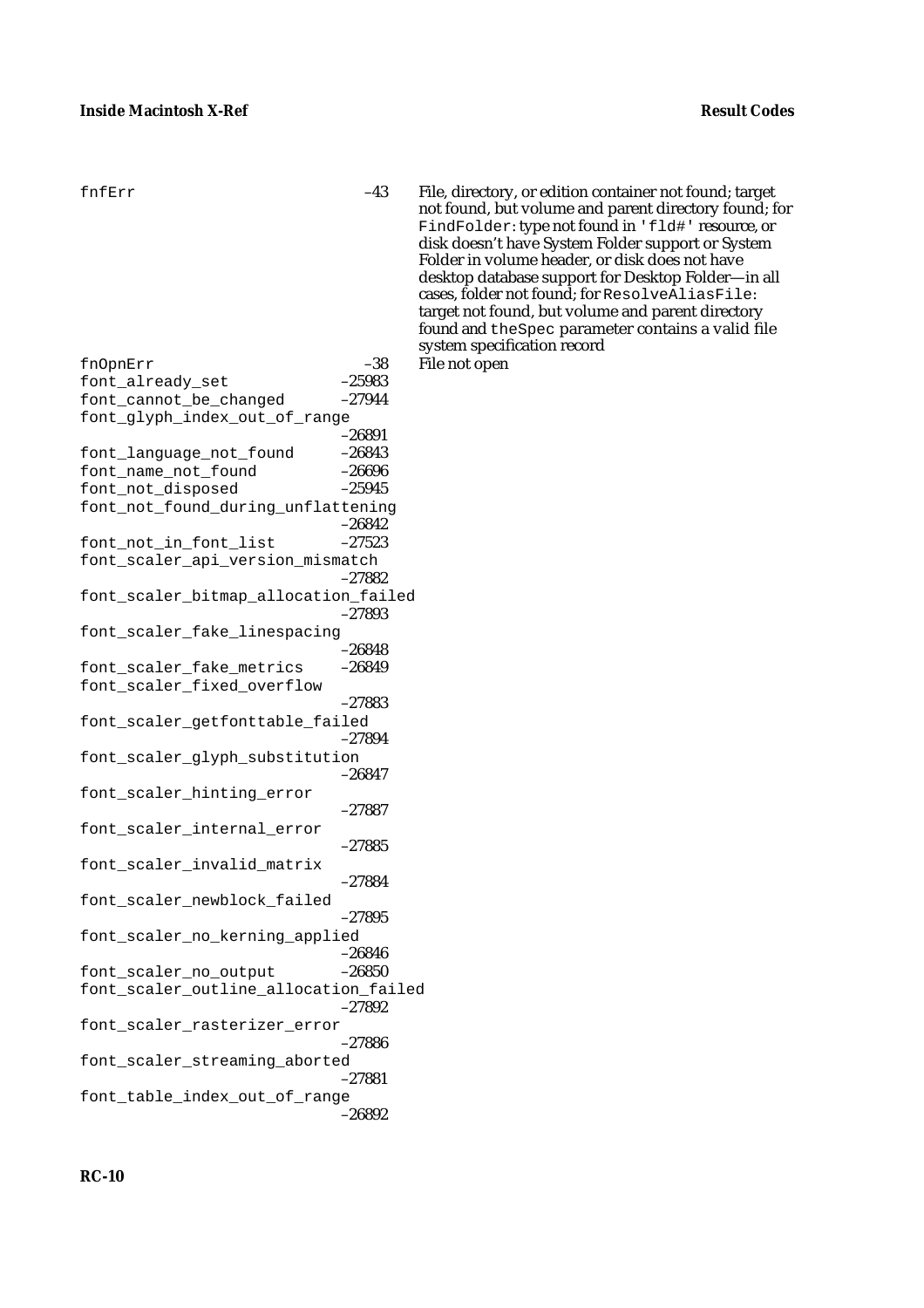| Name | Value | Description |
|---|---|---|
| `fnfErr` | –43 | File, directory, or edition container not found; target not found, but volume and parent directory found; for `FindFolder`: type not found in `'fld#'` resource, or disk doesn't have System Folder support or System Folder in volume header, or disk does not have desktop database support for Desktop Folder—in all cases, folder not found; for `ResolveAliasFile`: target not found, but volume and parent directory found and `theSpec` parameter contains a valid file system specification record |
| `fnOpnErr` | –38 | File not open |
| `font_already_set` | –25983 | |
| `font_cannot_be_changed` | –27944 | |
| `font_glyph_index_out_of_range` | –26891 | |
| `font_language_not_found` | –26843 | |
| `font_name_not_found` | –26696 | |
| `font_not_disposed` | –25945 | |
| `font_not_found_during_unflattening` | –26842 | |
| `font_not_in_font_list` | –27523 | |
| `font_scaler_api_version_mismatch` | –27882 | |
| `font_scaler_bitmap_allocation_failed` | –27893 | |
| `font_scaler_fake_linespacing` | –26848 | |
| `font_scaler_fake_metrics` | –26849 | |
| `font_scaler_fixed_overflow` | –27883 | |
| `font_scaler_getfonttable_failed` | –27894 | |
| `font_scaler_glyph_substitution` | –26847 | |
| `font_scaler_hinting_error` | –27887 | |
| `font_scaler_internal_error` | –27885 | |
| `font_scaler_invalid_matrix` | –27884 | |
| `font_scaler_newblock_failed` | –27895 | |
| `font_scaler_no_kerning_applied` | –26846 | |
| `font_scaler_no_output` | –26850 | |
| `font_scaler_outline_allocation_failed` | –27892 | |
| `font_scaler_rasterizer_error` | –27886 | |
| `font_scaler_streaming_aborted` | –27881 | |
| `font_table_index_out_of_range` | –26892 | |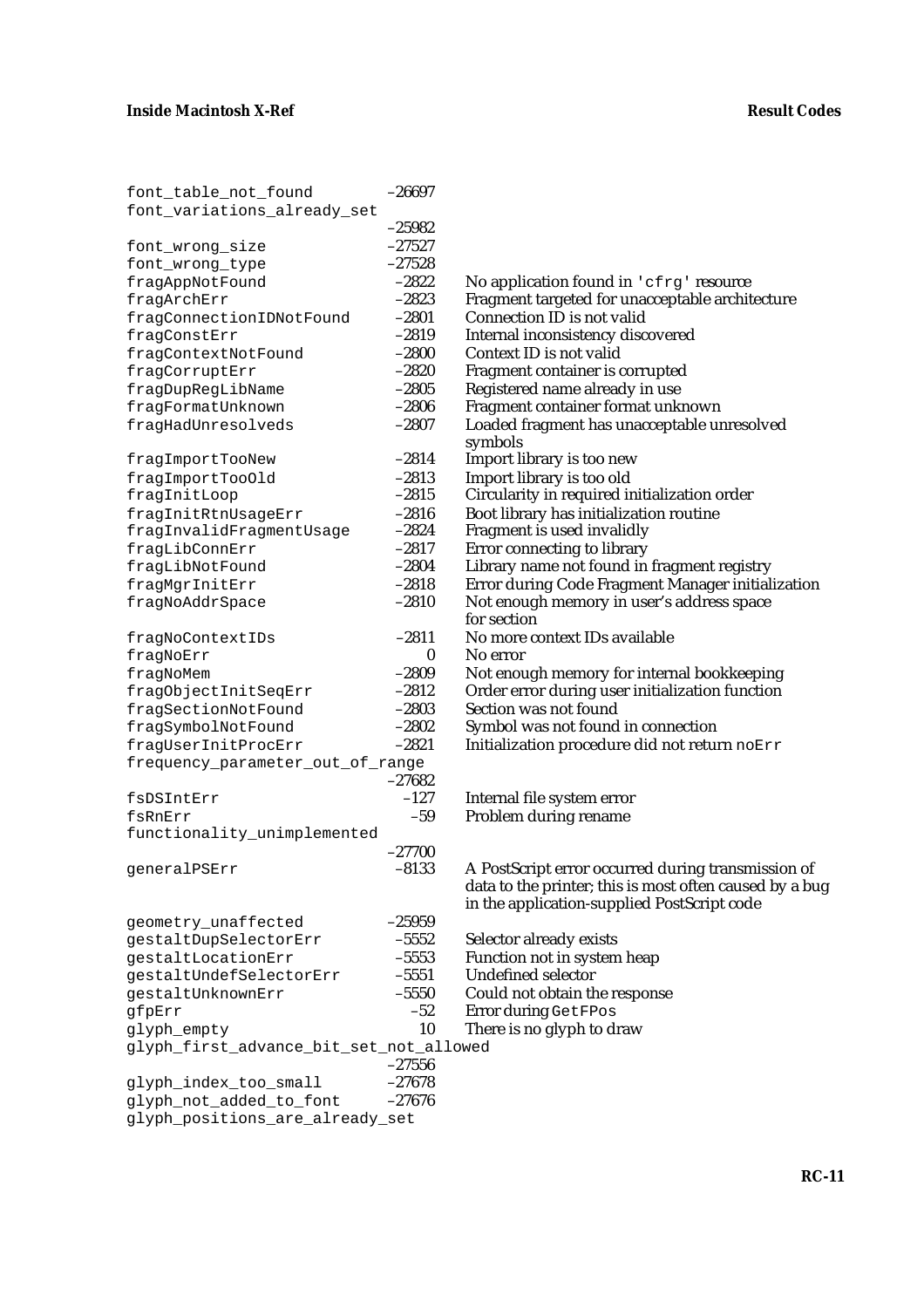| Name | Value | Description |
|---|---|---|
| `font_table_not_found` | –26697 | |
| `font_variations_already_set` | –25982 | |
| `font_wrong_size` | –27527 | |
| `font_wrong_type` | –27528 | |
| `fragAppNotFound` | –2822 | No application found in `'cfrg'` resource |
| `fragArchErr` | –2823 | Fragment targeted for unacceptable architecture |
| `fragConnectionIDNotFound` | –2801 | Connection ID is not valid |
| `fragConstErr` | –2819 | Internal inconsistency discovered |
| `fragContextNotFound` | –2800 | Context ID is not valid |
| `fragCorruptErr` | –2820 | Fragment container is corrupted |
| `fragDupRegLibName` | –2805 | Registered name already in use |
| `fragFormatUnknown` | –2806 | Fragment container format unknown |
| `fragHadUnresolveds` | –2807 | Loaded fragment has unacceptable unresolved symbols |
| `fragImportTooNew` | –2814 | Import library is too new |
| `fragImportTooOld` | –2813 | Import library is too old |
| `fragInitLoop` | –2815 | Circularity in required initialization order |
| `fragInitRtnUsageErr` | –2816 | Boot library has initialization routine |
| `fragInvalidFragmentUsage` | –2824 | Fragment is used invalidly |
| `fragLibConnErr` | –2817 | Error connecting to library |
| `fragLibNotFound` | –2804 | Library name not found in fragment registry |
| `fragMgrInitErr` | –2818 | Error during Code Fragment Manager initialization |
| `fragNoAddrSpace` | –2810 | Not enough memory in user's address space for section |
| `fragNoContextIDs` | –2811 | No more context IDs available |
| `fragNoErr` | 0 | No error |
| `fragNoMem` | –2809 | Not enough memory for internal bookkeeping |
| `fragObjectInitSeqErr` | –2812 | Order error during user initialization function |
| `fragSectionNotFound` | –2803 | Section was not found |
| `fragSymbolNotFound` | –2802 | Symbol was not found in connection |
| `fragUserInitProcErr` | –2821 | Initialization procedure did not return `noErr` |
| `frequency_parameter_out_of_range` | –27682 | |
| `fsDSIntErr` | –127 | Internal file system error |
| `fsRnErr` | –59 | Problem during rename |
| `functionality_unimplemented` | –27700 | |
| `generalPSErr` | –8133 | A PostScript error occurred during transmission of data to the printer; this is most often caused by a bug in the application-supplied PostScript code |
| `geometry_unaffected` | –25959 | |
| `gestaltDupSelectorErr` | –5552 | Selector already exists |
| `gestaltLocationErr` | –5553 | Function not in system heap |
| `gestaltUndefSelectorErr` | –5551 | Undefined selector |
| `gestaltUnknownErr` | –5550 | Could not obtain the response |
| `gfpErr` | –52 | Error during `GetFPos` |
| `glyph_empty` | 10 | There is no glyph to draw |
| `glyph_first_advance_bit_set_not_allowed` | –27556 | |
| `glyph_index_too_small` | –27678 | |
| `glyph_not_added_to_font` | –27676 | |
| `glyph_positions_are_already_set` | | |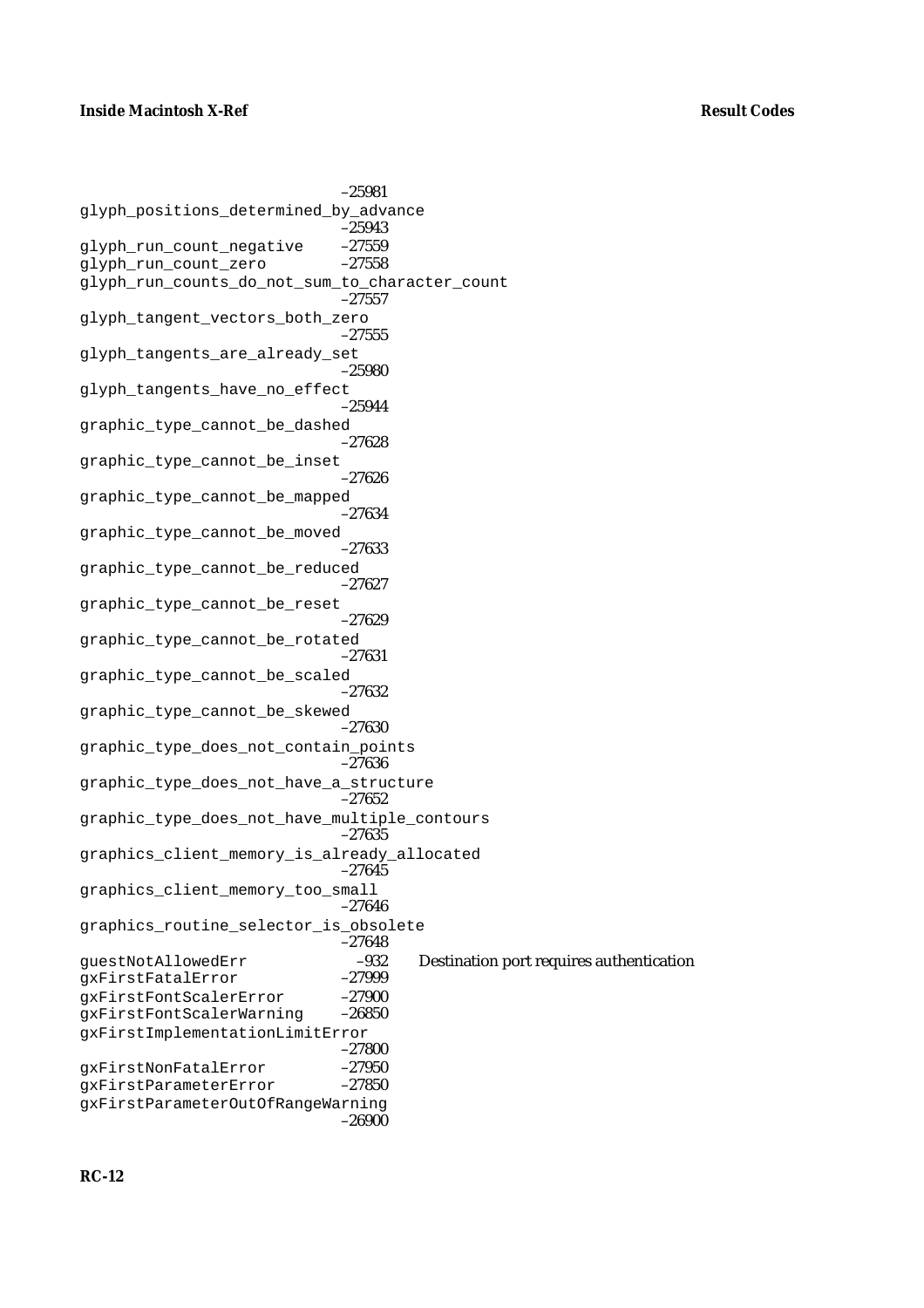| Name | Value | Description |
|---|---|---|
| | –25981 | |
| glyph_positions_determined_by_advance | –25943 | |
| glyph_run_count_negative | –27559 | |
| glyph_run_count_zero | –27558 | |
| glyph_run_counts_do_not_sum_to_character_count | –27557 | |
| glyph_tangent_vectors_both_zero | –27555 | |
| glyph_tangents_are_already_set | –25980 | |
| glyph_tangents_have_no_effect | –25944 | |
| graphic_type_cannot_be_dashed | –27628 | |
| graphic_type_cannot_be_inset | –27626 | |
| graphic_type_cannot_be_mapped | –27634 | |
| graphic_type_cannot_be_moved | –27633 | |
| graphic_type_cannot_be_reduced | –27627 | |
| graphic_type_cannot_be_reset | –27629 | |
| graphic_type_cannot_be_rotated | –27631 | |
| graphic_type_cannot_be_scaled | –27632 | |
| graphic_type_cannot_be_skewed | –27630 | |
| graphic_type_does_not_contain_points | –27636 | |
| graphic_type_does_not_have_a_structure | –27652 | |
| graphic_type_does_not_have_multiple_contours | –27635 | |
| graphics_client_memory_is_already_allocated | –27645 | |
| graphics_client_memory_too_small | –27646 | |
| graphics_routine_selector_is_obsolete | –27648 | |
| guestNotAllowedErr | –932 | Destination port requires authentication |
| gxFirstFatalError | –27999 | |
| gxFirstFontScalerError | –27900 | |
| gxFirstFontScalerWarning | –26850 | |
| gxFirstImplementationLimitError | –27800 | |
| gxFirstNonFatalError | –27950 | |
| gxFirstParameterError | –27850 | |
| gxFirstParameterOutOfRangeWarning | –26900 | |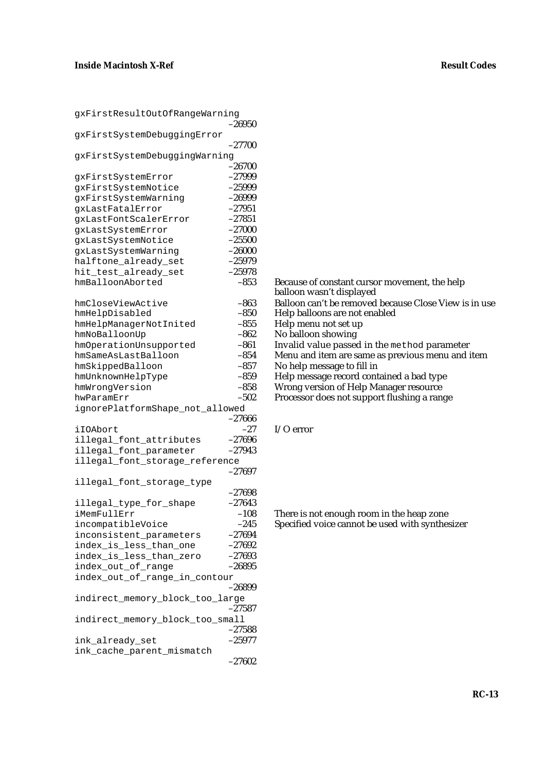| Name | Value | Description |
|---|---|---|
| gxFirstResultOutOfRangeWarning | –26950 | |
| gxFirstSystemDebuggingError | –27700 | |
| gxFirstSystemDebuggingWarning | –26700 | |
| gxFirstSystemError | –27999 | |
| gxFirstSystemNotice | –25999 | |
| gxFirstSystemWarning | –26999 | |
| gxLastFatalError | –27951 | |
| gxLastFontScalerError | –27851 | |
| gxLastSystemError | –27000 | |
| gxLastSystemNotice | –25500 | |
| gxLastSystemWarning | –26000 | |
| halftone_already_set | –25979 | |
| hit_test_already_set | –25978 | |
| hmBalloonAborted | –853 | Because of constant cursor movement, the help balloon wasn't displayed |
| hmCloseViewActive | –863 | Balloon can't be removed because Close View is in use |
| hmHelpDisabled | –850 | Help balloons are not enabled |
| hmHelpManagerNotInited | –855 | Help menu not set up |
| hmNoBalloonUp | –862 | No balloon showing |
| hmOperationUnsupported | –861 | Invalid value passed in the `method` parameter |
| hmSameAsLastBalloon | –854 | Menu and item are same as previous menu and item |
| hmSkippedBalloon | –857 | No help message to fill in |
| hmUnknownHelpType | –859 | Help message record contained a bad type |
| hmWrongVersion | –858 | Wrong version of Help Manager resource |
| hwParamErr | –502 | Processor does not support flushing a range |
| ignorePlatformShape_not_allowed | –27666 | |
| iIOAbort | –27 | I/O error |
| illegal_font_attributes | –27696 | |
| illegal_font_parameter | –27943 | |
| illegal_font_storage_reference | –27697 | |
| illegal_font_storage_type | –27698 | |
| illegal_type_for_shape | –27643 | |
| iMemFullErr | –108 | There is not enough room in the heap zone |
| incompatibleVoice | –245 | Specified voice cannot be used with synthesizer |
| inconsistent_parameters | –27694 | |
| index_is_less_than_one | –27692 | |
| index_is_less_than_zero | –27693 | |
| index_out_of_range | –26895 | |
| index_out_of_range_in_contour | –26899 | |
| indirect_memory_block_too_large | –27587 | |
| indirect_memory_block_too_small | –27588 | |
| ink_already_set | –25977 | |
| ink_cache_parent_mismatch | –27602 | |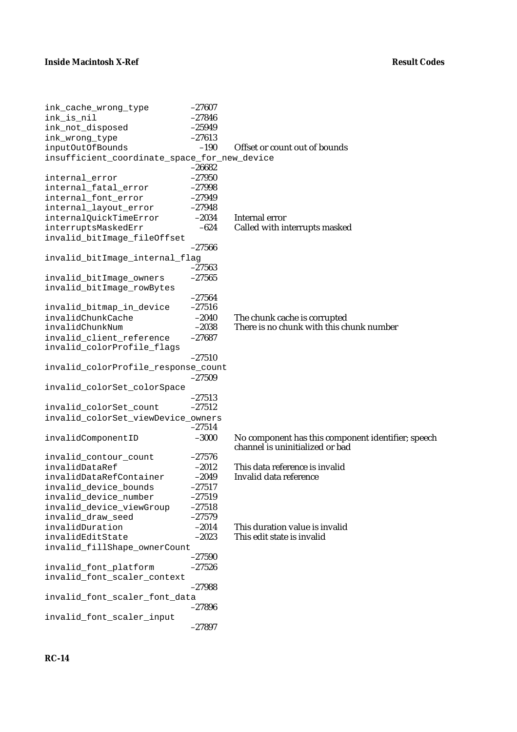| Name | Value | Description |
|---|---|---|
| ink_cache_wrong_type | –27607 | |
| ink_is_nil | –27846 | |
| ink_not_disposed | –25949 | |
| ink_wrong_type | –27613 | |
| inputOutOfBounds | –190 | Offset or count out of bounds |
| insufficient_coordinate_space_for_new_device | –26682 | |
| internal_error | –27950 | |
| internal_fatal_error | –27998 | |
| internal_font_error | –27949 | |
| internal_layout_error | –27948 | |
| internalQuickTimeError | –2034 | Internal error |
| interruptsMaskedErr | –624 | Called with interrupts masked |
| invalid_bitImage_fileOffset | –27566 | |
| invalid_bitImage_internal_flag | –27563 | |
| invalid_bitImage_owners | –27565 | |
| invalid_bitImage_rowBytes | –27564 | |
| invalid_bitmap_in_device | –27516 | |
| invalidChunkCache | –2040 | The chunk cache is corrupted |
| invalidChunkNum | –2038 | There is no chunk with this chunk number |
| invalid_client_reference | –27687 | |
| invalid_colorProfile_flags | –27510 | |
| invalid_colorProfile_response_count | –27509 | |
| invalid_colorSet_colorSpace | –27513 | |
| invalid_colorSet_count | –27512 | |
| invalid_colorSet_viewDevice_owners | –27514 | |
| invalidComponentID | –3000 | No component has this component identifier; speech channel is uninitialized or bad |
| invalid_contour_count | –27576 | |
| invalidDataRef | –2012 | This data reference is invalid |
| invalidDataRefContainer | –2049 | Invalid data reference |
| invalid_device_bounds | –27517 | |
| invalid_device_number | –27519 | |
| invalid_device_viewGroup | –27518 | |
| invalid_draw_seed | –27579 | |
| invalidDuration | –2014 | This duration value is invalid |
| invalidEditState | –2023 | This edit state is invalid |
| invalid_fillShape_ownerCount | –27590 | |
| invalid_font_platform | –27526 | |
| invalid_font_scaler_context | –27988 | |
| invalid_font_scaler_font_data | –27896 | |
| invalid_font_scaler_input | –27897 | |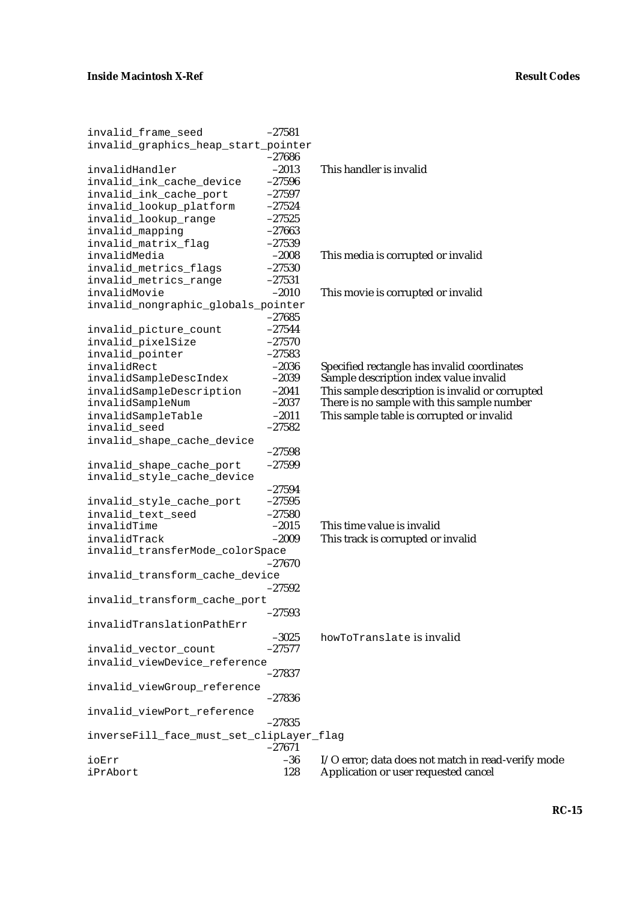| Name | Value | Description |
|---|---|---|
| invalid_frame_seed | –27581 | |
| invalid_graphics_heap_start_pointer | –27686 | |
| invalidHandler | –2013 | This handler is invalid |
| invalid_ink_cache_device | –27596 | |
| invalid_ink_cache_port | –27597 | |
| invalid_lookup_platform | –27524 | |
| invalid_lookup_range | –27525 | |
| invalid_mapping | –27663 | |
| invalid_matrix_flag | –27539 | |
| invalidMedia | –2008 | This media is corrupted or invalid |
| invalid_metrics_flags | –27530 | |
| invalid_metrics_range | –27531 | |
| invalidMovie | –2010 | This movie is corrupted or invalid |
| invalid_nongraphic_globals_pointer | –27685 | |
| invalid_picture_count | –27544 | |
| invalid_pixelSize | –27570 | |
| invalid_pointer | –27583 | |
| invalidRect | –2036 | Specified rectangle has invalid coordinates |
| invalidSampleDescIndex | –2039 | Sample description index value invalid |
| invalidSampleDescription | –2041 | This sample description is invalid or corrupted |
| invalidSampleNum | –2037 | There is no sample with this sample number |
| invalidSampleTable | –2011 | This sample table is corrupted or invalid |
| invalid_seed | –27582 | |
| invalid_shape_cache_device | –27598 | |
| invalid_shape_cache_port | –27599 | |
| invalid_style_cache_device | –27594 | |
| invalid_style_cache_port | –27595 | |
| invalid_text_seed | –27580 | |
| invalidTime | –2015 | This time value is invalid |
| invalidTrack | –2009 | This track is corrupted or invalid |
| invalid_transferMode_colorSpace | –27670 | |
| invalid_transform_cache_device | –27592 | |
| invalid_transform_cache_port | –27593 | |
| invalidTranslationPathErr | –3025 | `howToTranslate` is invalid |
| invalid_vector_count | –27577 | |
| invalid_viewDevice_reference | –27837 | |
| invalid_viewGroup_reference | –27836 | |
| invalid_viewPort_reference | –27835 | |
| inverseFill_face_must_set_clipLayer_flag | –27671 | |
| ioErr | –36 | I/O error; data does not match in read-verify mode |
| iPrAbort | 128 | Application or user requested cancel |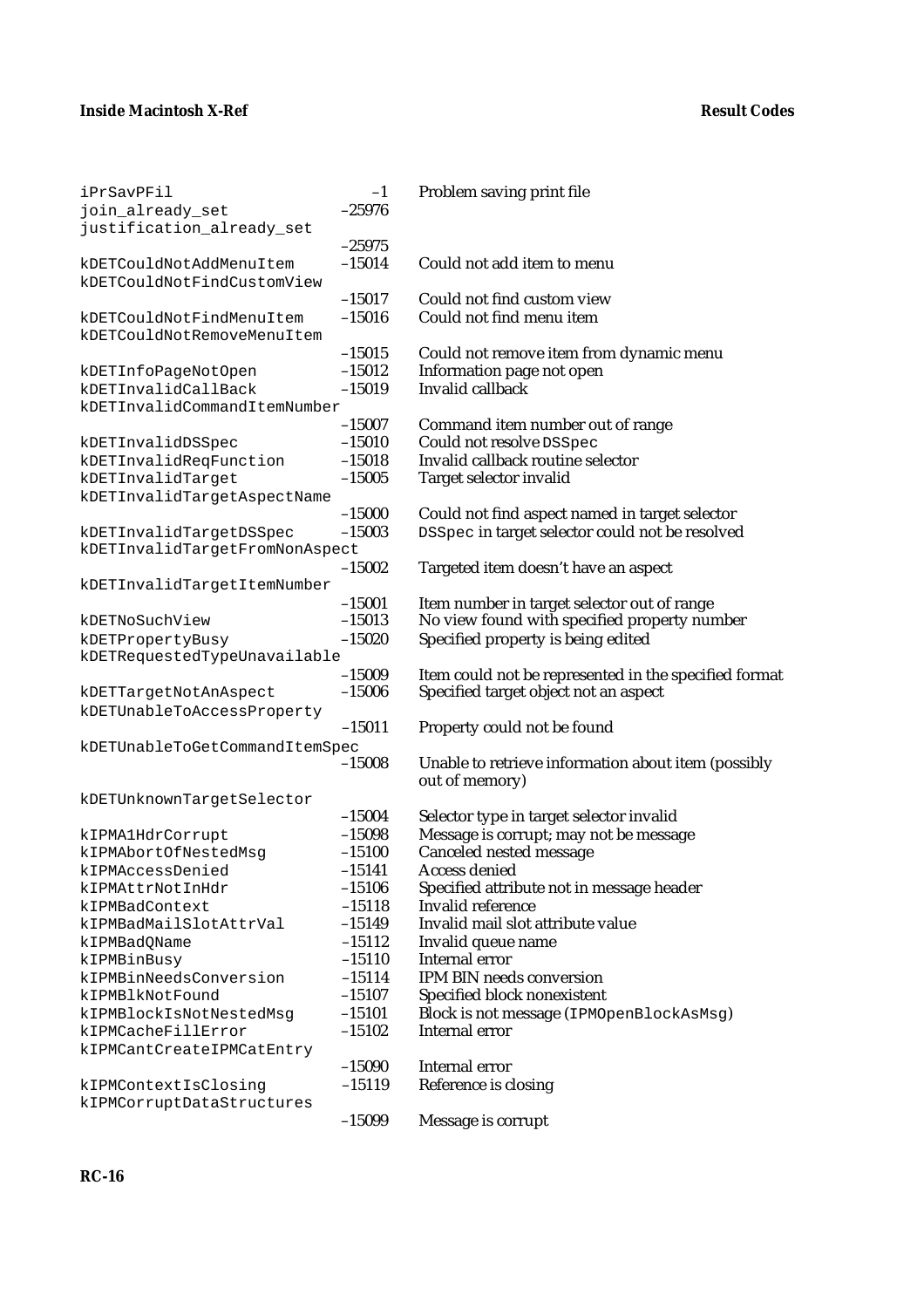| Name | Value | Description |
|---|---|---|
| iPrSavPFil | –1 | Problem saving print file |
| join_already_set | –25976 | |
| justification_already_set | –25975 | |
| kDETCouldNotAddMenuItem | –15014 | Could not add item to menu |
| kDETCouldNotFindCustomView | –15017 | Could not find custom view |
| kDETCouldNotFindMenuItem | –15016 | Could not find menu item |
| kDETCouldNotRemoveMenuItem | –15015 | Could not remove item from dynamic menu |
| kDETInfoPageNotOpen | –15012 | Information page not open |
| kDETInvalidCallBack | –15019 | Invalid callback |
| kDETInvalidCommandItemNumber | –15007 | Command item number out of range |
| kDETInvalidDSSpec | –15010 | Could not resolve `DSSpec` |
| kDETInvalidReqFunction | –15018 | Invalid callback routine selector |
| kDETInvalidTarget | –15005 | Target selector invalid |
| kDETInvalidTargetAspectName | –15000 | Could not find aspect named in target selector |
| kDETInvalidTargetDSSpec | –15003 | `DSSpec` in target selector could not be resolved |
| kDETInvalidTargetFromNonAspect | –15002 | Targeted item doesn't have an aspect |
| kDETInvalidTargetItemNumber | –15001 | Item number in target selector out of range |
| kDETNoSuchView | –15013 | No view found with specified property number |
| kDETPropertyBusy | –15020 | Specified property is being edited |
| kDETRequestedTypeUnavailable | –15009 | Item could not be represented in the specified format |
| kDETTargetNotAnAspect | –15006 | Specified target object not an aspect |
| kDETUnableToAccessProperty | –15011 | Property could not be found |
| kDETUnableToGetCommandItemSpec | –15008 | Unable to retrieve information about item (possibly out of memory) |
| kDETUnknownTargetSelector | –15004 | Selector type in target selector invalid |
| kIPMA1HdrCorrupt | –15098 | Message is corrupt; may not be message |
| kIPMAbortOfNestedMsg | –15100 | Canceled nested message |
| kIPMAccessDenied | –15141 | Access denied |
| kIPMAttrNotInHdr | –15106 | Specified attribute not in message header |
| kIPMBadContext | –15118 | Invalid reference |
| kIPMBadMailSlotAttrVal | –15149 | Invalid mail slot attribute value |
| kIPMBadQName | –15112 | Invalid queue name |
| kIPMBinBusy | –15110 | Internal error |
| kIPMBinNeedsConversion | –15114 | IPM BIN needs conversion |
| kIPMBlkNotFound | –15107 | Specified block nonexistent |
| kIPMBlockIsNotNestedMsg | –15101 | Block is not message (`IPMOpenBlockAsMsg`) |
| kIPMCacheFillError | –15102 | Internal error |
| kIPMCantCreateIPMCatEntry | –15090 | Internal error |
| kIPMContextIsClosing | –15119 | Reference is closing |
| kIPMCorruptDataStructures | –15099 | Message is corrupt |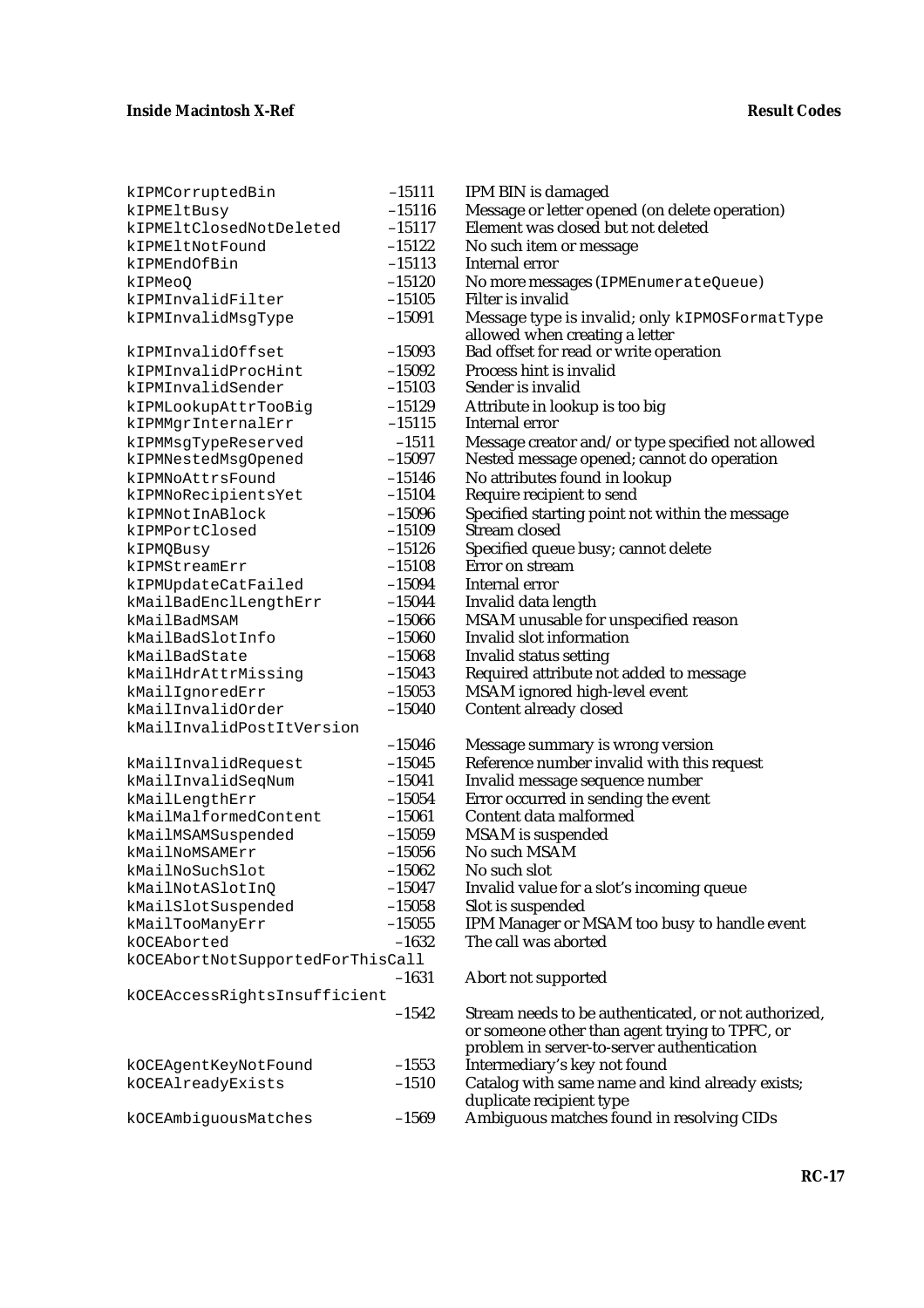| | | |
|---|---|---|
| kIPMCorruptedBin | –15111 | IPM BIN is damaged |
| kIPMEltBusy | –15116 | Message or letter opened (on delete operation) |
| kIPMEltClosedNotDeleted | –15117 | Element was closed but not deleted |
| kIPMEltNotFound | –15122 | No such item or message |
| kIPMEndOfBin | –15113 | Internal error |
| kIPMeoQ | –15120 | No more messages (IPMEnumerateQueue) |
| kIPMInvalidFilter | –15105 | Filter is invalid |
| kIPMInvalidMsgType | –15091 | Message type is invalid; only kIPMOSFormatType allowed when creating a letter |
| kIPMInvalidOffset | –15093 | Bad offset for read or write operation |
| kIPMInvalidProcHint | –15092 | Process hint is invalid |
| kIPMInvalidSender | –15103 | Sender is invalid |
| kIPMLookupAttrTooBig | –15129 | Attribute in lookup is too big |
| kIPMMgrInternalErr | –15115 | Internal error |
| kIPMMsgTypeReserved | –1511 | Message creator and/or type specified not allowed |
| kIPMNestedMsgOpened | –15097 | Nested message opened; cannot do operation |
| kIPMNoAttrsFound | –15146 | No attributes found in lookup |
| kIPMNoRecipientsYet | –15104 | Require recipient to send |
| kIPMNotInABlock | –15096 | Specified starting point not within the message |
| kIPMPortClosed | –15109 | Stream closed |
| kIPMQBusy | –15126 | Specified queue busy; cannot delete |
| kIPMStreamErr | –15108 | Error on stream |
| kIPMUpdateCatFailed | –15094 | Internal error |
| kMailBadEnclLengthErr | –15044 | Invalid data length |
| kMailBadMSAM | –15066 | MSAM unusable for unspecified reason |
| kMailBadSlotInfo | –15060 | Invalid slot information |
| kMailBadState | –15068 | Invalid status setting |
| kMailHdrAttrMissing | –15043 | Required attribute not added to message |
| kMailIgnoredErr | –15053 | MSAM ignored high-level event |
| kMailInvalidOrder | –15040 | Content already closed |
| kMailInvalidPostItVersion | –15046 | Message summary is wrong version |
| kMailInvalidRequest | –15045 | Reference number invalid with this request |
| kMailInvalidSeqNum | –15041 | Invalid message sequence number |
| kMailLengthErr | –15054 | Error occurred in sending the event |
| kMailMalformedContent | –15061 | Content data malformed |
| kMailMSAMSuspended | –15059 | MSAM is suspended |
| kMailNoMSAMErr | –15056 | No such MSAM |
| kMailNoSuchSlot | –15062 | No such slot |
| kMailNotASlotInQ | –15047 | Invalid value for a slot's incoming queue |
| kMailSlotSuspended | –15058 | Slot is suspended |
| kMailTooManyErr | –15055 | IPM Manager or MSAM too busy to handle event |
| kOCEAborted | –1632 | The call was aborted |
| kOCEAbortNotSupportedForThisCall | –1631 | Abort not supported |
| kOCEAccessRightsInsufficient | –1542 | Stream needs to be authenticated, or not authorized, or someone other than agent trying to TPFC, or problem in server-to-server authentication |
| kOCEAgentKeyNotFound | –1553 | Intermediary's key not found |
| kOCEAlreadyExists | –1510 | Catalog with same name and kind already exists; duplicate recipient type |
| kOCEAmbiguousMatches | –1569 | Ambiguous matches found in resolving CIDs |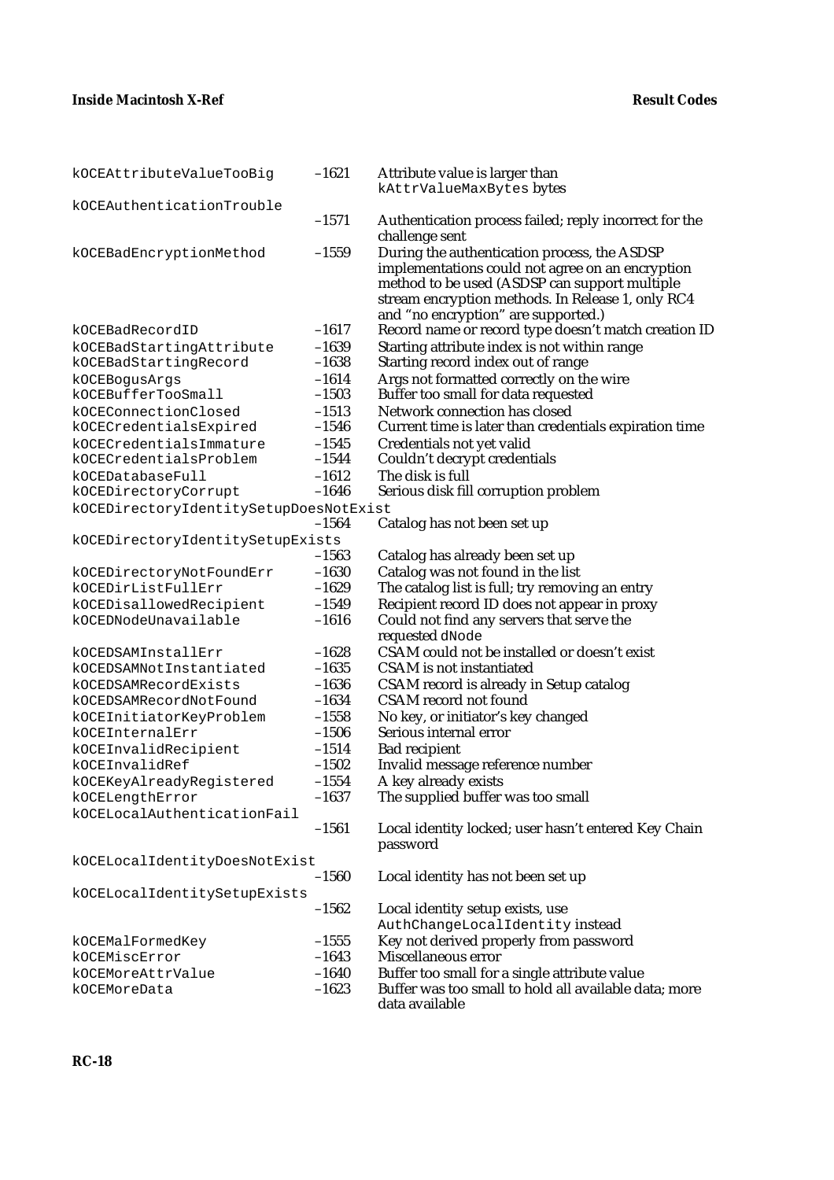| | | |
|---|---|---|
| `kOCEAttributeValueTooBig` | –1621 | Attribute value is larger than `kAttrValueMaxBytes` bytes |
| `kOCEAuthenticationTrouble` | –1571 | Authentication process failed; reply incorrect for the challenge sent |
| `kOCEBadEncryptionMethod` | –1559 | During the authentication process, the ASDSP implementations could not agree on an encryption method to be used (ASDSP can support multiple stream encryption methods. In Release 1, only RC4 and "no encryption" are supported.) |
| `kOCEBadRecordID` | –1617 | Record name or record type doesn't match creation ID |
| `kOCEBadStartingAttribute` | –1639 | Starting attribute index is not within range |
| `kOCEBadStartingRecord` | –1638 | Starting record index out of range |
| `kOCEBogusArgs` | –1614 | Args not formatted correctly on the wire |
| `kOCEBufferTooSmall` | –1503 | Buffer too small for data requested |
| `kOCEConnectionClosed` | –1513 | Network connection has closed |
| `kOCECredentialsExpired` | –1546 | Current time is later than credentials expiration time |
| `kOCECredentialsImmature` | –1545 | Credentials not yet valid |
| `kOCECredentialsProblem` | –1544 | Couldn't decrypt credentials |
| `kOCEDatabaseFull` | –1612 | The disk is full |
| `kOCEDirectoryCorrupt` | –1646 | Serious disk fill corruption problem |
| `kOCEDirectoryIdentitySetupDoesNotExist` | –1564 | Catalog has not been set up |
| `kOCEDirectoryIdentitySetupExists` | –1563 | Catalog has already been set up |
| `kOCEDirectoryNotFoundErr` | –1630 | Catalog was not found in the list |
| `kOCEDirListFullErr` | –1629 | The catalog list is full; try removing an entry |
| `kOCEDisallowedRecipient` | –1549 | Recipient record ID does not appear in proxy |
| `kOCEDNodeUnavailable` | –1616 | Could not find any servers that serve the requested `dNode` |
| `kOCEDSAMInstallErr` | –1628 | CSAM could not be installed or doesn't exist |
| `kOCEDSAMNotInstantiated` | –1635 | CSAM is not instantiated |
| `kOCEDSAMRecordExists` | –1636 | CSAM record is already in Setup catalog |
| `kOCEDSAMRecordNotFound` | –1634 | CSAM record not found |
| `kOCEInitiatorKeyProblem` | –1558 | No key, or initiator's key changed |
| `kOCEInternalErr` | –1506 | Serious internal error |
| `kOCEInvalidRecipient` | –1514 | Bad recipient |
| `kOCEInvalidRef` | –1502 | Invalid message reference number |
| `kOCEKeyAlreadyRegistered` | –1554 | A key already exists |
| `kOCELengthError` | –1637 | The supplied buffer was too small |
| `kOCELocalAuthenticationFail` | –1561 | Local identity locked; user hasn't entered Key Chain password |
| `kOCELocalIdentityDoesNotExist` | –1560 | Local identity has not been set up |
| `kOCELocalIdentitySetupExists` | –1562 | Local identity setup exists, use `AuthChangeLocalIdentity` instead |
| `kOCEMalFormedKey` | –1555 | Key not derived properly from password |
| `kOCEMiscError` | –1643 | Miscellaneous error |
| `kOCEMoreAttrValue` | –1640 | Buffer too small for a single attribute value |
| `kOCEMoreData` | –1623 | Buffer was too small to hold all available data; more data available |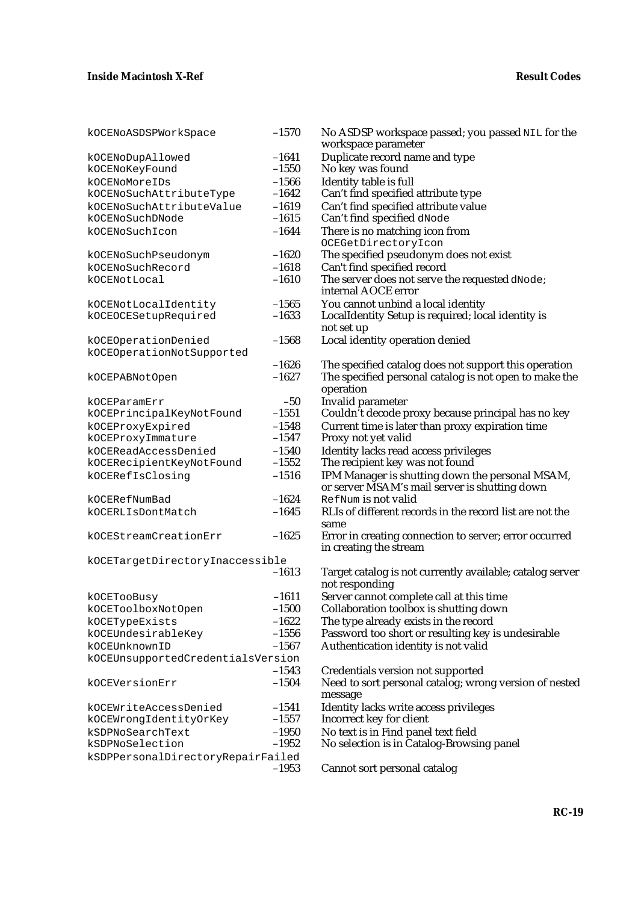| | | |
|---|---|---|
| `kOCENoASDSPWorkSpace` | –1570 | No ASDSP workspace passed; you passed `NIL` for the workspace parameter |
| `kOCENoDupAllowed` | –1641 | Duplicate record name and type |
| `kOCENoKeyFound` | –1550 | No key was found |
| `kOCENoMoreIDs` | –1566 | Identity table is full |
| `kOCENoSuchAttributeType` | –1642 | Can't find specified attribute type |
| `kOCENoSuchAttributeValue` | –1619 | Can't find specified attribute value |
| `kOCENoSuchDNode` | –1615 | Can't find specified `dNode` |
| `kOCENoSuchIcon` | –1644 | There is no matching icon from `OCEGetDirectoryIcon` |
| `kOCENoSuchPseudonym` | –1620 | The specified pseudonym does not exist |
| `kOCENoSuchRecord` | –1618 | Can't find specified record |
| `kOCENotLocal` | –1610 | The server does not serve the requested `dNode`; internal AOCE error |
| `kOCENotLocalIdentity` | –1565 | You cannot unbind a local identity |
| `kOCEOCESetupRequired` | –1633 | LocalIdentity Setup is required; local identity is not set up |
| `kOCEOperationDenied` | –1568 | Local identity operation denied |
| `kOCEOperationNotSupported` | –1626 | The specified catalog does not support this operation |
| `kOCEPABNotOpen` | –1627 | The specified personal catalog is not open to make the operation |
| `kOCEParamErr` | –50 | Invalid parameter |
| `kOCEPrincipalKeyNotFound` | –1551 | Couldn't decode proxy because principal has no key |
| `kOCEProxyExpired` | –1548 | Current time is later than proxy expiration time |
| `kOCEProxyImmature` | –1547 | Proxy not yet valid |
| `kOCEReadAccessDenied` | –1540 | Identity lacks read access privileges |
| `kOCERecipientKeyNotFound` | –1552 | The recipient key was not found |
| `kOCERefIsClosing` | –1516 | IPM Manager is shutting down the personal MSAM, or server MSAM's mail server is shutting down |
| `kOCERefNumBad` | –1624 | `RefNum` is not valid |
| `kOCERLIsDontMatch` | –1645 | RLIs of different records in the record list are not the same |
| `kOCEStreamCreationErr` | –1625 | Error in creating connection to server; error occurred in creating the stream |
| `kOCETargetDirectoryInaccessible` | –1613 | Target catalog is not currently available; catalog server not responding |
| `kOCETooBusy` | –1611 | Server cannot complete call at this time |
| `kOCEToolboxNotOpen` | –1500 | Collaboration toolbox is shutting down |
| `kOCETypeExists` | –1622 | The type already exists in the record |
| `kOCEUndesirableKey` | –1556 | Password too short or resulting key is undesirable |
| `kOCEUnknownID` | –1567 | Authentication identity is not valid |
| `kOCEUnsupportedCredentialsVersion` | –1543 | Credentials version not supported |
| `kOCEVersionErr` | –1504 | Need to sort personal catalog; wrong version of nested message |
| `kOCEWriteAccessDenied` | –1541 | Identity lacks write access privileges |
| `kOCEWrongIdentityOrKey` | –1557 | Incorrect key for client |
| `kSDPNoSearchText` | –1950 | No text is in Find panel text field |
| `kSDPNoSelection` | –1952 | No selection is in Catalog-Browsing panel |
| `kSDPPersonalDirectoryRepairFailed` | –1953 | Cannot sort personal catalog |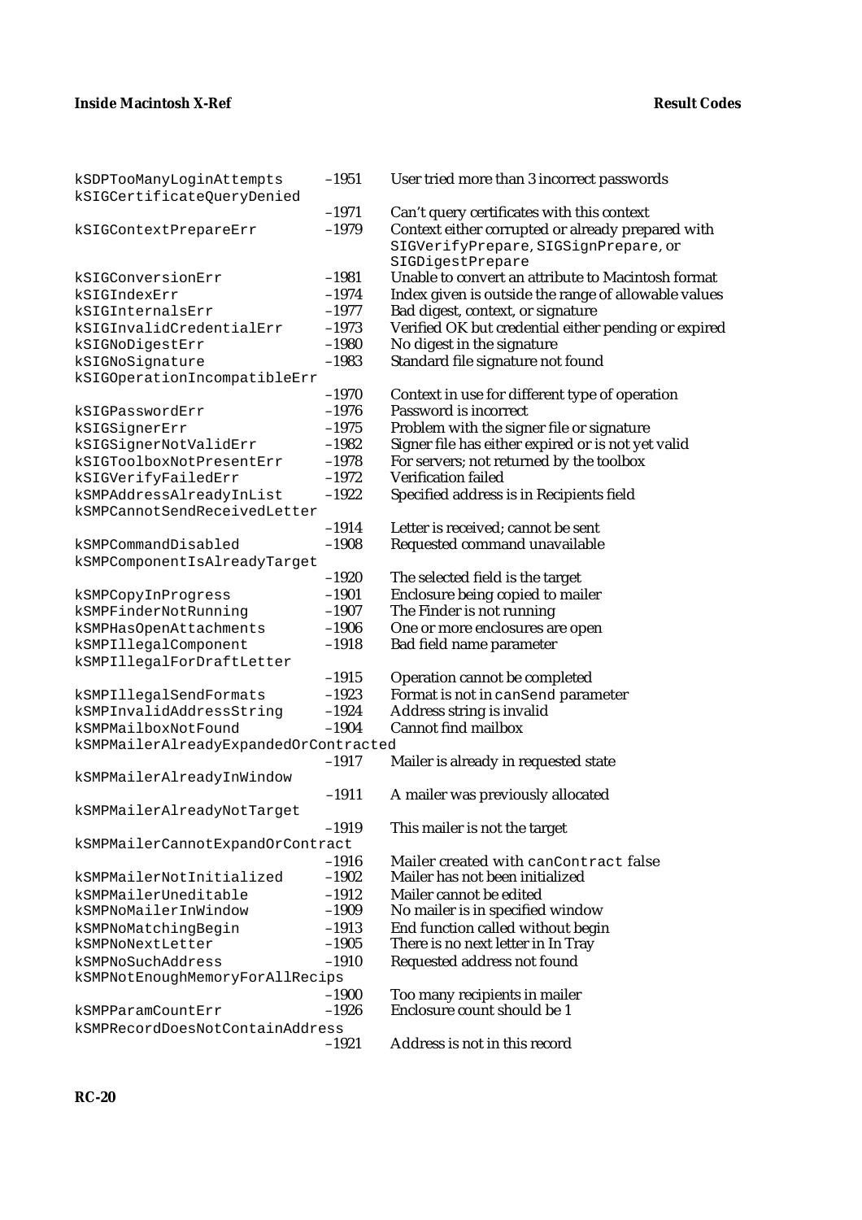| Name | Value | Description |
|---|---|---|
| kSDPTooManyLoginAttempts | –1951 | User tried more than 3 incorrect passwords |
| kSIGCertificateQueryDenied | –1971 | Can't query certificates with this context |
| kSIGContextPrepareErr | –1979 | Context either corrupted or already prepared with SIGVerifyPrepare, SIGSignPrepare, or SIGDigestPrepare |
| kSIGConversionErr | –1981 | Unable to convert an attribute to Macintosh format |
| kSIGIndexErr | –1974 | Index given is outside the range of allowable values |
| kSIGInternalsErr | –1977 | Bad digest, context, or signature |
| kSIGInvalidCredentialErr | –1973 | Verified OK but credential either pending or expired |
| kSIGNoDigestErr | –1980 | No digest in the signature |
| kSIGNoSignature | –1983 | Standard file signature not found |
| kSIGOperationIncompatibleErr | –1970 | Context in use for different type of operation |
| kSIGPasswordErr | –1976 | Password is incorrect |
| kSIGSignerErr | –1975 | Problem with the signer file or signature |
| kSIGSignerNotValidErr | –1982 | Signer file has either expired or is not yet valid |
| kSIGToolboxNotPresentErr | –1978 | For servers; not returned by the toolbox |
| kSIGVerifyFailedErr | –1972 | Verification failed |
| kSMPAddressAlreadyInList | –1922 | Specified address is in Recipients field |
| kSMPCannotSendReceivedLetter | –1914 | Letter is received; cannot be sent |
| kSMPCommandDisabled | –1908 | Requested command unavailable |
| kSMPComponentIsAlreadyTarget | –1920 | The selected field is the target |
| kSMPCopyInProgress | –1901 | Enclosure being copied to mailer |
| kSMPFinderNotRunning | –1907 | The Finder is not running |
| kSMPHasOpenAttachments | –1906 | One or more enclosures are open |
| kSMPIllegalComponent | –1918 | Bad field name parameter |
| kSMPIllegalForDraftLetter | –1915 | Operation cannot be completed |
| kSMPIllegalSendFormats | –1923 | Format is not in canSend parameter |
| kSMPInvalidAddressString | –1924 | Address string is invalid |
| kSMPMailboxNotFound | –1904 | Cannot find mailbox |
| kSMPMailerAlreadyExpandedOrContracted | –1917 | Mailer is already in requested state |
| kSMPMailerAlreadyInWindow | –1911 | A mailer was previously allocated |
| kSMPMailerAlreadyNotTarget | –1919 | This mailer is not the target |
| kSMPMailerCannotExpandOrContract | –1916 | Mailer created with canContract false |
| kSMPMailerNotInitialized | –1902 | Mailer has not been initialized |
| kSMPMailerUneditable | –1912 | Mailer cannot be edited |
| kSMPNoMailerInWindow | –1909 | No mailer is in specified window |
| kSMPNoMatchingBegin | –1913 | End function called without begin |
| kSMPNoNextLetter | –1905 | There is no next letter in In Tray |
| kSMPNoSuchAddress | –1910 | Requested address not found |
| kSMPNotEnoughMemoryForAllRecips | –1900 | Too many recipients in mailer |
| kSMPParamCountErr | –1926 | Enclosure count should be 1 |
| kSMPRecordDoesNotContainAddress | –1921 | Address is not in this record |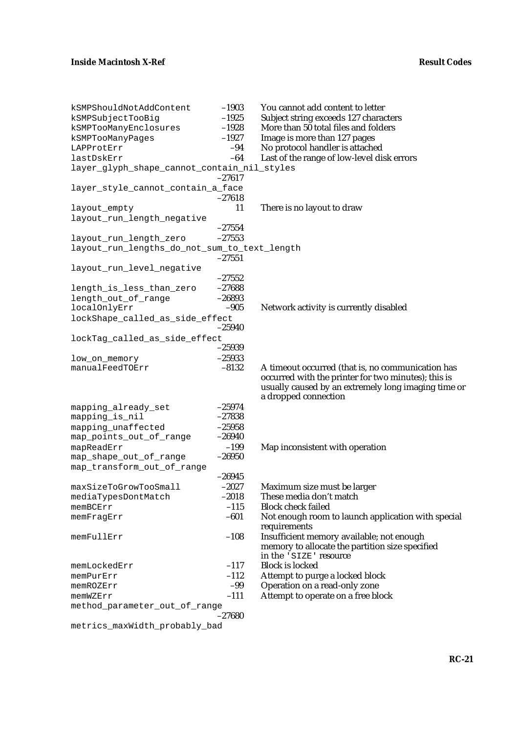| | | |
|---|---|---|
| kSMPShouldNotAddContent | –1903 | You cannot add content to letter |
| kSMPSubjectTooBig | –1925 | Subject string exceeds 127 characters |
| kSMPTooManyEnclosures | –1928 | More than 50 total files and folders |
| kSMPTooManyPages | –1927 | Image is more than 127 pages |
| LAPProtErr | –94 | No protocol handler is attached |
| lastDskErr | –64 | Last of the range of low-level disk errors |
| layer_glyph_shape_cannot_contain_nil_styles | –27617 | |
| layer_style_cannot_contain_a_face | –27618 | |
| layout_empty | 11 | There is no layout to draw |
| layout_run_length_negative | –27554 | |
| layout_run_length_zero | –27553 | |
| layout_run_lengths_do_not_sum_to_text_length | –27551 | |
| layout_run_level_negative | –27552 | |
| length_is_less_than_zero | –27688 | |
| length_out_of_range | –26893 | |
| localOnlyErr | –905 | Network activity is currently disabled |
| lockShape_called_as_side_effect | –25940 | |
| lockTag_called_as_side_effect | –25939 | |
| low_on_memory | –25933 | |
| manualFeedTOErr | –8132 | A timeout occurred (that is, no communication has occurred with the printer for two minutes); this is usually caused by an extremely long imaging time or a dropped connection |
| mapping_already_set | –25974 | |
| mapping_is_nil | –27838 | |
| mapping_unaffected | –25958 | |
| map_points_out_of_range | –26940 | |
| mapReadErr | –199 | Map inconsistent with operation |
| map_shape_out_of_range | –26950 | |
| map_transform_out_of_range | –26945 | |
| maxSizeToGrowTooSmall | –2027 | Maximum size must be larger |
| mediaTypesDontMatch | –2018 | These media don't match |
| memBCErr | –115 | Block check failed |
| memFragErr | –601 | Not enough room to launch application with special requirements |
| memFullErr | –108 | Insufficient memory available; not enough memory to allocate the partition size specified in the 'SIZE' resource |
| memLockedErr | –117 | Block is locked |
| memPurErr | –112 | Attempt to purge a locked block |
| memROZErr | –99 | Operation on a read-only zone |
| memWZErr | –111 | Attempt to operate on a free block |
| method_parameter_out_of_range | –27680 | |
| metrics_maxWidth_probably_bad | | |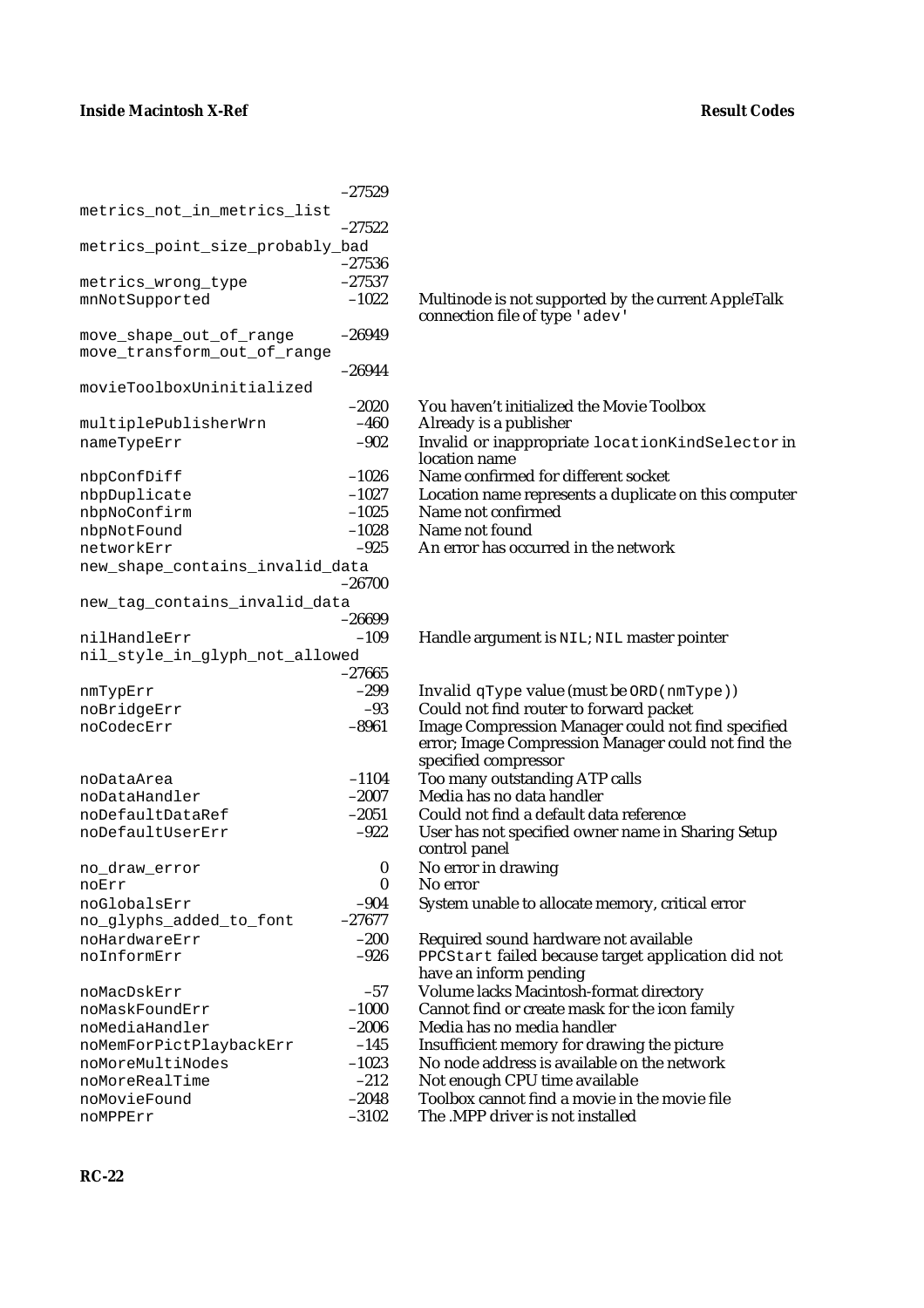| | | |
|---|---|---|
| | –27529 | |
| metrics_not_in_metrics_list | –27522 | |
| metrics_point_size_probably_bad | –27536 | |
| metrics_wrong_type | –27537 | |
| mnNotSupported | –1022 | Multinode is not supported by the current AppleTalk connection file of type 'adev' |
| move_shape_out_of_range | –26949 | |
| move_transform_out_of_range | –26944 | |
| movieToolboxUninitialized | –2020 | You haven't initialized the Movie Toolbox |
| multiplePublisherWrn | –460 | Already is a publisher |
| nameTypeErr | –902 | Invalid or inappropriate locationKindSelector in location name |
| nbpConfDiff | –1026 | Name confirmed for different socket |
| nbpDuplicate | –1027 | Location name represents a duplicate on this computer |
| nbpNoConfirm | –1025 | Name not confirmed |
| nbpNotFound | –1028 | Name not found |
| networkErr | –925 | An error has occurred in the network |
| new_shape_contains_invalid_data | –26700 | |
| new_tag_contains_invalid_data | –26699 | |
| nilHandleErr | –109 | Handle argument is NIL; NIL master pointer |
| nil_style_in_glyph_not_allowed | –27665 | |
| nmTypErr | –299 | Invalid qType value (must be ORD(nmType)) |
| noBridgeErr | –93 | Could not find router to forward packet |
| noCodecErr | –8961 | Image Compression Manager could not find specified error; Image Compression Manager could not find the specified compressor |
| noDataArea | –1104 | Too many outstanding ATP calls |
| noDataHandler | –2007 | Media has no data handler |
| noDefaultDataRef | –2051 | Could not find a default data reference |
| noDefaultUserErr | –922 | User has not specified owner name in Sharing Setup control panel |
| no_draw_error | 0 | No error in drawing |
| noErr | 0 | No error |
| noGlobalsErr | –904 | System unable to allocate memory, critical error |
| no_glyphs_added_to_font | –27677 | |
| noHardwareErr | –200 | Required sound hardware not available |
| noInformErr | –926 | PPCStart failed because target application did not have an inform pending |
| noMacDskErr | –57 | Volume lacks Macintosh-format directory |
| noMaskFoundErr | –1000 | Cannot find or create mask for the icon family |
| noMediaHandler | –2006 | Media has no media handler |
| noMemForPictPlaybackErr | –145 | Insufficient memory for drawing the picture |
| noMoreMultiNodes | –1023 | No node address is available on the network |
| noMoreRealTime | –212 | Not enough CPU time available |
| noMovieFound | –2048 | Toolbox cannot find a movie in the movie file |
| noMPPErr | –3102 | The .MPP driver is not installed |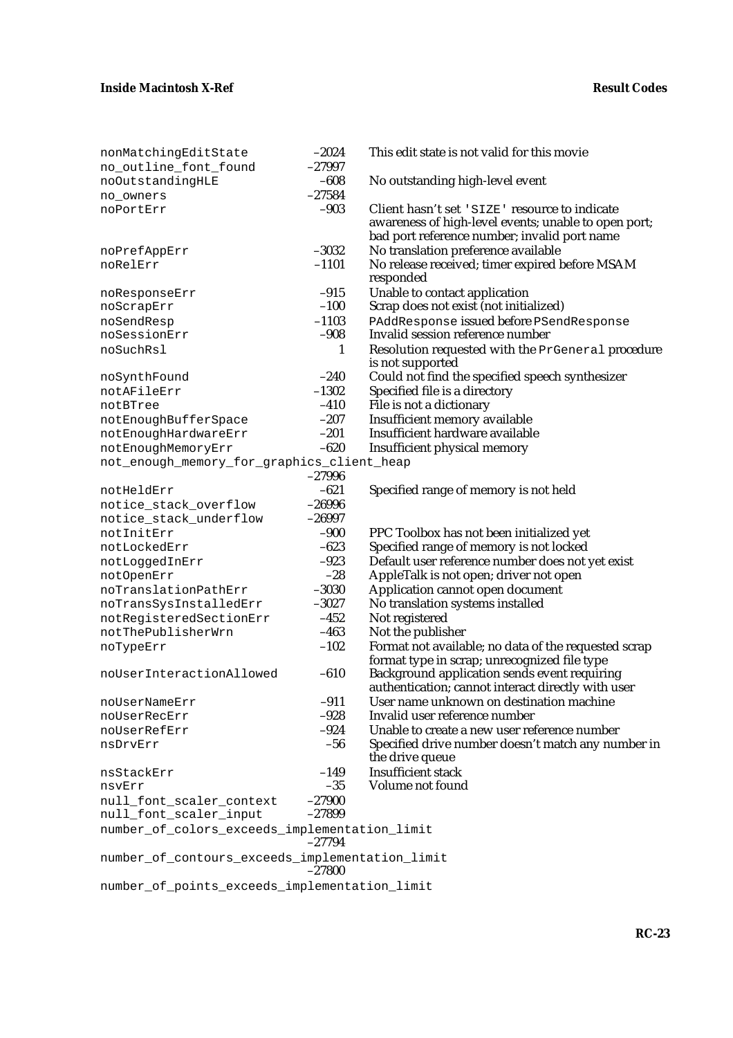| | | |
|---|---|---|
| nonMatchingEditState | –2024 | This edit state is not valid for this movie |
| no_outline_font_found | –27997 | |
| noOutstandingHLE | –608 | No outstanding high-level event |
| no_owners | –27584 | |
| noPortErr | –903 | Client hasn't set 'SIZE' resource to indicate awareness of high-level events; unable to open port; bad port reference number; invalid port name |
| noPrefAppErr | –3032 | No translation preference available |
| noRelErr | –1101 | No release received; timer expired before MSAM responded |
| noResponseErr | –915 | Unable to contact application |
| noScrapErr | –100 | Scrap does not exist (not initialized) |
| noSendResp | –1103 | PAddResponse issued before PSendResponse |
| noSessionErr | –908 | Invalid session reference number |
| noSuchRsl | 1 | Resolution requested with the PrGeneral procedure is not supported |
| noSynthFound | –240 | Could not find the specified speech synthesizer |
| notAFileErr | –1302 | Specified file is a directory |
| notBTree | –410 | File is not a dictionary |
| notEnoughBufferSpace | –207 | Insufficient memory available |
| notEnoughHardwareErr | –201 | Insufficient hardware available |
| notEnoughMemoryErr | –620 | Insufficient physical memory |
| not_enough_memory_for_graphics_client_heap | –27996 | |
| notHeldErr | –621 | Specified range of memory is not held |
| notice_stack_overflow | –26996 | |
| notice_stack_underflow | –26997 | |
| notInitErr | –900 | PPC Toolbox has not been initialized yet |
| notLockedErr | –623 | Specified range of memory is not locked |
| notLoggedInErr | –923 | Default user reference number does not yet exist |
| notOpenErr | –28 | AppleTalk is not open; driver not open |
| noTranslationPathErr | –3030 | Application cannot open document |
| noTransSysInstalledErr | –3027 | No translation systems installed |
| notRegisteredSectionErr | –452 | Not registered |
| notThePublisherWrn | –463 | Not the publisher |
| noTypeErr | –102 | Format not available; no data of the requested scrap format type in scrap; unrecognized file type |
| noUserInteractionAllowed | –610 | Background application sends event requiring authentication; cannot interact directly with user |
| noUserNameErr | –911 | User name unknown on destination machine |
| noUserRecErr | –928 | Invalid user reference number |
| noUserRefErr | –924 | Unable to create a new user reference number |
| nsDrvErr | –56 | Specified drive number doesn't match any number in the drive queue |
| nsStackErr | –149 | Insufficient stack |
| nsvErr | –35 | Volume not found |
| null_font_scaler_context | –27900 | |
| null_font_scaler_input | –27899 | |
| number_of_colors_exceeds_implementation_limit | –27794 | |
| number_of_contours_exceeds_implementation_limit | –27800 | |
| number_of_points_exceeds_implementation_limit | | |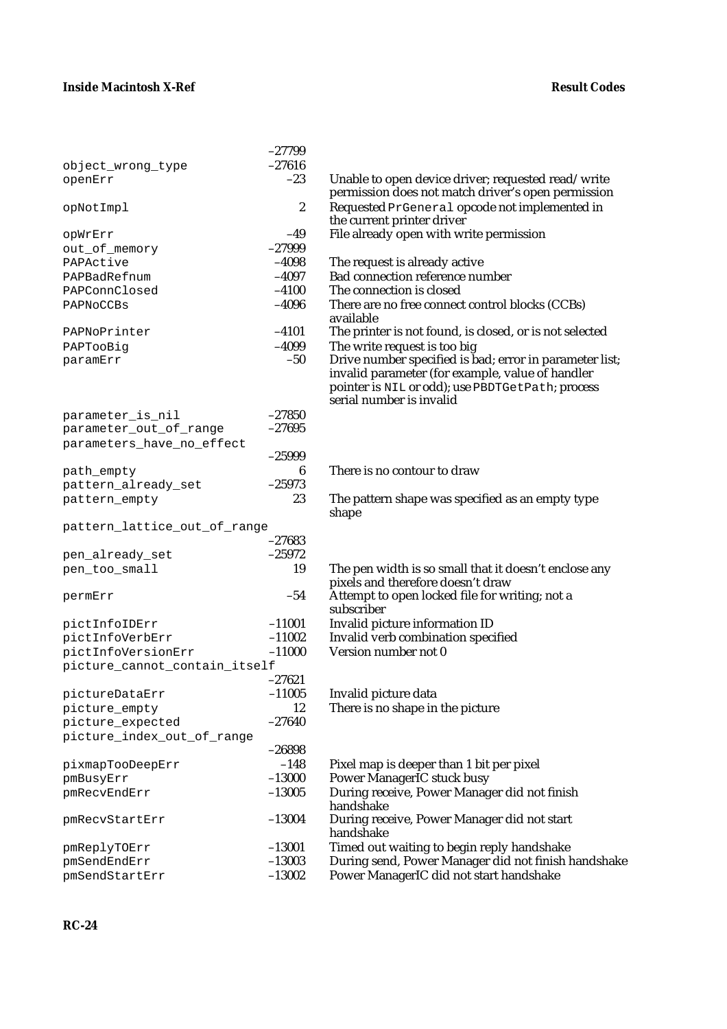| Name | Value | Description |
|---|---|---|
| | –27799 | |
| object_wrong_type | –27616 | |
| openErr | –23 | Unable to open device driver; requested read/write permission does not match driver's open permission |
| opNotImpl | 2 | Requested PrGeneral opcode not implemented in the current printer driver |
| opWrErr | –49 | File already open with write permission |
| out_of_memory | –27999 | |
| PAPActive | –4098 | The request is already active |
| PAPBadRefnum | –4097 | Bad connection reference number |
| PAPConnClosed | –4100 | The connection is closed |
| PAPNoCCBs | –4096 | There are no free connect control blocks (CCBs) available |
| PAPNoPrinter | –4101 | The printer is not found, is closed, or is not selected |
| PAPTooBig | –4099 | The write request is too big |
| paramErr | –50 | Drive number specified is bad; error in parameter list; invalid parameter (for example, value of handler pointer is NIL or odd); use PBDTGetPath; process serial number is invalid |
| parameter_is_nil | –27850 | |
| parameter_out_of_range | –27695 | |
| parameters_have_no_effect | –25999 | |
| path_empty | 6 | There is no contour to draw |
| pattern_already_set | –25973 | |
| pattern_empty | 23 | The pattern shape was specified as an empty type shape |
| pattern_lattice_out_of_range | –27683 | |
| pen_already_set | –25972 | |
| pen_too_small | 19 | The pen width is so small that it doesn't enclose any pixels and therefore doesn't draw |
| permErr | –54 | Attempt to open locked file for writing; not a subscriber |
| pictInfoIDErr | –11001 | Invalid picture information ID |
| pictInfoVerbErr | –11002 | Invalid verb combination specified |
| pictInfoVersionErr | –11000 | Version number not 0 |
| picture_cannot_contain_itself | –27621 | |
| pictureDataErr | –11005 | Invalid picture data |
| picture_empty | 12 | There is no shape in the picture |
| picture_expected | –27640 | |
| picture_index_out_of_range | –26898 | |
| pixmapTooDeepErr | –148 | Pixel map is deeper than 1 bit per pixel |
| pmBusyErr | –13000 | Power ManagerIC stuck busy |
| pmRecvEndErr | –13005 | During receive, Power Manager did not finish handshake |
| pmRecvStartErr | –13004 | During receive, Power Manager did not start handshake |
| pmReplyTOErr | –13001 | Timed out waiting to begin reply handshake |
| pmSendEndErr | –13003 | During send, Power Manager did not finish handshake |
| pmSendStartErr | –13002 | Power ManagerIC did not start handshake |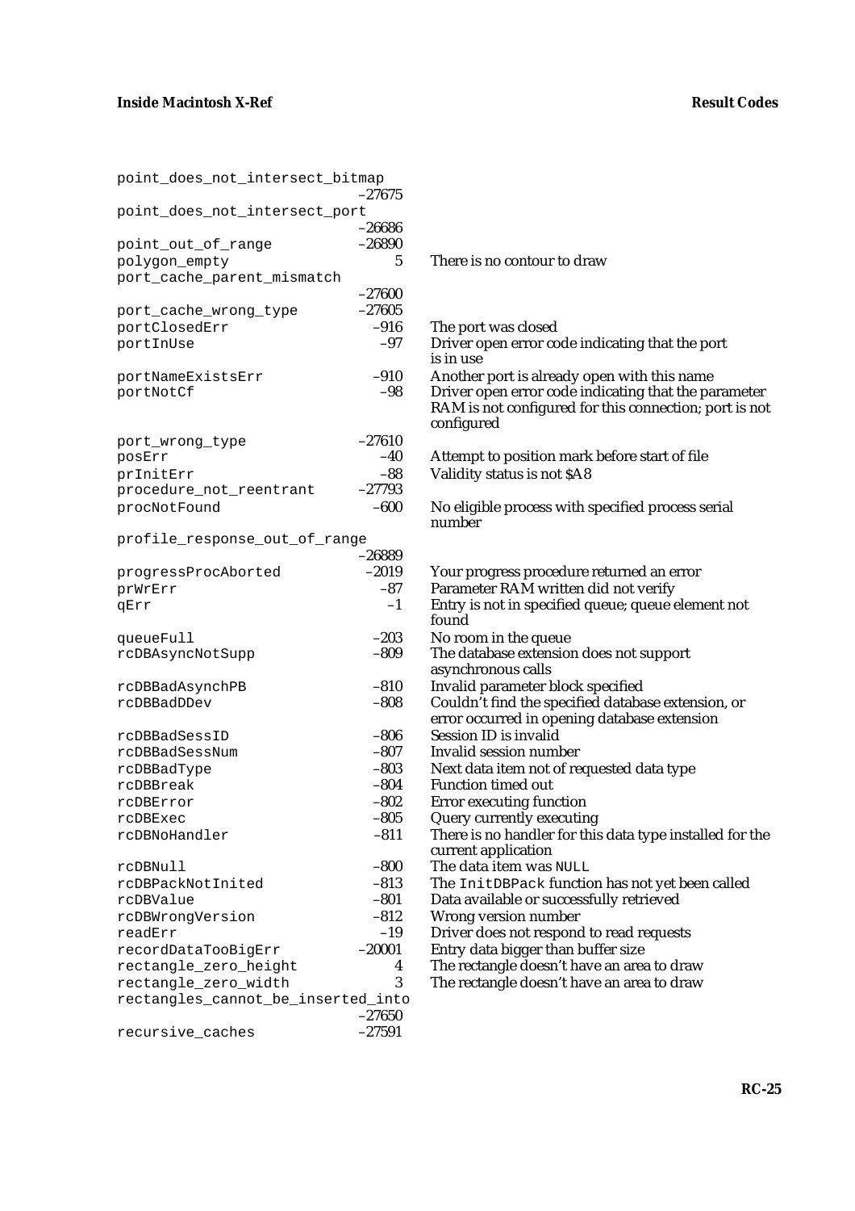| Name | Value | Description |
|---|---|---|
| point_does_not_intersect_bitmap | –27675 | |
| point_does_not_intersect_port | –26686 | |
| point_out_of_range | –26890 | |
| polygon_empty | 5 | There is no contour to draw |
| port_cache_parent_mismatch | –27600 | |
| port_cache_wrong_type | –27605 | |
| portClosedErr | –916 | The port was closed |
| portInUse | –97 | Driver open error code indicating that the port is in use |
| portNameExistsErr | –910 | Another port is already open with this name |
| portNotCf | –98 | Driver open error code indicating that the parameter RAM is not configured for this connection; port is not configured |
| port_wrong_type | –27610 | |
| posErr | –40 | Attempt to position mark before start of file |
| prInitErr | –88 | Validity status is not $A8 |
| procedure_not_reentrant | –27793 | |
| procNotFound | –600 | No eligible process with specified process serial number |
| profile_response_out_of_range | –26889 | |
| progressProcAborted | –2019 | Your progress procedure returned an error |
| prWrErr | –87 | Parameter RAM written did not verify |
| qErr | –1 | Entry is not in specified queue; queue element not found |
| queueFull | –203 | No room in the queue |
| rcDBAsyncNotSupp | –809 | The database extension does not support asynchronous calls |
| rcDBBadAsynchPB | –810 | Invalid parameter block specified |
| rcDBBadDDev | –808 | Couldn't find the specified database extension, or error occurred in opening database extension |
| rcDBBadSessID | –806 | Session ID is invalid |
| rcDBBadSessNum | –807 | Invalid session number |
| rcDBBadType | –803 | Next data item not of requested data type |
| rcDBBreak | –804 | Function timed out |
| rcDBError | –802 | Error executing function |
| rcDBExec | –805 | Query currently executing |
| rcDBNoHandler | –811 | There is no handler for this data type installed for the current application |
| rcDBNull | –800 | The data item was `NULL` |
| rcDBPackNotInited | –813 | The `InitDBPack` function has not yet been called |
| rcDBValue | –801 | Data available or successfully retrieved |
| rcDBWrongVersion | –812 | Wrong version number |
| readErr | –19 | Driver does not respond to read requests |
| recordDataTooBigErr | –20001 | Entry data bigger than buffer size |
| rectangle_zero_height | 4 | The rectangle doesn't have an area to draw |
| rectangle_zero_width | 3 | The rectangle doesn't have an area to draw |
| rectangles_cannot_be_inserted_into | –27650 | |
| recursive_caches | –27591 | |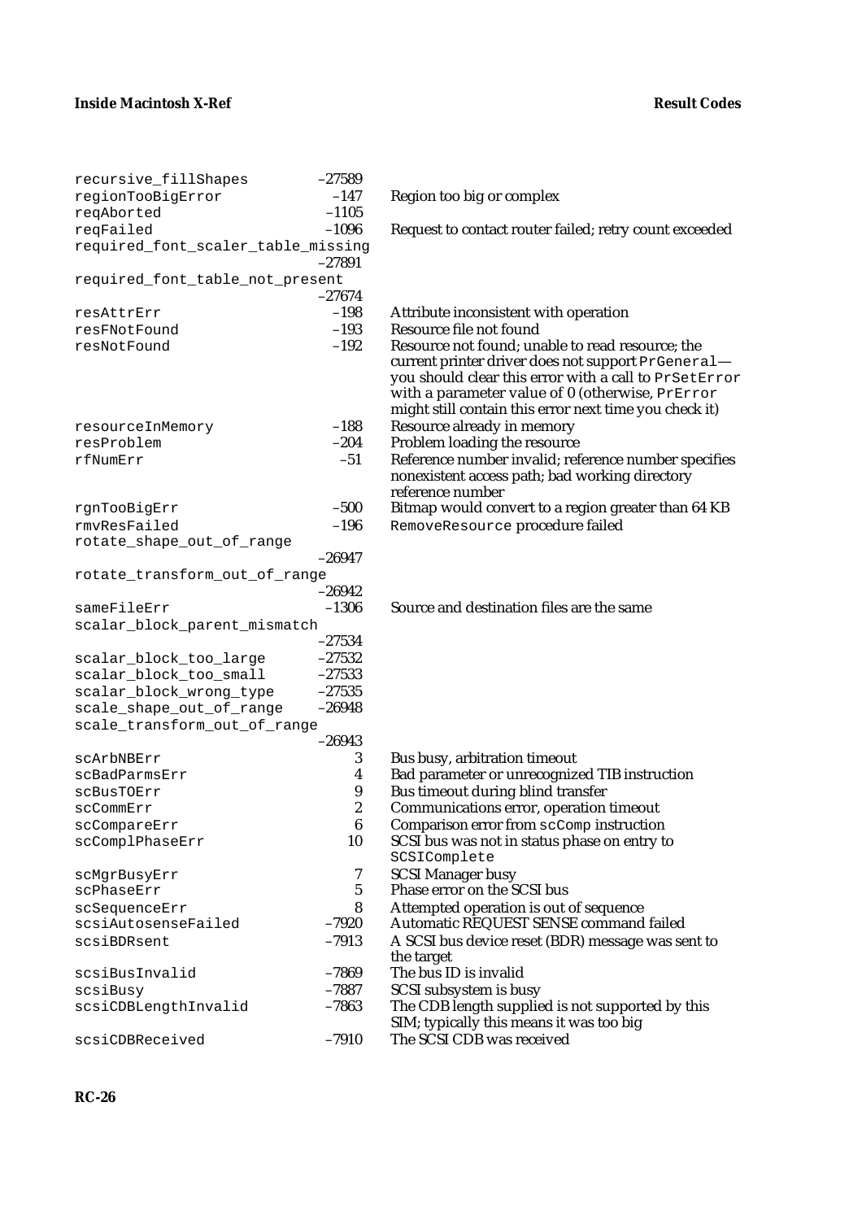| | | |
|---|---|---|
| recursive_fillShapes | –27589 | |
| regionTooBigError | –147 | Region too big or complex |
| reqAborted | –1105 | |
| reqFailed | –1096 | Request to contact router failed; retry count exceeded |
| required_font_scaler_table_missing | –27891 | |
| required_font_table_not_present | –27674 | |
| resAttrErr | –198 | Attribute inconsistent with operation |
| resFNotFound | –193 | Resource file not found |
| resNotFound | –192 | Resource not found; unable to read resource; the current printer driver does not support `PrGeneral`—you should clear this error with a call to `PrSetError` with a parameter value of 0 (otherwise, `PrError` might still contain this error next time you check it) |
| resourceInMemory | –188 | Resource already in memory |
| resProblem | –204 | Problem loading the resource |
| rfNumErr | –51 | Reference number invalid; reference number specifies nonexistent access path; bad working directory reference number |
| rgnTooBigErr | –500 | Bitmap would convert to a region greater than 64 KB |
| rmvResFailed | –196 | `RemoveResource` procedure failed |
| rotate_shape_out_of_range | –26947 | |
| rotate_transform_out_of_range | –26942 | |
| sameFileErr | –1306 | Source and destination files are the same |
| scalar_block_parent_mismatch | –27534 | |
| scalar_block_too_large | –27532 | |
| scalar_block_too_small | –27533 | |
| scalar_block_wrong_type | –27535 | |
| scale_shape_out_of_range | –26948 | |
| scale_transform_out_of_range | –26943 | |
| scArbNBErr | 3 | Bus busy, arbitration timeout |
| scBadParmsErr | 4 | Bad parameter or unrecognized TIB instruction |
| scBusTOErr | 9 | Bus timeout during blind transfer |
| scCommErr | 2 | Communications error, operation timeout |
| scCompareErr | 6 | Comparison error from `scComp` instruction |
| scComplPhaseErr | 10 | SCSI bus was not in status phase on entry to `SCSIComplete` |
| scMgrBusyErr | 7 | SCSI Manager busy |
| scPhaseErr | 5 | Phase error on the SCSI bus |
| scSequenceErr | 8 | Attempted operation is out of sequence |
| scsiAutosenseFailed | –7920 | Automatic REQUEST SENSE command failed |
| scsiBDRsent | –7913 | A SCSI bus device reset (BDR) message was sent to the target |
| scsiBusInvalid | –7869 | The bus ID is invalid |
| scsiBusy | –7887 | SCSI subsystem is busy |
| scsiCDBLengthInvalid | –7863 | The CDB length supplied is not supported by this SIM; typically this means it was too big |
| scsiCDBReceived | –7910 | The SCSI CDB was received |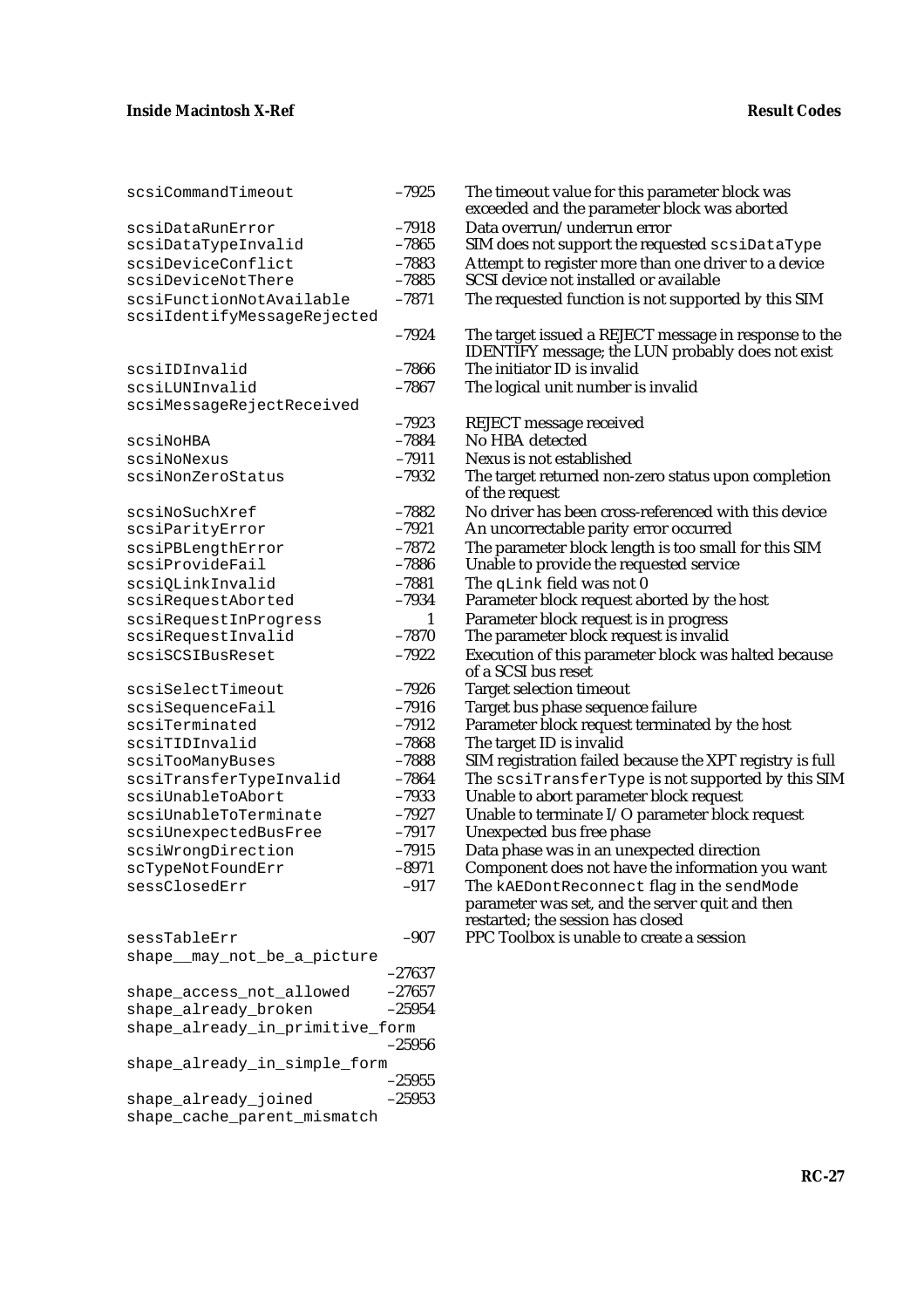| | | |
|---|---|---|
| scsiCommandTimeout | –7925 | The timeout value for this parameter block was exceeded and the parameter block was aborted |
| scsiDataRunError | –7918 | Data overrun/underrun error |
| scsiDataTypeInvalid | –7865 | SIM does not support the requested scsiDataType |
| scsiDeviceConflict | –7883 | Attempt to register more than one driver to a device |
| scsiDeviceNotThere | –7885 | SCSI device not installed or available |
| scsiFunctionNotAvailable | –7871 | The requested function is not supported by this SIM |
| scsiIdentifyMessageRejected | –7924 | The target issued a REJECT message in response to the IDENTIFY message; the LUN probably does not exist |
| scsiIDInvalid | –7866 | The initiator ID is invalid |
| scsiLUNInvalid | –7867 | The logical unit number is invalid |
| scsiMessageRejectReceived | –7923 | REJECT message received |
| scsiNoHBA | –7884 | No HBA detected |
| scsiNoNexus | –7911 | Nexus is not established |
| scsiNonZeroStatus | –7932 | The target returned non-zero status upon completion of the request |
| scsiNoSuchXref | –7882 | No driver has been cross-referenced with this device |
| scsiParityError | –7921 | An uncorrectable parity error occurred |
| scsiPBLengthError | –7872 | The parameter block length is too small for this SIM |
| scsiProvideFail | –7886 | Unable to provide the requested service |
| scsiQLinkInvalid | –7881 | The qLink field was not 0 |
| scsiRequestAborted | –7934 | Parameter block request aborted by the host |
| scsiRequestInProgress | 1 | Parameter block request is in progress |
| scsiRequestInvalid | –7870 | The parameter block request is invalid |
| scsiSCSIBusReset | –7922 | Execution of this parameter block was halted because of a SCSI bus reset |
| scsiSelectTimeout | –7926 | Target selection timeout |
| scsiSequenceFail | –7916 | Target bus phase sequence failure |
| scsiTerminated | –7912 | Parameter block request terminated by the host |
| scsiTIDInvalid | –7868 | The target ID is invalid |
| scsiTooManyBuses | –7888 | SIM registration failed because the XPT registry is full |
| scsiTransferTypeInvalid | –7864 | The scsiTransferType is not supported by this SIM |
| scsiUnableToAbort | –7933 | Unable to abort parameter block request |
| scsiUnableToTerminate | –7927 | Unable to terminate I/O parameter block request |
| scsiUnexpectedBusFree | –7917 | Unexpected bus free phase |
| scsiWrongDirection | –7915 | Data phase was in an unexpected direction |
| scTypeNotFoundErr | –8971 | Component does not have the information you want |
| sessClosedErr | –917 | The kAEDontReconnect flag in the sendMode parameter was set, and the server quit and then restarted; the session has closed |
| sessTableErr | –907 | PPC Toolbox is unable to create a session |
| shape__may_not_be_a_picture | –27637 | |
| shape_access_not_allowed | –27657 | |
| shape_already_broken | –25954 | |
| shape_already_in_primitive_form | –25956 | |
| shape_already_in_simple_form | –25955 | |
| shape_already_joined | –25953 | |
| shape_cache_parent_mismatch | | |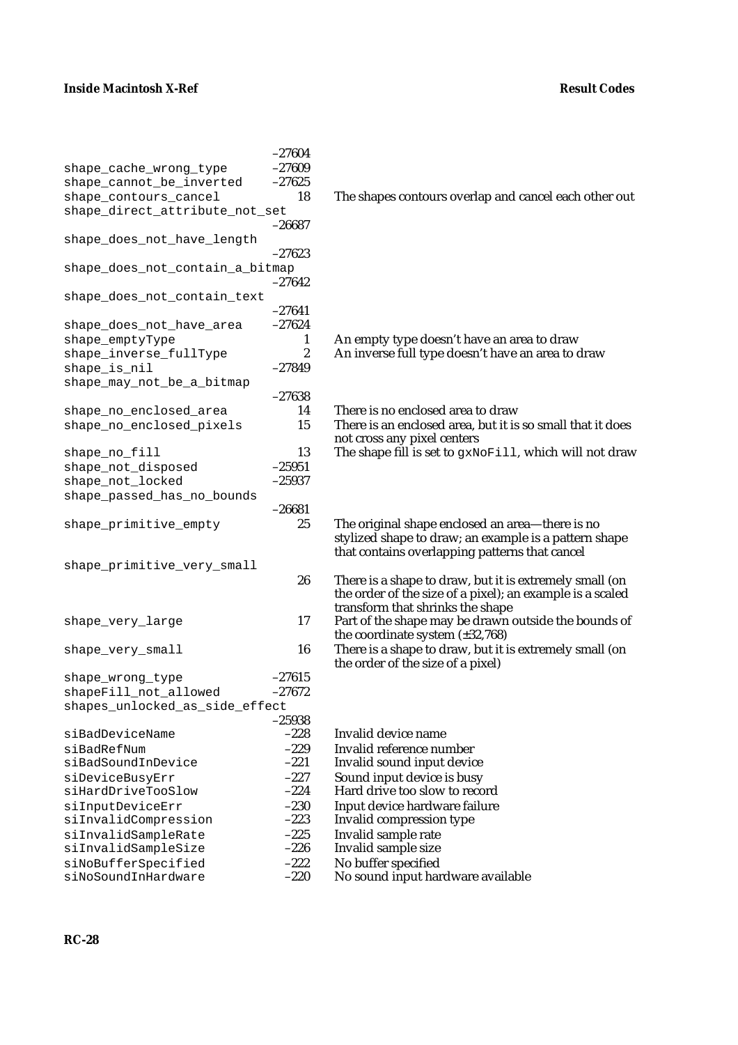| Name | Value | Description |
|---|---|---|
| | –27604 | |
| shape_cache_wrong_type | –27609 | |
| shape_cannot_be_inverted | –27625 | |
| shape_contours_cancel | 18 | The shapes contours overlap and cancel each other out |
| shape_direct_attribute_not_set | –26687 | |
| shape_does_not_have_length | –27623 | |
| shape_does_not_contain_a_bitmap | –27642 | |
| shape_does_not_contain_text | –27641 | |
| shape_does_not_have_area | –27624 | |
| shape_emptyType | 1 | An empty type doesn't have an area to draw |
| shape_inverse_fullType | 2 | An inverse full type doesn't have an area to draw |
| shape_is_nil | –27849 | |
| shape_may_not_be_a_bitmap | –27638 | |
| shape_no_enclosed_area | 14 | There is no enclosed area to draw |
| shape_no_enclosed_pixels | 15 | There is an enclosed area, but it is so small that it does not cross any pixel centers |
| shape_no_fill | 13 | The shape fill is set to `gxNoFill`, which will not draw |
| shape_not_disposed | –25951 | |
| shape_not_locked | –25937 | |
| shape_passed_has_no_bounds | –26681 | |
| shape_primitive_empty | 25 | The original shape enclosed an area—there is no stylized shape to draw; an example is a pattern shape that contains overlapping patterns that cancel |
| shape_primitive_very_small | 26 | There is a shape to draw, but it is extremely small (on the order of the size of a pixel); an example is a scaled transform that shrinks the shape |
| shape_very_large | 17 | Part of the shape may be drawn outside the bounds of the coordinate system (±32,768) |
| shape_very_small | 16 | There is a shape to draw, but it is extremely small (on the order of the size of a pixel) |
| shape_wrong_type | –27615 | |
| shapeFill_not_allowed | –27672 | |
| shapes_unlocked_as_side_effect | –25938 | |
| siBadDeviceName | –228 | Invalid device name |
| siBadRefNum | –229 | Invalid reference number |
| siBadSoundInDevice | –221 | Invalid sound input device |
| siDeviceBusyErr | –227 | Sound input device is busy |
| siHardDriveTooSlow | –224 | Hard drive too slow to record |
| siInputDeviceErr | –230 | Input device hardware failure |
| siInvalidCompression | –223 | Invalid compression type |
| siInvalidSampleRate | –225 | Invalid sample rate |
| siInvalidSampleSize | –226 | Invalid sample size |
| siNoBufferSpecified | –222 | No buffer specified |
| siNoSoundInHardware | –220 | No sound input hardware available |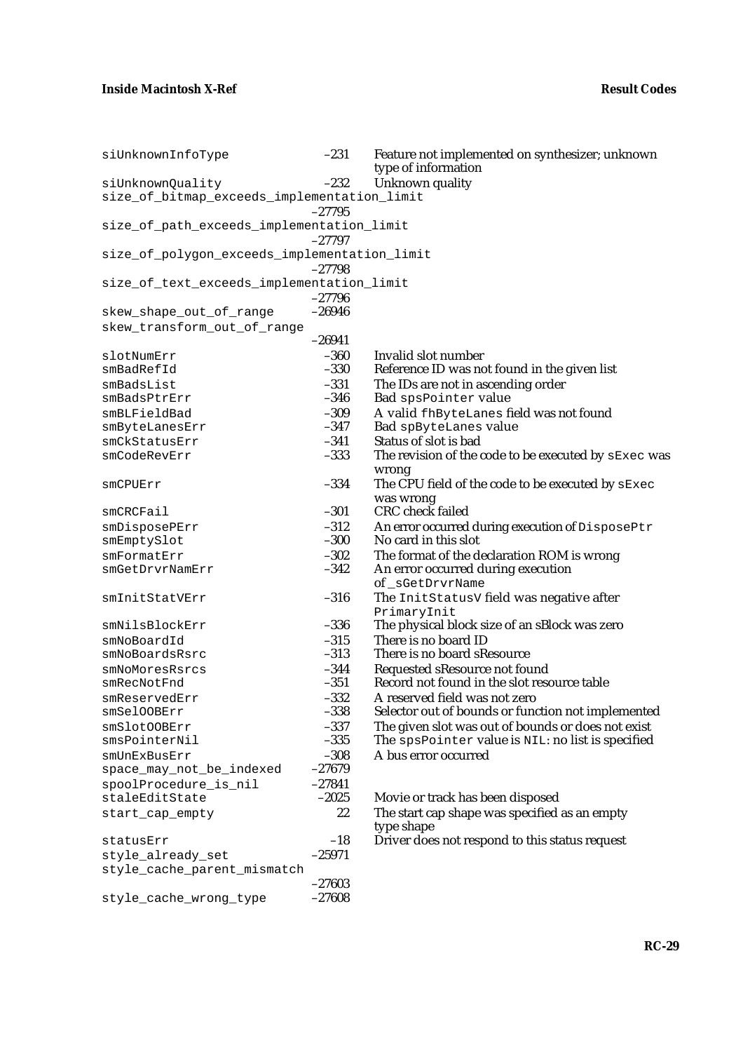| | | |
|---|---|---|
| siUnknownInfoType | –231 | Feature not implemented on synthesizer; unknown type of information |
| siUnknownQuality | –232 | Unknown quality |
| size_of_bitmap_exceeds_implementation_limit | –27795 | |
| size_of_path_exceeds_implementation_limit | –27797 | |
| size_of_polygon_exceeds_implementation_limit | –27798 | |
| size_of_text_exceeds_implementation_limit | –27796 | |
| skew_shape_out_of_range | –26946 | |
| skew_transform_out_of_range | –26941 | |
| slotNumErr | –360 | Invalid slot number |
| smBadRefId | –330 | Reference ID was not found in the given list |
| smBadsList | –331 | The IDs are not in ascending order |
| smBadsPtrErr | –346 | Bad spsPointer value |
| smBLFieldBad | –309 | A valid fhByteLanes field was not found |
| smByteLanesErr | –347 | Bad spByteLanes value |
| smCkStatusErr | –341 | Status of slot is bad |
| smCodeRevErr | –333 | The revision of the code to be executed by sExec was wrong |
| smCPUErr | –334 | The CPU field of the code to be executed by sExec was wrong |
| smCRCFail | –301 | CRC check failed |
| smDisposePErr | –312 | An error occurred during execution of DisposePtr |
| smEmptySlot | –300 | No card in this slot |
| smFormatErr | –302 | The format of the declaration ROM is wrong |
| smGetDrvrNamErr | –342 | An error occurred during execution of _sGetDrvrName |
| smInitStatVErr | –316 | The InitStatusV field was negative after PrimaryInit |
| smNilsBlockErr | –336 | The physical block size of an sBlock was zero |
| smNoBoardId | –315 | There is no board ID |
| smNoBoardsRsrc | –313 | There is no board sResource |
| smNoMoresRsrcs | –344 | Requested sResource not found |
| smRecNotFnd | –351 | Record not found in the slot resource table |
| smReservedErr | –332 | A reserved field was not zero |
| smSelOOBErr | –338 | Selector out of bounds or function not implemented |
| smSlotOOBErr | –337 | The given slot was out of bounds or does not exist |
| smsPointerNil | –335 | The spsPointer value is NIL: no list is specified |
| smUnExBusErr | –308 | A bus error occurred |
| space_may_not_be_indexed | –27679 | |
| spoolProcedure_is_nil | –27841 | |
| staleEditState | –2025 | Movie or track has been disposed |
| start_cap_empty | 22 | The start cap shape was specified as an empty type shape |
| statusErr | –18 | Driver does not respond to this status request |
| style_already_set | –25971 | |
| style_cache_parent_mismatch | –27603 | |
| style_cache_wrong_type | –27608 | |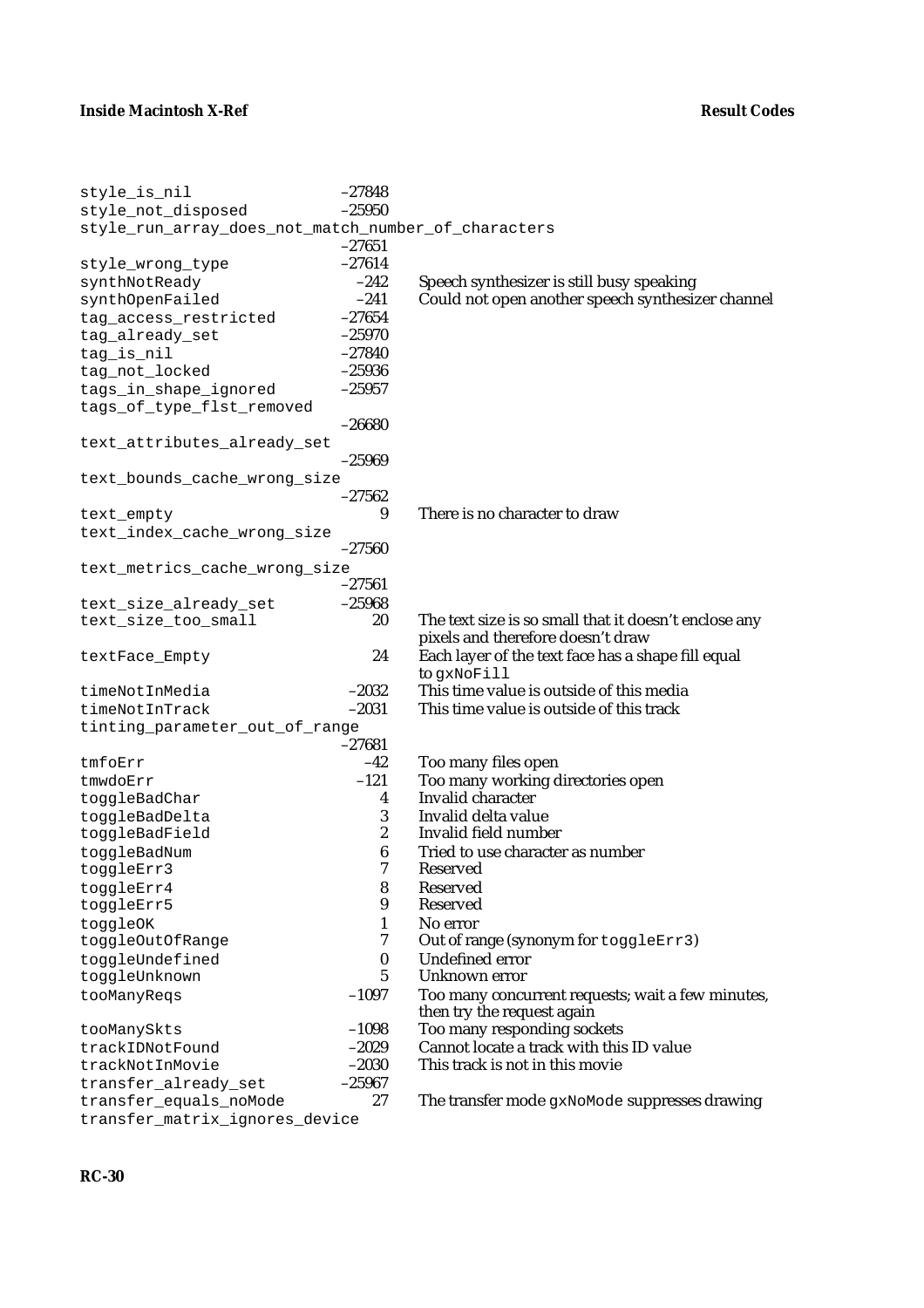| | | |
|---|---|---|
| style_is_nil | –27848 | |
| style_not_disposed | –25950 | |
| style_run_array_does_not_match_number_of_characters | –27651 | |
| style_wrong_type | –27614 | |
| synthNotReady | –242 | Speech synthesizer is still busy speaking |
| synthOpenFailed | –241 | Could not open another speech synthesizer channel |
| tag_access_restricted | –27654 | |
| tag_already_set | –25970 | |
| tag_is_nil | –27840 | |
| tag_not_locked | –25936 | |
| tags_in_shape_ignored | –25957 | |
| tags_of_type_flst_removed | –26680 | |
| text_attributes_already_set | –25969 | |
| text_bounds_cache_wrong_size | –27562 | |
| text_empty | 9 | There is no character to draw |
| text_index_cache_wrong_size | –27560 | |
| text_metrics_cache_wrong_size | –27561 | |
| text_size_already_set | –25968 | |
| text_size_too_small | 20 | The text size is so small that it doesn't enclose any pixels and therefore doesn't draw |
| textFace_Empty | 24 | Each layer of the text face has a shape fill equal to gxNoFill |
| timeNotInMedia | –2032 | This time value is outside of this media |
| timeNotInTrack | –2031 | This time value is outside of this track |
| tinting_parameter_out_of_range | –27681 | |
| tmfoErr | –42 | Too many files open |
| tmwdoErr | –121 | Too many working directories open |
| toggleBadChar | 4 | Invalid character |
| toggleBadDelta | 3 | Invalid delta value |
| toggleBadField | 2 | Invalid field number |
| toggleBadNum | 6 | Tried to use character as number |
| toggleErr3 | 7 | Reserved |
| toggleErr4 | 8 | Reserved |
| toggleErr5 | 9 | Reserved |
| toggleOK | 1 | No error |
| toggleOutOfRange | 7 | Out of range (synonym for toggleErr3) |
| toggleUndefined | 0 | Undefined error |
| toggleUnknown | 5 | Unknown error |
| tooManyReqs | –1097 | Too many concurrent requests; wait a few minutes, then try the request again |
| tooManySkts | –1098 | Too many responding sockets |
| trackIDNotFound | –2029 | Cannot locate a track with this ID value |
| trackNotInMovie | –2030 | This track is not in this movie |
| transfer_already_set | –25967 | |
| transfer_equals_noMode | 27 | The transfer mode gxNoMode suppresses drawing |
| transfer_matrix_ignores_device | | |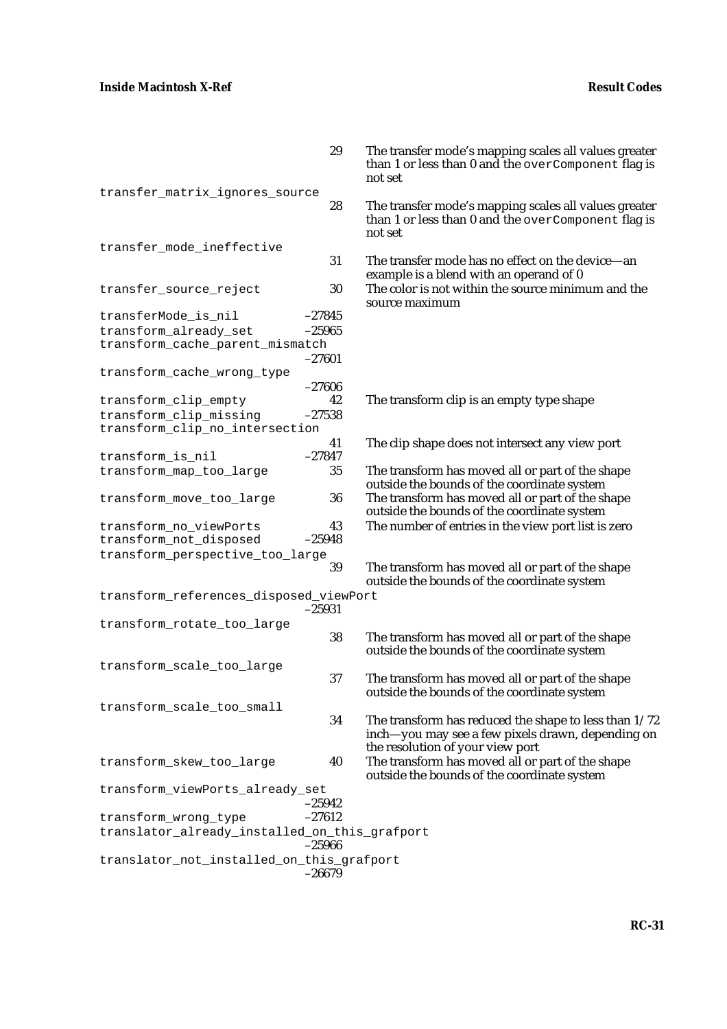| Name | Value | Description |
|---|---|---|
| | 29 | The transfer mode's mapping scales all values greater than 1 or less than 0 and the `overComponent` flag is not set |
| `transfer_matrix_ignores_source` | 28 | The transfer mode's mapping scales all values greater than 1 or less than 0 and the `overComponent` flag is not set |
| `transfer_mode_ineffective` | 31 | The transfer mode has no effect on the device—an example is a blend with an operand of 0 |
| `transfer_source_reject` | 30 | The color is not within the source minimum and the source maximum |
| `transferMode_is_nil` | –27845 | |
| `transform_already_set` | –25965 | |
| `transform_cache_parent_mismatch` | –27601 | |
| `transform_cache_wrong_type` | –27606 | |
| `transform_clip_empty` | 42 | The transform clip is an empty type shape |
| `transform_clip_missing` | –27538 | |
| `transform_clip_no_intersection` | 41 | The clip shape does not intersect any view port |
| `transform_is_nil` | –27847 | |
| `transform_map_too_large` | 35 | The transform has moved all or part of the shape outside the bounds of the coordinate system |
| `transform_move_too_large` | 36 | The transform has moved all or part of the shape outside the bounds of the coordinate system |
| `transform_no_viewPorts` | 43 | The number of entries in the view port list is zero |
| `transform_not_disposed` | –25948 | |
| `transform_perspective_too_large` | 39 | The transform has moved all or part of the shape outside the bounds of the coordinate system |
| `transform_references_disposed_viewPort` | –25931 | |
| `transform_rotate_too_large` | 38 | The transform has moved all or part of the shape outside the bounds of the coordinate system |
| `transform_scale_too_large` | 37 | The transform has moved all or part of the shape outside the bounds of the coordinate system |
| `transform_scale_too_small` | 34 | The transform has reduced the shape to less than 1/72 inch—you may see a few pixels drawn, depending on the resolution of your view port |
| `transform_skew_too_large` | 40 | The transform has moved all or part of the shape outside the bounds of the coordinate system |
| `transform_viewPorts_already_set` | –25942 | |
| `transform_wrong_type` | –27612 | |
| `translator_already_installed_on_this_grafport` | –25966 | |
| `translator_not_installed_on_this_grafport` | –26679 | |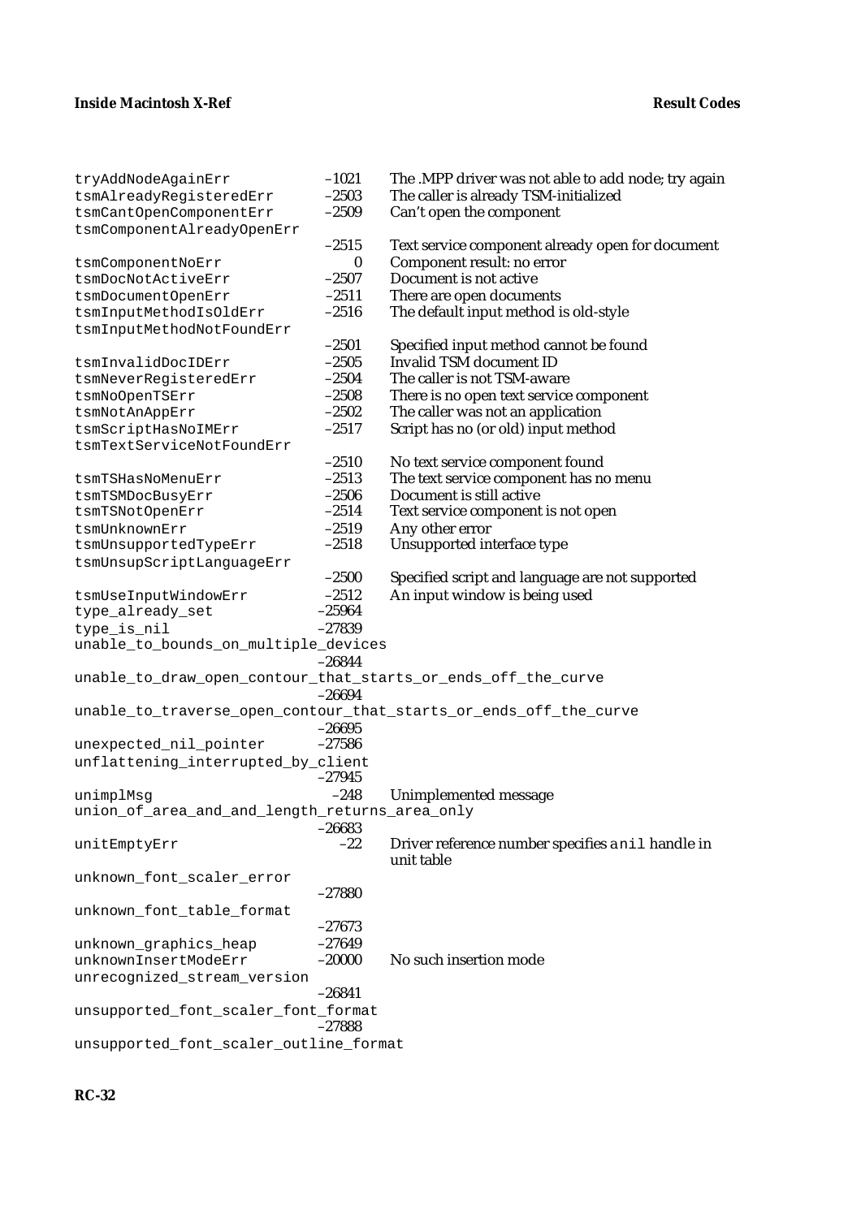| Name | Value | Description |
|---|---|---|
| tryAddNodeAgainErr | –1021 | The .MPP driver was not able to add node; try again |
| tsmAlreadyRegisteredErr | –2503 | The caller is already TSM-initialized |
| tsmCantOpenComponentErr | –2509 | Can’t open the component |
| tsmComponentAlreadyOpenErr | –2515 | Text service component already open for document |
| tsmComponentNoErr | 0 | Component result: no error |
| tsmDocNotActiveErr | –2507 | Document is not active |
| tsmDocumentOpenErr | –2511 | There are open documents |
| tsmInputMethodIsOldErr | –2516 | The default input method is old-style |
| tsmInputMethodNotFoundErr | –2501 | Specified input method cannot be found |
| tsmInvalidDocIDErr | –2505 | Invalid TSM document ID |
| tsmNeverRegisteredErr | –2504 | The caller is not TSM-aware |
| tsmNoOpenTSErr | –2508 | There is no open text service component |
| tsmNotAnAppErr | –2502 | The caller was not an application |
| tsmScriptHasNoIMErr | –2517 | Script has no (or old) input method |
| tsmTextServiceNotFoundErr | –2510 | No text service component found |
| tsmTSHasNoMenuErr | –2513 | The text service component has no menu |
| tsmTSMDocBusyErr | –2506 | Document is still active |
| tsmTSNotOpenErr | –2514 | Text service component is not open |
| tsmUnknownErr | –2519 | Any other error |
| tsmUnsupportedTypeErr | –2518 | Unsupported interface type |
| tsmUnsupScriptLanguageErr | –2500 | Specified script and language are not supported |
| tsmUseInputWindowErr | –2512 | An input window is being used |
| type_already_set | –25964 | |
| type_is_nil | –27839 | |
| unable_to_bounds_on_multiple_devices | –26844 | |
| unable_to_draw_open_contour_that_starts_or_ends_off_the_curve | –26694 | |
| unable_to_traverse_open_contour_that_starts_or_ends_off_the_curve | –26695 | |
| unexpected_nil_pointer | –27586 | |
| unflattening_interrupted_by_client | –27945 | |
| unimplMsg | –248 | Unimplemented message |
| union_of_area_and_length_returns_area_only | –26683 | |
| unitEmptyErr | –22 | Driver reference number specifies a nil handle in unit table |
| unknown_font_scaler_error | –27880 | |
| unknown_font_table_format | –27673 | |
| unknown_graphics_heap | –27649 | |
| unknownInsertModeErr | –20000 | No such insertion mode |
| unrecognized_stream_version | –26841 | |
| unsupported_font_scaler_font_format | –27888 | |
| unsupported_font_scaler_outline_format | | |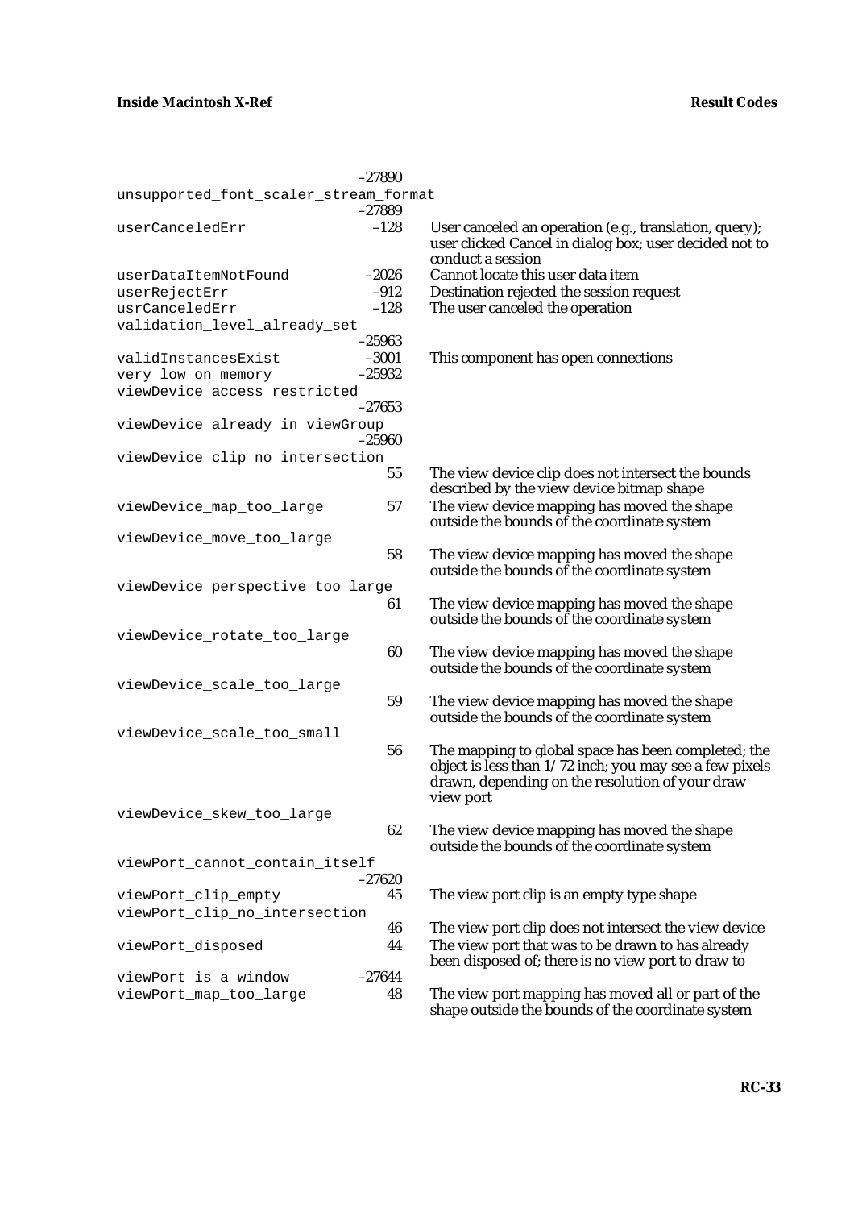| Name | Value | Description |
|---|---|---|
| | –27890 | |
| unsupported_font_scaler_stream_format | –27889 | |
| userCanceledErr | –128 | User canceled an operation (e.g., translation, query); user clicked Cancel in dialog box; user decided not to conduct a session |
| userDataItemNotFound | –2026 | Cannot locate this user data item |
| userRejectErr | –912 | Destination rejected the session request |
| usrCanceledErr | –128 | The user canceled the operation |
| validation_level_already_set | –25963 | |
| validInstancesExist | –3001 | This component has open connections |
| very_low_on_memory | –25932 | |
| viewDevice_access_restricted | –27653 | |
| viewDevice_already_in_viewGroup | –25960 | |
| viewDevice_clip_no_intersection | 55 | The view device clip does not intersect the bounds described by the view device bitmap shape |
| viewDevice_map_too_large | 57 | The view device mapping has moved the shape outside the bounds of the coordinate system |
| viewDevice_move_too_large | 58 | The view device mapping has moved the shape outside the bounds of the coordinate system |
| viewDevice_perspective_too_large | 61 | The view device mapping has moved the shape outside the bounds of the coordinate system |
| viewDevice_rotate_too_large | 60 | The view device mapping has moved the shape outside the bounds of the coordinate system |
| viewDevice_scale_too_large | 59 | The view device mapping has moved the shape outside the bounds of the coordinate system |
| viewDevice_scale_too_small | 56 | The mapping to global space has been completed; the object is less than 1/72 inch; you may see a few pixels drawn, depending on the resolution of your draw view port |
| viewDevice_skew_too_large | 62 | The view device mapping has moved the shape outside the bounds of the coordinate system |
| viewPort_cannot_contain_itself | –27620 | |
| viewPort_clip_empty | 45 | The view port clip is an empty type shape |
| viewPort_clip_no_intersection | 46 | The view port clip does not intersect the view device |
| viewPort_disposed | 44 | The view port that was to be drawn to has already been disposed of; there is no view port to draw to |
| viewPort_is_a_window | –27644 | |
| viewPort_map_too_large | 48 | The view port mapping has moved all or part of the shape outside the bounds of the coordinate system |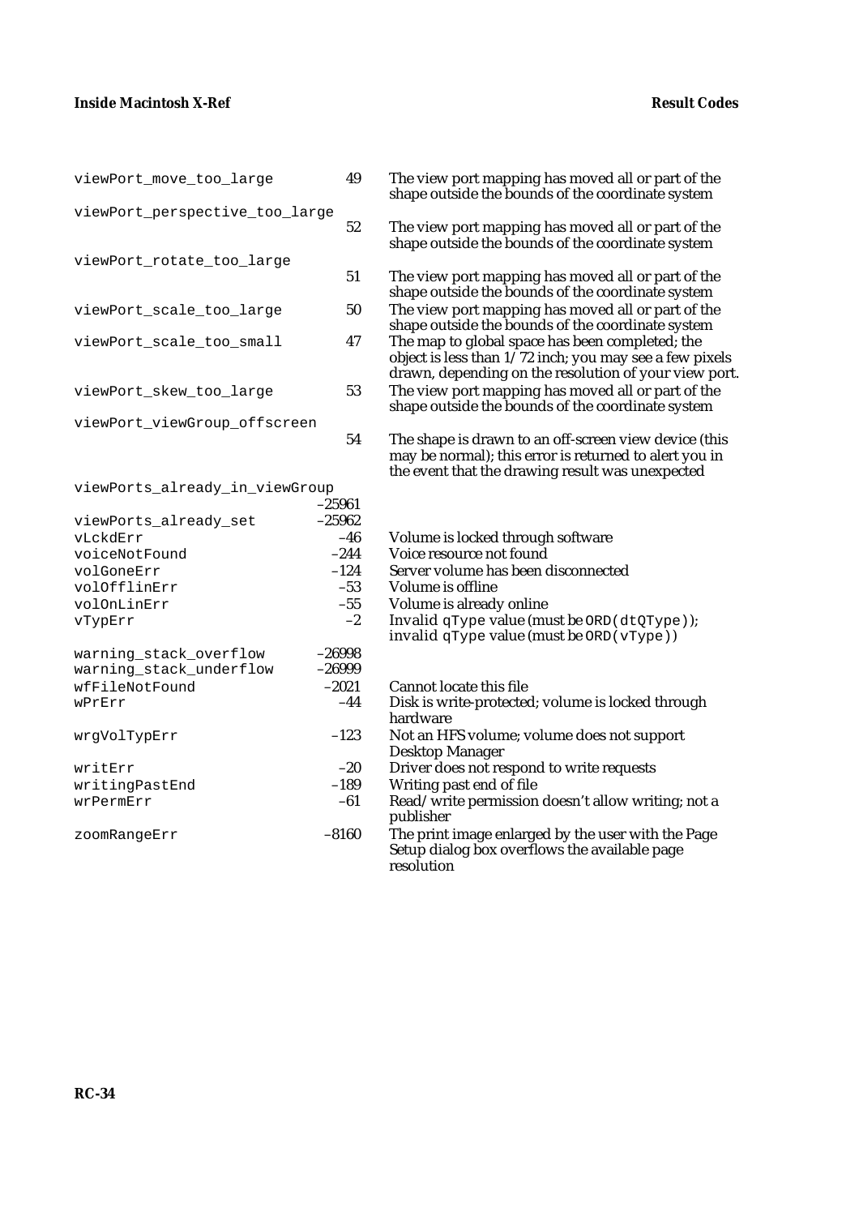| | | |
|---|---|---|
| `viewPort_move_too_large` | 49 | The view port mapping has moved all or part of the shape outside the bounds of the coordinate system |
| `viewPort_perspective_too_large` | 52 | The view port mapping has moved all or part of the shape outside the bounds of the coordinate system |
| `viewPort_rotate_too_large` | 51 | The view port mapping has moved all or part of the shape outside the bounds of the coordinate system |
| `viewPort_scale_too_large` | 50 | The view port mapping has moved all or part of the shape outside the bounds of the coordinate system |
| `viewPort_scale_too_small` | 47 | The map to global space has been completed; the object is less than 1/72 inch; you may see a few pixels drawn, depending on the resolution of your view port. |
| `viewPort_skew_too_large` | 53 | The view port mapping has moved all or part of the shape outside the bounds of the coordinate system |
| `viewPort_viewGroup_offscreen` | 54 | The shape is drawn to an off-screen view device (this may be normal); this error is returned to alert you in the event that the drawing result was unexpected |
| `viewPorts_already_in_viewGroup` | –25961 | |
| `viewPorts_already_set` | –25962 | |
| `vLckdErr` | –46 | Volume is locked through software |
| `voiceNotFound` | –244 | Voice resource not found |
| `volGoneErr` | –124 | Server volume has been disconnected |
| `volOfflinErr` | –53 | Volume is offline |
| `volOnLinErr` | –55 | Volume is already online |
| `vTypErr` | –2 | Invalid `qType` value (must be `ORD(dtQType)`); invalid `qType` value (must be `ORD(vType)`) |
| `warning_stack_overflow` | –26998 | |
| `warning_stack_underflow` | –26999 | |
| `wfFileNotFound` | –2021 | Cannot locate this file |
| `wPrErr` | –44 | Disk is write-protected; volume is locked through hardware |
| `wrgVolTypErr` | –123 | Not an HFS volume; volume does not support Desktop Manager |
| `writErr` | –20 | Driver does not respond to write requests |
| `writingPastEnd` | –189 | Writing past end of file |
| `wrPermErr` | –61 | Read/write permission doesn't allow writing; not a publisher |
| `zoomRangeErr` | –8160 | The print image enlarged by the user with the Page Setup dialog box overflows the available page resolution |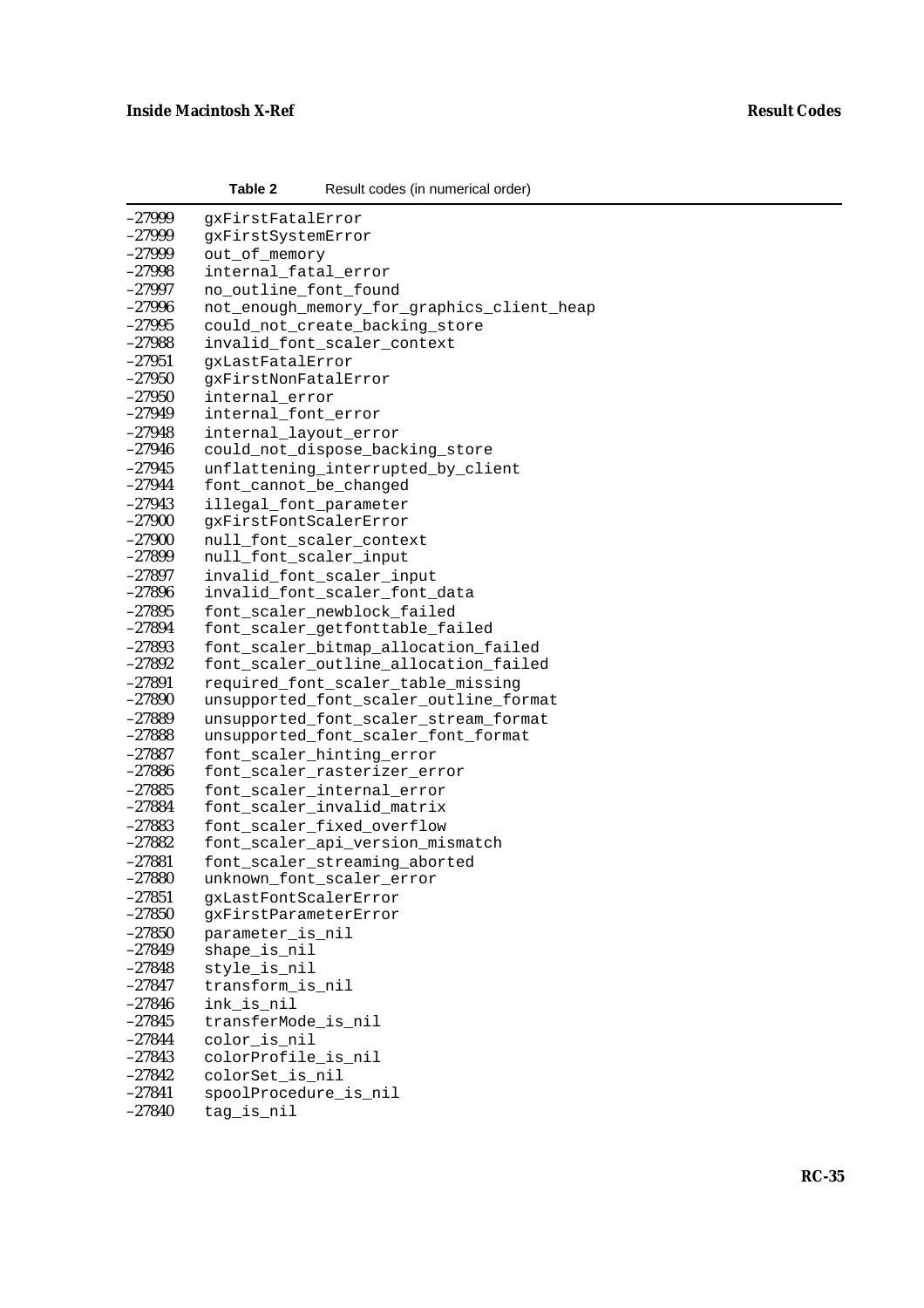**Table 2** Result codes (in numerical order)

| | |
|---|---|
| –27999 | gxFirstFatalError |
| –27999 | gxFirstSystemError |
| –27999 | out_of_memory |
| –27998 | internal_fatal_error |
| –27997 | no_outline_font_found |
| –27996 | not_enough_memory_for_graphics_client_heap |
| –27995 | could_not_create_backing_store |
| –27988 | invalid_font_scaler_context |
| –27951 | gxLastFatalError |
| –27950 | gxFirstNonFatalError |
| –27950 | internal_error |
| –27949 | internal_font_error |
| –27948 | internal_layout_error |
| –27946 | could_not_dispose_backing_store |
| –27945 | unflattening_interrupted_by_client |
| –27944 | font_cannot_be_changed |
| –27943 | illegal_font_parameter |
| –27900 | gxFirstFontScalerError |
| –27900 | null_font_scaler_context |
| –27899 | null_font_scaler_input |
| –27897 | invalid_font_scaler_input |
| –27896 | invalid_font_scaler_font_data |
| –27895 | font_scaler_newblock_failed |
| –27894 | font_scaler_getfonttable_failed |
| –27893 | font_scaler_bitmap_allocation_failed |
| –27892 | font_scaler_outline_allocation_failed |
| –27891 | required_font_scaler_table_missing |
| –27890 | unsupported_font_scaler_outline_format |
| –27889 | unsupported_font_scaler_stream_format |
| –27888 | unsupported_font_scaler_font_format |
| –27887 | font_scaler_hinting_error |
| –27886 | font_scaler_rasterizer_error |
| –27885 | font_scaler_internal_error |
| –27884 | font_scaler_invalid_matrix |
| –27883 | font_scaler_fixed_overflow |
| –27882 | font_scaler_api_version_mismatch |
| –27881 | font_scaler_streaming_aborted |
| –27880 | unknown_font_scaler_error |
| –27851 | gxLastFontScalerError |
| –27850 | gxFirstParameterError |
| –27850 | parameter_is_nil |
| –27849 | shape_is_nil |
| –27848 | style_is_nil |
| –27847 | transform_is_nil |
| –27846 | ink_is_nil |
| –27845 | transferMode_is_nil |
| –27844 | color_is_nil |
| –27843 | colorProfile_is_nil |
| –27842 | colorSet_is_nil |
| –27841 | spoolProcedure_is_nil |
| –27840 | tag_is_nil |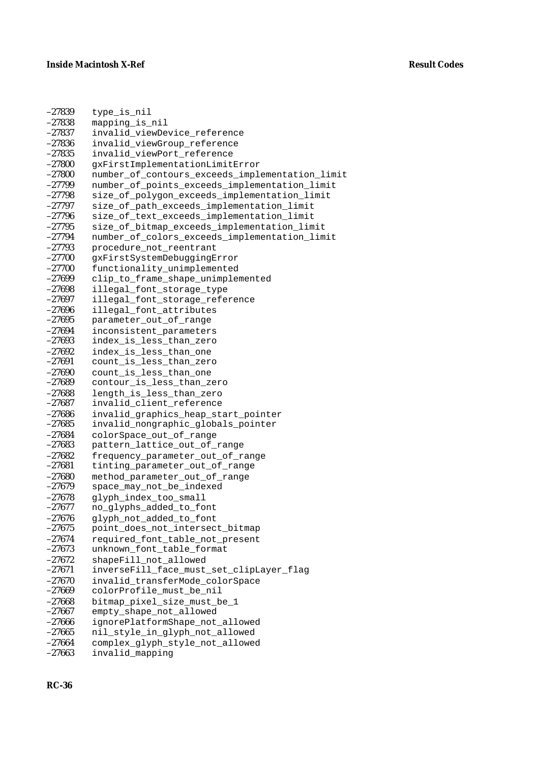| | |
|---|---|
| –27839 | type_is_nil |
| –27838 | mapping_is_nil |
| –27837 | invalid_viewDevice_reference |
| –27836 | invalid_viewGroup_reference |
| –27835 | invalid_viewPort_reference |
| –27800 | gxFirstImplementationLimitError |
| –27800 | number_of_contours_exceeds_implementation_limit |
| –27799 | number_of_points_exceeds_implementation_limit |
| –27798 | size_of_polygon_exceeds_implementation_limit |
| –27797 | size_of_path_exceeds_implementation_limit |
| –27796 | size_of_text_exceeds_implementation_limit |
| –27795 | size_of_bitmap_exceeds_implementation_limit |
| –27794 | number_of_colors_exceeds_implementation_limit |
| –27793 | procedure_not_reentrant |
| –27700 | gxFirstSystemDebuggingError |
| –27700 | functionality_unimplemented |
| –27699 | clip_to_frame_shape_unimplemented |
| –27698 | illegal_font_storage_type |
| –27697 | illegal_font_storage_reference |
| –27696 | illegal_font_attributes |
| –27695 | parameter_out_of_range |
| –27694 | inconsistent_parameters |
| –27693 | index_is_less_than_zero |
| –27692 | index_is_less_than_one |
| –27691 | count_is_less_than_zero |
| –27690 | count_is_less_than_one |
| –27689 | contour_is_less_than_zero |
| –27688 | length_is_less_than_zero |
| –27687 | invalid_client_reference |
| –27686 | invalid_graphics_heap_start_pointer |
| –27685 | invalid_nongraphic_globals_pointer |
| –27684 | colorSpace_out_of_range |
| –27683 | pattern_lattice_out_of_range |
| –27682 | frequency_parameter_out_of_range |
| –27681 | tinting_parameter_out_of_range |
| –27680 | method_parameter_out_of_range |
| –27679 | space_may_not_be_indexed |
| –27678 | glyph_index_too_small |
| –27677 | no_glyphs_added_to_font |
| –27676 | glyph_not_added_to_font |
| –27675 | point_does_not_intersect_bitmap |
| –27674 | required_font_table_not_present |
| –27673 | unknown_font_table_format |
| –27672 | shapeFill_not_allowed |
| –27671 | inverseFill_face_must_set_clipLayer_flag |
| –27670 | invalid_transferMode_colorSpace |
| –27669 | colorProfile_must_be_nil |
| –27668 | bitmap_pixel_size_must_be_1 |
| –27667 | empty_shape_not_allowed |
| –27666 | ignorePlatformShape_not_allowed |
| –27665 | nil_style_in_glyph_not_allowed |
| –27664 | complex_glyph_style_not_allowed |
| –27663 | invalid_mapping |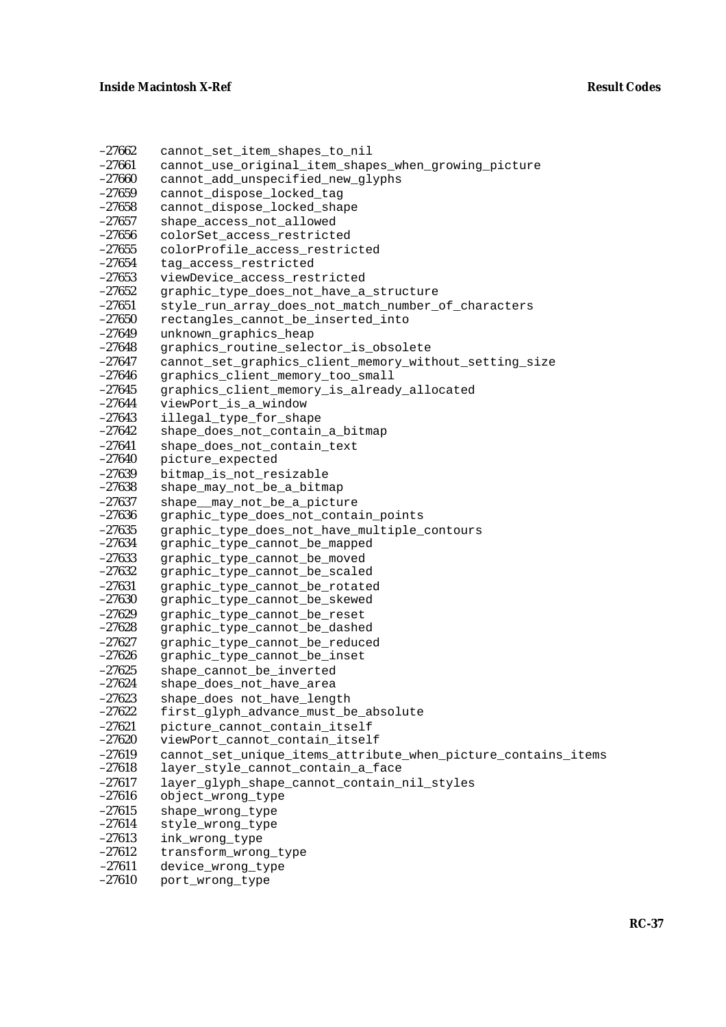| | |
|---|---|
| –27662 | cannot_set_item_shapes_to_nil |
| –27661 | cannot_use_original_item_shapes_when_growing_picture |
| –27660 | cannot_add_unspecified_new_glyphs |
| –27659 | cannot_dispose_locked_tag |
| –27658 | cannot_dispose_locked_shape |
| –27657 | shape_access_not_allowed |
| –27656 | colorSet_access_restricted |
| –27655 | colorProfile_access_restricted |
| –27654 | tag_access_restricted |
| –27653 | viewDevice_access_restricted |
| –27652 | graphic_type_does_not_have_a_structure |
| –27651 | style_run_array_does_not_match_number_of_characters |
| –27650 | rectangles_cannot_be_inserted_into |
| –27649 | unknown_graphics_heap |
| –27648 | graphics_routine_selector_is_obsolete |
| –27647 | cannot_set_graphics_client_memory_without_setting_size |
| –27646 | graphics_client_memory_too_small |
| –27645 | graphics_client_memory_is_already_allocated |
| –27644 | viewPort_is_a_window |
| –27643 | illegal_type_for_shape |
| –27642 | shape_does_not_contain_a_bitmap |
| –27641 | shape_does_not_contain_text |
| –27640 | picture_expected |
| –27639 | bitmap_is_not_resizable |
| –27638 | shape_may_not_be_a_bitmap |
| –27637 | shape__may_not_be_a_picture |
| –27636 | graphic_type_does_not_contain_points |
| –27635 | graphic_type_does_not_have_multiple_contours |
| –27634 | graphic_type_cannot_be_mapped |
| –27633 | graphic_type_cannot_be_moved |
| –27632 | graphic_type_cannot_be_scaled |
| –27631 | graphic_type_cannot_be_rotated |
| –27630 | graphic_type_cannot_be_skewed |
| –27629 | graphic_type_cannot_be_reset |
| –27628 | graphic_type_cannot_be_dashed |
| –27627 | graphic_type_cannot_be_reduced |
| –27626 | graphic_type_cannot_be_inset |
| –27625 | shape_cannot_be_inverted |
| –27624 | shape_does_not_have_area |
| –27623 | shape_does not_have_length |
| –27622 | first_glyph_advance_must_be_absolute |
| –27621 | picture_cannot_contain_itself |
| –27620 | viewPort_cannot_contain_itself |
| –27619 | cannot_set_unique_items_attribute_when_picture_contains_items |
| –27618 | layer_style_cannot_contain_a_face |
| –27617 | layer_glyph_shape_cannot_contain_nil_styles |
| –27616 | object_wrong_type |
| –27615 | shape_wrong_type |
| –27614 | style_wrong_type |
| –27613 | ink_wrong_type |
| –27612 | transform_wrong_type |
| –27611 | device_wrong_type |
| –27610 | port_wrong_type |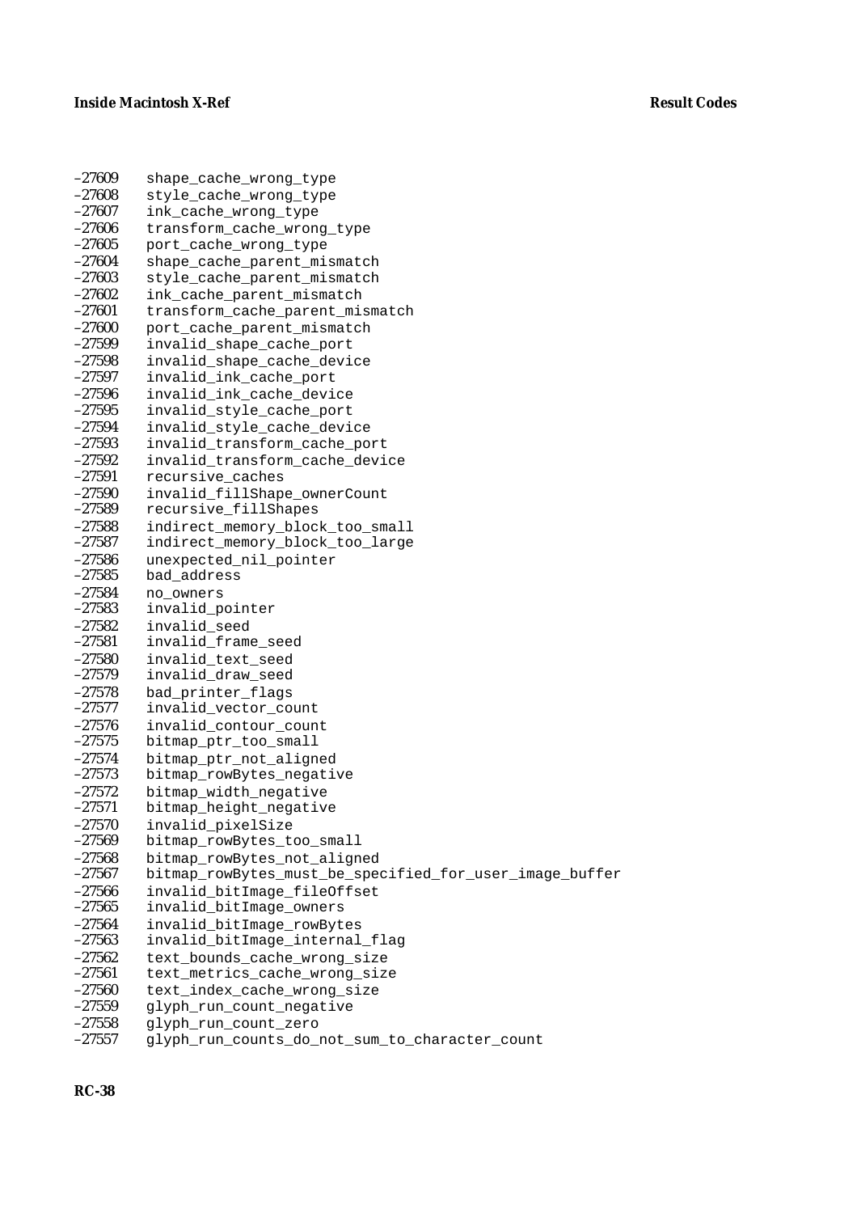| | |
|---|---|
| –27609 | shape_cache_wrong_type |
| –27608 | style_cache_wrong_type |
| –27607 | ink_cache_wrong_type |
| –27606 | transform_cache_wrong_type |
| –27605 | port_cache_wrong_type |
| –27604 | shape_cache_parent_mismatch |
| –27603 | style_cache_parent_mismatch |
| –27602 | ink_cache_parent_mismatch |
| –27601 | transform_cache_parent_mismatch |
| –27600 | port_cache_parent_mismatch |
| –27599 | invalid_shape_cache_port |
| –27598 | invalid_shape_cache_device |
| –27597 | invalid_ink_cache_port |
| –27596 | invalid_ink_cache_device |
| –27595 | invalid_style_cache_port |
| –27594 | invalid_style_cache_device |
| –27593 | invalid_transform_cache_port |
| –27592 | invalid_transform_cache_device |
| –27591 | recursive_caches |
| –27590 | invalid_fillShape_ownerCount |
| –27589 | recursive_fillShapes |
| –27588 | indirect_memory_block_too_small |
| –27587 | indirect_memory_block_too_large |
| –27586 | unexpected_nil_pointer |
| –27585 | bad_address |
| –27584 | no_owners |
| –27583 | invalid_pointer |
| –27582 | invalid_seed |
| –27581 | invalid_frame_seed |
| –27580 | invalid_text_seed |
| –27579 | invalid_draw_seed |
| –27578 | bad_printer_flags |
| –27577 | invalid_vector_count |
| –27576 | invalid_contour_count |
| –27575 | bitmap_ptr_too_small |
| –27574 | bitmap_ptr_not_aligned |
| –27573 | bitmap_rowBytes_negative |
| –27572 | bitmap_width_negative |
| –27571 | bitmap_height_negative |
| –27570 | invalid_pixelSize |
| –27569 | bitmap_rowBytes_too_small |
| –27568 | bitmap_rowBytes_not_aligned |
| –27567 | bitmap_rowBytes_must_be_specified_for_user_image_buffer |
| –27566 | invalid_bitImage_fileOffset |
| –27565 | invalid_bitImage_owners |
| –27564 | invalid_bitImage_rowBytes |
| –27563 | invalid_bitImage_internal_flag |
| –27562 | text_bounds_cache_wrong_size |
| –27561 | text_metrics_cache_wrong_size |
| –27560 | text_index_cache_wrong_size |
| –27559 | glyph_run_count_negative |
| –27558 | glyph_run_count_zero |
| –27557 | glyph_run_counts_do_not_sum_to_character_count |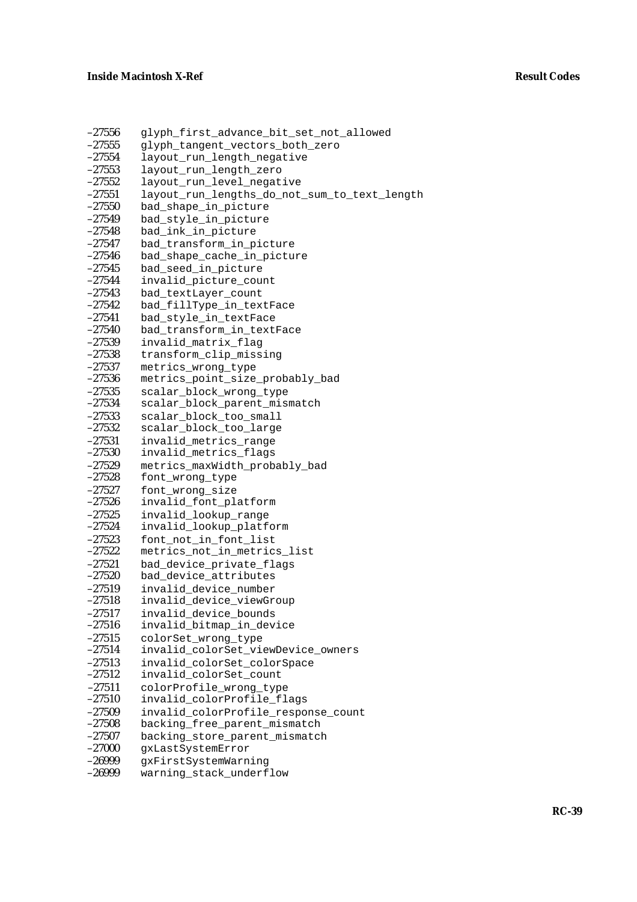| | |
|---|---|
| –27556 | glyph_first_advance_bit_set_not_allowed |
| –27555 | glyph_tangent_vectors_both_zero |
| –27554 | layout_run_length_negative |
| –27553 | layout_run_length_zero |
| –27552 | layout_run_level_negative |
| –27551 | layout_run_lengths_do_not_sum_to_text_length |
| –27550 | bad_shape_in_picture |
| –27549 | bad_style_in_picture |
| –27548 | bad_ink_in_picture |
| –27547 | bad_transform_in_picture |
| –27546 | bad_shape_cache_in_picture |
| –27545 | bad_seed_in_picture |
| –27544 | invalid_picture_count |
| –27543 | bad_textLayer_count |
| –27542 | bad_fillType_in_textFace |
| –27541 | bad_style_in_textFace |
| –27540 | bad_transform_in_textFace |
| –27539 | invalid_matrix_flag |
| –27538 | transform_clip_missing |
| –27537 | metrics_wrong_type |
| –27536 | metrics_point_size_probably_bad |
| –27535 | scalar_block_wrong_type |
| –27534 | scalar_block_parent_mismatch |
| –27533 | scalar_block_too_small |
| –27532 | scalar_block_too_large |
| –27531 | invalid_metrics_range |
| –27530 | invalid_metrics_flags |
| –27529 | metrics_maxWidth_probably_bad |
| –27528 | font_wrong_type |
| –27527 | font_wrong_size |
| –27526 | invalid_font_platform |
| –27525 | invalid_lookup_range |
| –27524 | invalid_lookup_platform |
| –27523 | font_not_in_font_list |
| –27522 | metrics_not_in_metrics_list |
| –27521 | bad_device_private_flags |
| –27520 | bad_device_attributes |
| –27519 | invalid_device_number |
| –27518 | invalid_device_viewGroup |
| –27517 | invalid_device_bounds |
| –27516 | invalid_bitmap_in_device |
| –27515 | colorSet_wrong_type |
| –27514 | invalid_colorSet_viewDevice_owners |
| –27513 | invalid_colorSet_colorSpace |
| –27512 | invalid_colorSet_count |
| –27511 | colorProfile_wrong_type |
| –27510 | invalid_colorProfile_flags |
| –27509 | invalid_colorProfile_response_count |
| –27508 | backing_free_parent_mismatch |
| –27507 | backing_store_parent_mismatch |
| –27000 | gxLastSystemError |
| –26999 | gxFirstSystemWarning |
| –26999 | warning_stack_underflow |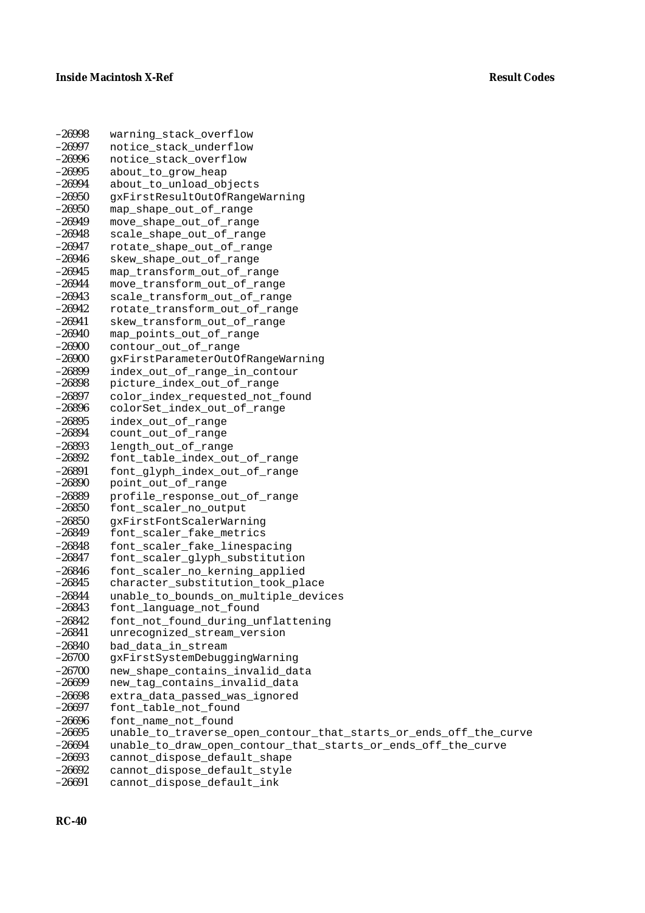| | |
|---|---|
| –26998 | warning_stack_overflow |
| –26997 | notice_stack_underflow |
| –26996 | notice_stack_overflow |
| –26995 | about_to_grow_heap |
| –26994 | about_to_unload_objects |
| –26950 | gxFirstResultOutOfRangeWarning |
| –26950 | map_shape_out_of_range |
| –26949 | move_shape_out_of_range |
| –26948 | scale_shape_out_of_range |
| –26947 | rotate_shape_out_of_range |
| –26946 | skew_shape_out_of_range |
| –26945 | map_transform_out_of_range |
| –26944 | move_transform_out_of_range |
| –26943 | scale_transform_out_of_range |
| –26942 | rotate_transform_out_of_range |
| –26941 | skew_transform_out_of_range |
| –26940 | map_points_out_of_range |
| –26900 | contour_out_of_range |
| –26900 | gxFirstParameterOutOfRangeWarning |
| –26899 | index_out_of_range_in_contour |
| –26898 | picture_index_out_of_range |
| –26897 | color_index_requested_not_found |
| –26896 | colorSet_index_out_of_range |
| –26895 | index_out_of_range |
| –26894 | count_out_of_range |
| –26893 | length_out_of_range |
| –26892 | font_table_index_out_of_range |
| –26891 | font_glyph_index_out_of_range |
| –26890 | point_out_of_range |
| –26889 | profile_response_out_of_range |
| –26850 | font_scaler_no_output |
| –26850 | gxFirstFontScalerWarning |
| –26849 | font_scaler_fake_metrics |
| –26848 | font_scaler_fake_linespacing |
| –26847 | font_scaler_glyph_substitution |
| –26846 | font_scaler_no_kerning_applied |
| –26845 | character_substitution_took_place |
| –26844 | unable_to_bounds_on_multiple_devices |
| –26843 | font_language_not_found |
| –26842 | font_not_found_during_unflattening |
| –26841 | unrecognized_stream_version |
| –26840 | bad_data_in_stream |
| –26700 | gxFirstSystemDebuggingWarning |
| –26700 | new_shape_contains_invalid_data |
| –26699 | new_tag_contains_invalid_data |
| –26698 | extra_data_passed_was_ignored |
| –26697 | font_table_not_found |
| –26696 | font_name_not_found |
| –26695 | unable_to_traverse_open_contour_that_starts_or_ends_off_the_curve |
| –26694 | unable_to_draw_open_contour_that_starts_or_ends_off_the_curve |
| –26693 | cannot_dispose_default_shape |
| –26692 | cannot_dispose_default_style |
| –26691 | cannot_dispose_default_ink |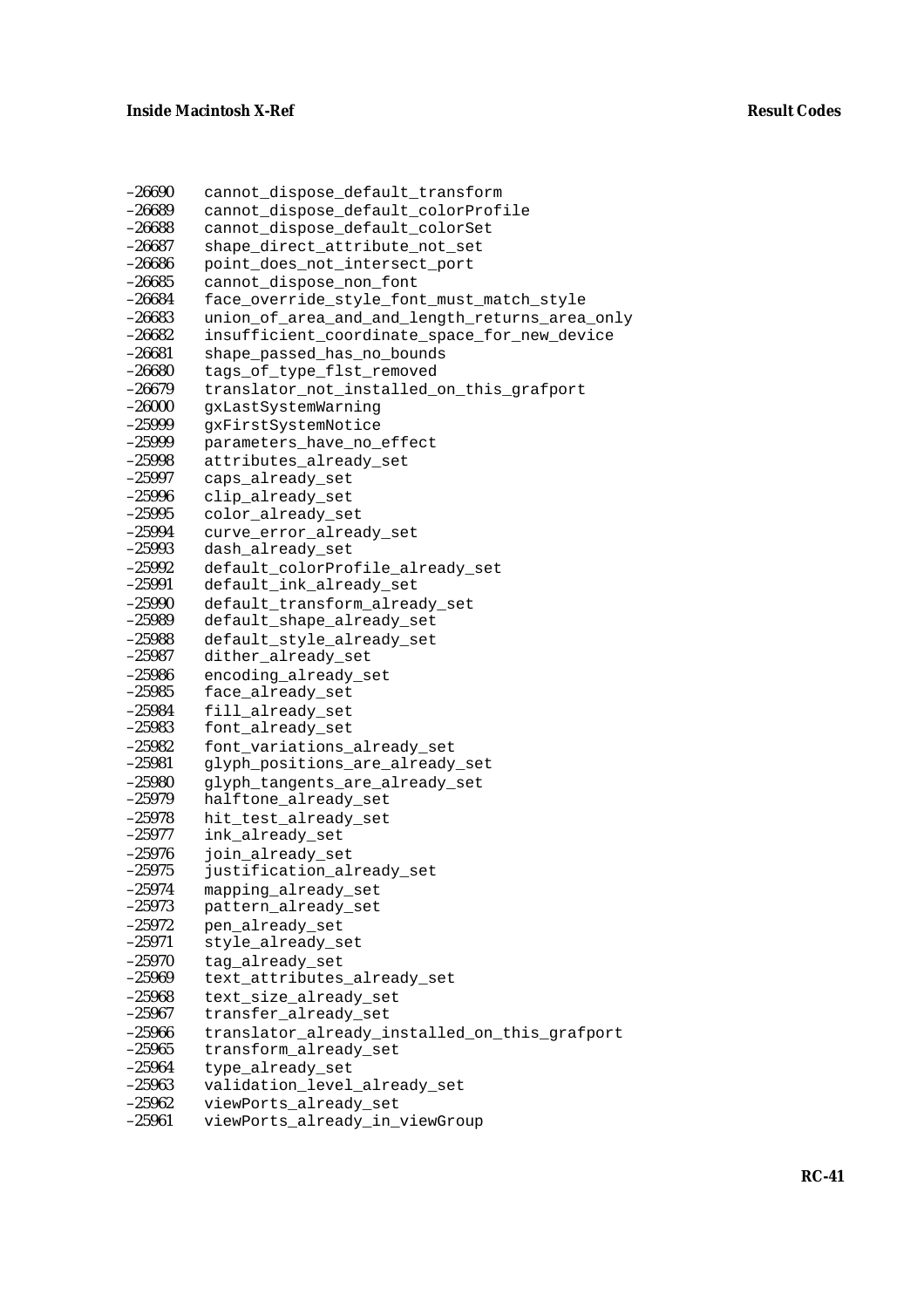| | |
|---|---|
| –26690 | cannot_dispose_default_transform |
| –26689 | cannot_dispose_default_colorProfile |
| –26688 | cannot_dispose_default_colorSet |
| –26687 | shape_direct_attribute_not_set |
| –26686 | point_does_not_intersect_port |
| –26685 | cannot_dispose_non_font |
| –26684 | face_override_style_font_must_match_style |
| –26683 | union_of_area_and_and_length_returns_area_only |
| –26682 | insufficient_coordinate_space_for_new_device |
| –26681 | shape_passed_has_no_bounds |
| –26680 | tags_of_type_flst_removed |
| –26679 | translator_not_installed_on_this_grafport |
| –26000 | gxLastSystemWarning |
| –25999 | gxFirstSystemNotice |
| –25999 | parameters_have_no_effect |
| –25998 | attributes_already_set |
| –25997 | caps_already_set |
| –25996 | clip_already_set |
| –25995 | color_already_set |
| –25994 | curve_error_already_set |
| –25993 | dash_already_set |
| –25992 | default_colorProfile_already_set |
| –25991 | default_ink_already_set |
| –25990 | default_transform_already_set |
| –25989 | default_shape_already_set |
| –25988 | default_style_already_set |
| –25987 | dither_already_set |
| –25986 | encoding_already_set |
| –25985 | face_already_set |
| –25984 | fill_already_set |
| –25983 | font_already_set |
| –25982 | font_variations_already_set |
| –25981 | glyph_positions_are_already_set |
| –25980 | glyph_tangents_are_already_set |
| –25979 | halftone_already_set |
| –25978 | hit_test_already_set |
| –25977 | ink_already_set |
| –25976 | join_already_set |
| –25975 | justification_already_set |
| –25974 | mapping_already_set |
| –25973 | pattern_already_set |
| –25972 | pen_already_set |
| –25971 | style_already_set |
| –25970 | tag_already_set |
| –25969 | text_attributes_already_set |
| –25968 | text_size_already_set |
| –25967 | transfer_already_set |
| –25966 | translator_already_installed_on_this_grafport |
| –25965 | transform_already_set |
| –25964 | type_already_set |
| –25963 | validation_level_already_set |
| –25962 | viewPorts_already_set |
| –25961 | viewPorts_already_in_viewGroup |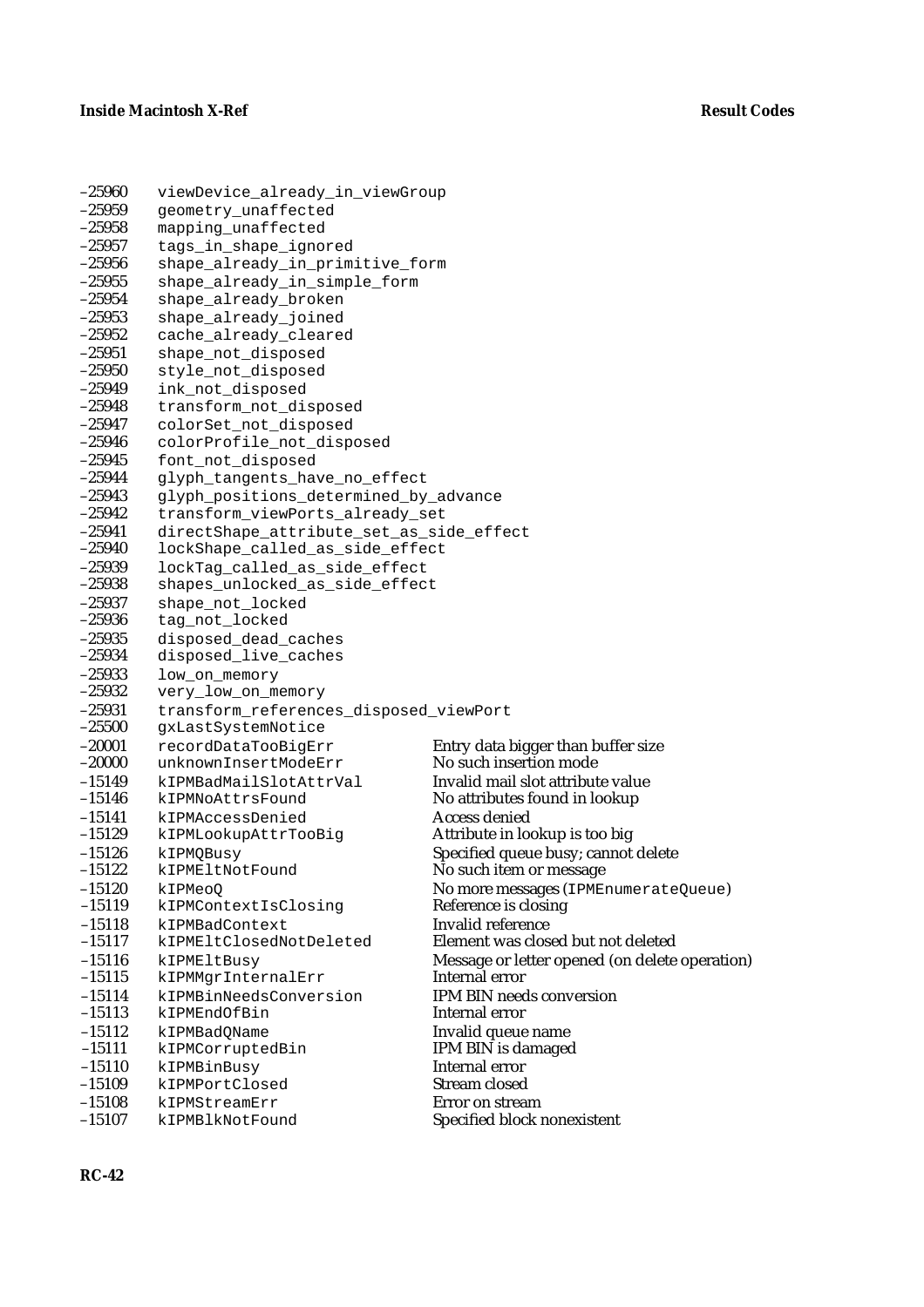| | | |
|---|---|---|
| –25960 | `viewDevice_already_in_viewGroup` | |
| –25959 | `geometry_unaffected` | |
| –25958 | `mapping_unaffected` | |
| –25957 | `tags_in_shape_ignored` | |
| –25956 | `shape_already_in_primitive_form` | |
| –25955 | `shape_already_in_simple_form` | |
| –25954 | `shape_already_broken` | |
| –25953 | `shape_already_joined` | |
| –25952 | `cache_already_cleared` | |
| –25951 | `shape_not_disposed` | |
| –25950 | `style_not_disposed` | |
| –25949 | `ink_not_disposed` | |
| –25948 | `transform_not_disposed` | |
| –25947 | `colorSet_not_disposed` | |
| –25946 | `colorProfile_not_disposed` | |
| –25945 | `font_not_disposed` | |
| –25944 | `glyph_tangents_have_no_effect` | |
| –25943 | `glyph_positions_determined_by_advance` | |
| –25942 | `transform_viewPorts_already_set` | |
| –25941 | `directShape_attribute_set_as_side_effect` | |
| –25940 | `lockShape_called_as_side_effect` | |
| –25939 | `lockTag_called_as_side_effect` | |
| –25938 | `shapes_unlocked_as_side_effect` | |
| –25937 | `shape_not_locked` | |
| –25936 | `tag_not_locked` | |
| –25935 | `disposed_dead_caches` | |
| –25934 | `disposed_live_caches` | |
| –25933 | `low_on_memory` | |
| –25932 | `very_low_on_memory` | |
| –25931 | `transform_references_disposed_viewPort` | |
| –25500 | `gxLastSystemNotice` | |
| –20001 | `recordDataTooBigErr` | Entry data bigger than buffer size |
| –20000 | `unknownInsertModeErr` | No such insertion mode |
| –15149 | `kIPMBadMailSlotAttrVal` | Invalid mail slot attribute value |
| –15146 | `kIPMNoAttrsFound` | No attributes found in lookup |
| –15141 | `kIPMAccessDenied` | Access denied |
| –15129 | `kIPMLookupAttrTooBig` | Attribute in lookup is too big |
| –15126 | `kIPMQBusy` | Specified queue busy; cannot delete |
| –15122 | `kIPMEltNotFound` | No such item or message |
| –15120 | `kIPMeoQ` | No more messages (`IPMEnumerateQueue`) |
| –15119 | `kIPMContextIsClosing` | Reference is closing |
| –15118 | `kIPMBadContext` | Invalid reference |
| –15117 | `kIPMEltClosedNotDeleted` | Element was closed but not deleted |
| –15116 | `kIPMEltBusy` | Message or letter opened (on delete operation) |
| –15115 | `kIPMMgrInternalErr` | Internal error |
| –15114 | `kIPMBinNeedsConversion` | IPM BIN needs conversion |
| –15113 | `kIPMEndOfBin` | Internal error |
| –15112 | `kIPMBadQName` | Invalid queue name |
| –15111 | `kIPMCorruptedBin` | IPM BIN is damaged |
| –15110 | `kIPMBinBusy` | Internal error |
| –15109 | `kIPMPortClosed` | Stream closed |
| –15108 | `kIPMStreamErr` | Error on stream |
| –15107 | `kIPMBlkNotFound` | Specified block nonexistent |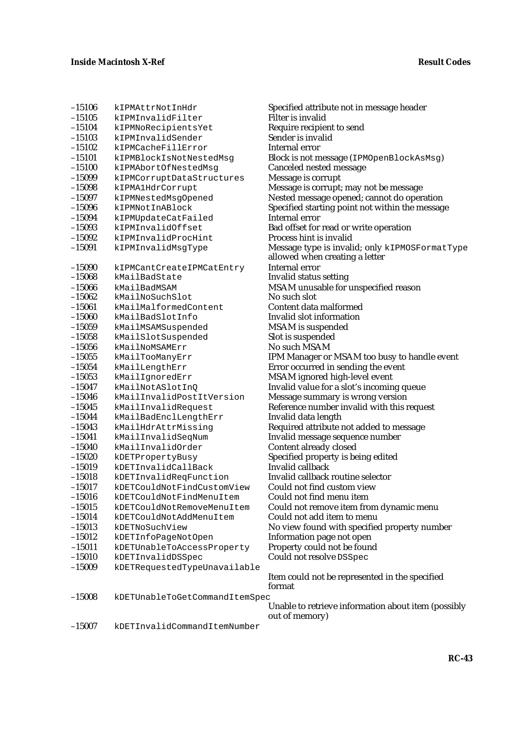| | | |
|---|---|---|
| –15106 | `kIPMAttrNotInHdr` | Specified attribute not in message header |
| –15105 | `kIPMInvalidFilter` | Filter is invalid |
| –15104 | `kIPMNoRecipientsYet` | Require recipient to send |
| –15103 | `kIPMInvalidSender` | Sender is invalid |
| –15102 | `kIPMCacheFillError` | Internal error |
| –15101 | `kIPMBlockIsNotNestedMsg` | Block is not message (`IPMOpenBlockAsMsg`) |
| –15100 | `kIPMAbortOfNestedMsg` | Canceled nested message |
| –15099 | `kIPMCorruptDataStructures` | Message is corrupt |
| –15098 | `kIPMA1HdrCorrupt` | Message is corrupt; may not be message |
| –15097 | `kIPMNestedMsgOpened` | Nested message opened; cannot do operation |
| –15096 | `kIPMNotInABlock` | Specified starting point not within the message |
| –15094 | `kIPMUpdateCatFailed` | Internal error |
| –15093 | `kIPMInvalidOffset` | Bad offset for read or write operation |
| –15092 | `kIPMInvalidProcHint` | Process hint is invalid |
| –15091 | `kIPMInvalidMsgType` | Message type is invalid; only `kIPMOSFormatType` allowed when creating a letter |
| –15090 | `kIPMCantCreateIPMCatEntry` | Internal error |
| –15068 | `kMailBadState` | Invalid status setting |
| –15066 | `kMailBadMSAM` | MSAM unusable for unspecified reason |
| –15062 | `kMailNoSuchSlot` | No such slot |
| –15061 | `kMailMalformedContent` | Content data malformed |
| –15060 | `kMailBadSlotInfo` | Invalid slot information |
| –15059 | `kMailMSAMSuspended` | MSAM is suspended |
| –15058 | `kMailSlotSuspended` | Slot is suspended |
| –15056 | `kMailNoMSAMErr` | No such MSAM |
| –15055 | `kMailTooManyErr` | IPM Manager or MSAM too busy to handle event |
| –15054 | `kMailLengthErr` | Error occurred in sending the event |
| –15053 | `kMailIgnoredErr` | MSAM ignored high-level event |
| –15047 | `kMailNotASlotInQ` | Invalid value for a slot's incoming queue |
| –15046 | `kMailInvalidPostItVersion` | Message summary is wrong version |
| –15045 | `kMailInvalidRequest` | Reference number invalid with this request |
| –15044 | `kMailBadEnclLengthErr` | Invalid data length |
| –15043 | `kMailHdrAttrMissing` | Required attribute not added to message |
| –15041 | `kMailInvalidSeqNum` | Invalid message sequence number |
| –15040 | `kMailInvalidOrder` | Content already closed |
| –15020 | `kDETPropertyBusy` | Specified property is being edited |
| –15019 | `kDETInvalidCallBack` | Invalid callback |
| –15018 | `kDETInvalidReqFunction` | Invalid callback routine selector |
| –15017 | `kDETCouldNotFindCustomView` | Could not find custom view |
| –15016 | `kDETCouldNotFindMenuItem` | Could not find menu item |
| –15015 | `kDETCouldNotRemoveMenuItem` | Could not remove item from dynamic menu |
| –15014 | `kDETCouldNotAddMenuItem` | Could not add item to menu |
| –15013 | `kDETNoSuchView` | No view found with specified property number |
| –15012 | `kDETInfoPageNotOpen` | Information page not open |
| –15011 | `kDETUnableToAccessProperty` | Property could not be found |
| –15010 | `kDETInvalidDSSpec` | Could not resolve `DSSpec` |
| –15009 | `kDETRequestedTypeUnavailable` | Item could not be represented in the specified format |
| –15008 | `kDETUnableToGetCommandItemSpec` | Unable to retrieve information about item (possibly out of memory) |
| –15007 | `kDETInvalidCommandItemNumber` | |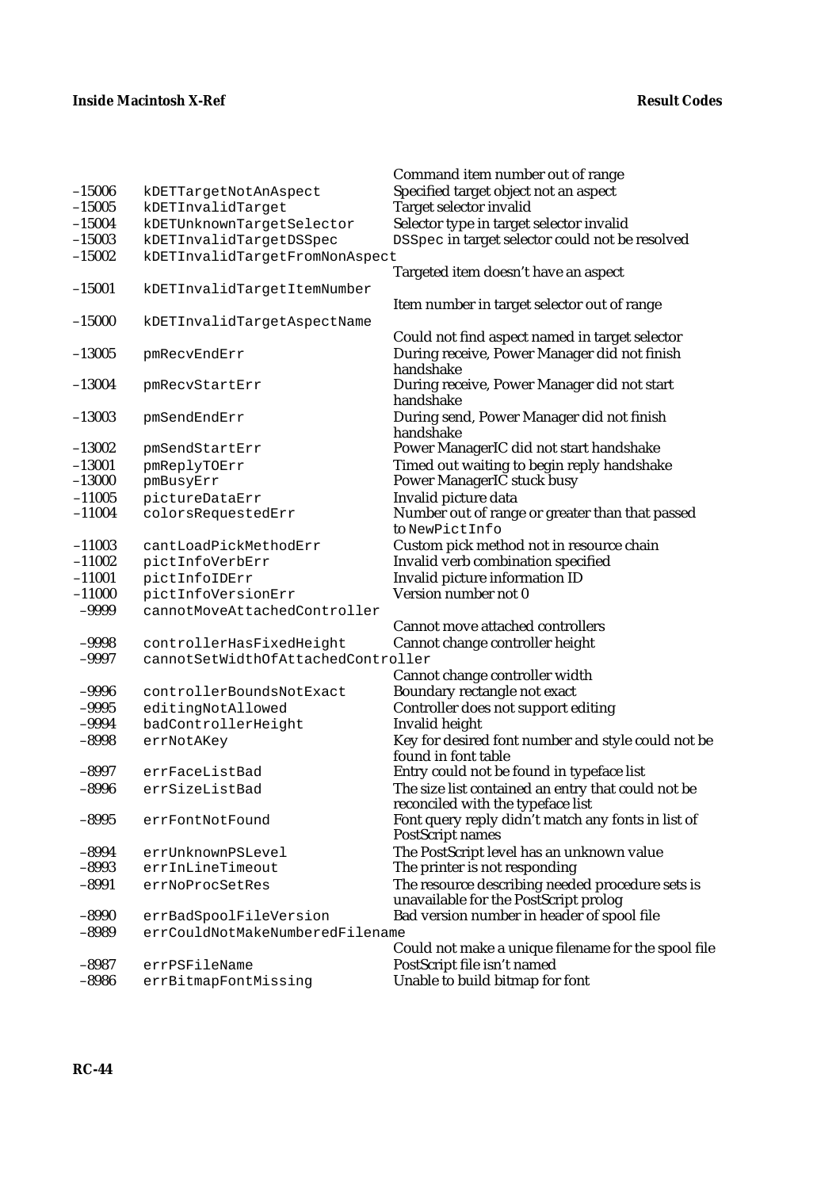| | | |
|---|---|---|
| | | Command item number out of range |
| –15006 | kDETTargetNotAnAspect | Specified target object not an aspect |
| –15005 | kDETInvalidTarget | Target selector invalid |
| –15004 | kDETUnknownTargetSelector | Selector type in target selector invalid |
| –15003 | kDETInvalidTargetDSSpec | DSSpec in target selector could not be resolved |
| –15002 | kDETInvalidTargetFromNonAspect | Targeted item doesn't have an aspect |
| –15001 | kDETInvalidTargetItemNumber | Item number in target selector out of range |
| –15000 | kDETInvalidTargetAspectName | Could not find aspect named in target selector |
| –13005 | pmRecvEndErr | During receive, Power Manager did not finish handshake |
| –13004 | pmRecvStartErr | During receive, Power Manager did not start handshake |
| –13003 | pmSendEndErr | During send, Power Manager did not finish handshake |
| –13002 | pmSendStartErr | Power ManagerIC did not start handshake |
| –13001 | pmReplyTOErr | Timed out waiting to begin reply handshake |
| –13000 | pmBusyErr | Power ManagerIC stuck busy |
| –11005 | pictureDataErr | Invalid picture data |
| –11004 | colorsRequestedErr | Number out of range or greater than that passed to NewPictInfo |
| –11003 | cantLoadPickMethodErr | Custom pick method not in resource chain |
| –11002 | pictInfoVerbErr | Invalid verb combination specified |
| –11001 | pictInfoIDErr | Invalid picture information ID |
| –11000 | pictInfoVersionErr | Version number not 0 |
| –9999 | cannotMoveAttachedController | Cannot move attached controllers |
| –9998 | controllerHasFixedHeight | Cannot change controller height |
| –9997 | cannotSetWidthOfAttachedController | Cannot change controller width |
| –9996 | controllerBoundsNotExact | Boundary rectangle not exact |
| –9995 | editingNotAllowed | Controller does not support editing |
| –9994 | badControllerHeight | Invalid height |
| –8998 | errNotAKey | Key for desired font number and style could not be found in font table |
| –8997 | errFaceListBad | Entry could not be found in typeface list |
| –8996 | errSizeListBad | The size list contained an entry that could not be reconciled with the typeface list |
| –8995 | errFontNotFound | Font query reply didn't match any fonts in list of PostScript names |
| –8994 | errUnknownPSLevel | The PostScript level has an unknown value |
| –8993 | errInLineTimeout | The printer is not responding |
| –8991 | errNoProcSetRes | The resource describing needed procedure sets is unavailable for the PostScript prolog |
| –8990 | errBadSpoolFileVersion | Bad version number in header of spool file |
| –8989 | errCouldNotMakeNumberedFilename | Could not make a unique filename for the spool file |
| –8987 | errPSFileName | PostScript file isn't named |
| –8986 | errBitmapFontMissing | Unable to build bitmap for font |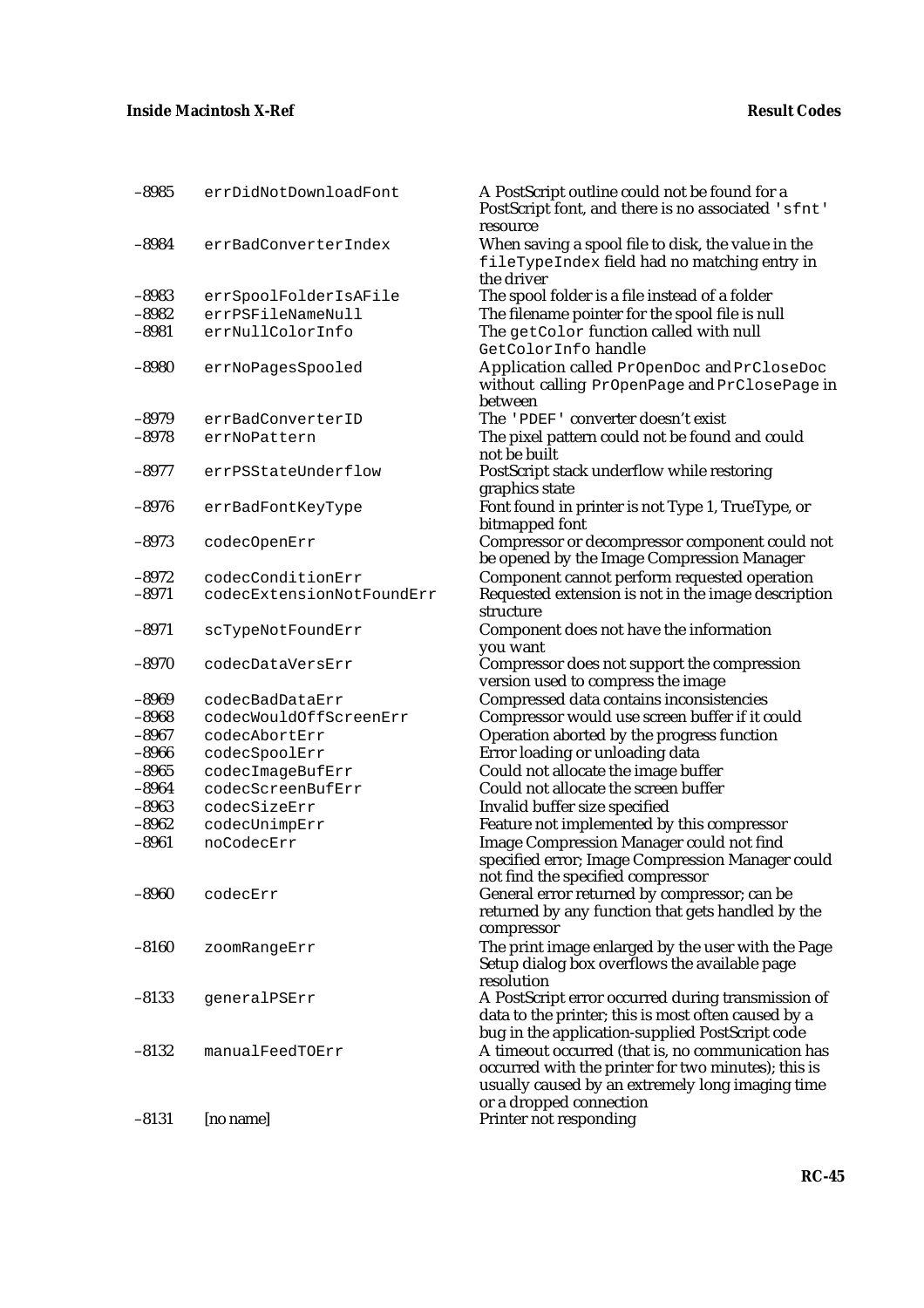| | | |
|---|---|---|
| –8985 | `errDidNotDownloadFont` | A PostScript outline could not be found for a PostScript font, and there is no associated `'sfnt'` resource |
| –8984 | `errBadConverterIndex` | When saving a spool file to disk, the value in the `fileTypeIndex` field had no matching entry in the driver |
| –8983 | `errSpoolFolderIsAFile` | The spool folder is a file instead of a folder |
| –8982 | `errPSFileNameNull` | The filename pointer for the spool file is null |
| –8981 | `errNullColorInfo` | The `getColor` function called with null `GetColorInfo` handle |
| –8980 | `errNoPagesSpooled` | Application called `PrOpenDoc` and `PrCloseDoc` without calling `PrOpenPage` and `PrClosePage` in between |
| –8979 | `errBadConverterID` | The `'PDEF'` converter doesn't exist |
| –8978 | `errNoPattern` | The pixel pattern could not be found and could not be built |
| –8977 | `errPSStateUnderflow` | PostScript stack underflow while restoring graphics state |
| –8976 | `errBadFontKeyType` | Font found in printer is not Type 1, TrueType, or bitmapped font |
| –8973 | `codecOpenErr` | Compressor or decompressor component could not be opened by the Image Compression Manager |
| –8972 | `codecConditionErr` | Component cannot perform requested operation |
| –8971 | `codecExtensionNotFoundErr` | Requested extension is not in the image description structure |
| –8971 | `scTypeNotFoundErr` | Component does not have the information you want |
| –8970 | `codecDataVersErr` | Compressor does not support the compression version used to compress the image |
| –8969 | `codecBadDataErr` | Compressed data contains inconsistencies |
| –8968 | `codecWouldOffScreenErr` | Compressor would use screen buffer if it could |
| –8967 | `codecAbortErr` | Operation aborted by the progress function |
| –8966 | `codecSpoolErr` | Error loading or unloading data |
| –8965 | `codecImageBufErr` | Could not allocate the image buffer |
| –8964 | `codecScreenBufErr` | Could not allocate the screen buffer |
| –8963 | `codecSizeErr` | Invalid buffer size specified |
| –8962 | `codecUnimpErr` | Feature not implemented by this compressor |
| –8961 | `noCodecErr` | Image Compression Manager could not find specified error; Image Compression Manager could not find the specified compressor |
| –8960 | `codecErr` | General error returned by compressor; can be returned by any function that gets handled by the compressor |
| –8160 | `zoomRangeErr` | The print image enlarged by the user with the Page Setup dialog box overflows the available page resolution |
| –8133 | `generalPSErr` | A PostScript error occurred during transmission of data to the printer; this is most often caused by a bug in the application-supplied PostScript code |
| –8132 | `manualFeedTOErr` | A timeout occurred (that is, no communication has occurred with the printer for two minutes); this is usually caused by an extremely long imaging time or a dropped connection |
| –8131 | [no name] | Printer not responding |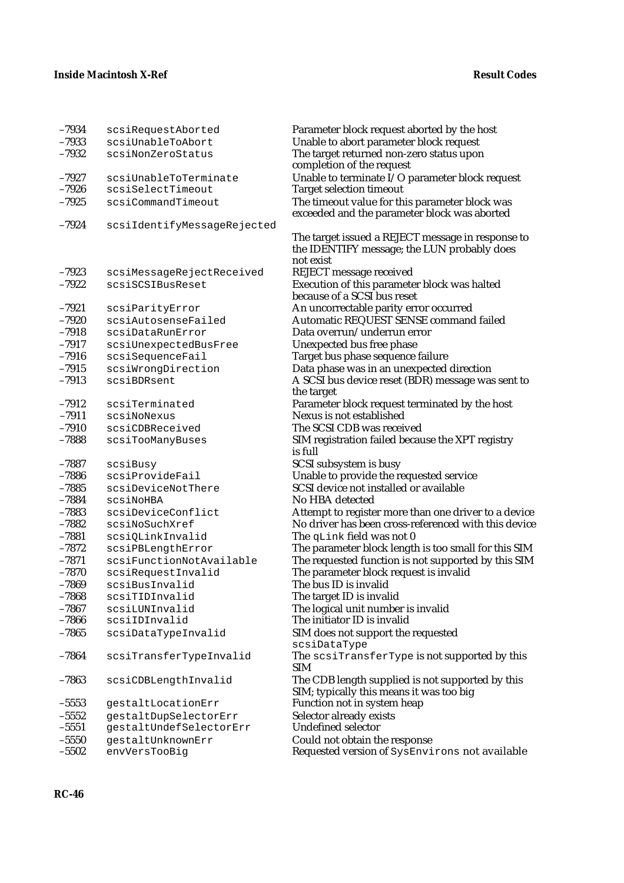| | | |
|---|---|---|
| –7934 | `scsiRequestAborted` | Parameter block request aborted by the host |
| –7933 | `scsiUnableToAbort` | Unable to abort parameter block request |
| –7932 | `scsiNonZeroStatus` | The target returned non-zero status upon completion of the request |
| –7927 | `scsiUnableToTerminate` | Unable to terminate I/O parameter block request |
| –7926 | `scsiSelectTimeout` | Target selection timeout |
| –7925 | `scsiCommandTimeout` | The timeout value for this parameter block was exceeded and the parameter block was aborted |
| –7924 | `scsiIdentifyMessageRejected` | The target issued a REJECT message in response to the IDENTIFY message; the LUN probably does not exist |
| –7923 | `scsiMessageRejectReceived` | REJECT message received |
| –7922 | `scsiSCSIBusReset` | Execution of this parameter block was halted because of a SCSI bus reset |
| –7921 | `scsiParityError` | An uncorrectable parity error occurred |
| –7920 | `scsiAutosenseFailed` | Automatic REQUEST SENSE command failed |
| –7918 | `scsiDataRunError` | Data overrun/underrun error |
| –7917 | `scsiUnexpectedBusFree` | Unexpected bus free phase |
| –7916 | `scsiSequenceFail` | Target bus phase sequence failure |
| –7915 | `scsiWrongDirection` | Data phase was in an unexpected direction |
| –7913 | `scsiBDRsent` | A SCSI bus device reset (BDR) message was sent to the target |
| –7912 | `scsiTerminated` | Parameter block request terminated by the host |
| –7911 | `scsiNoNexus` | Nexus is not established |
| –7910 | `scsiCDBReceived` | The SCSI CDB was received |
| –7888 | `scsiTooManyBuses` | SIM registration failed because the XPT registry is full |
| –7887 | `scsiBusy` | SCSI subsystem is busy |
| –7886 | `scsiProvideFail` | Unable to provide the requested service |
| –7885 | `scsiDeviceNotThere` | SCSI device not installed or available |
| –7884 | `scsiNoHBA` | No HBA detected |
| –7883 | `scsiDeviceConflict` | Attempt to register more than one driver to a device |
| –7882 | `scsiNoSuchXref` | No driver has been cross-referenced with this device |
| –7881 | `scsiQLinkInvalid` | The `qLink` field was not 0 |
| –7872 | `scsiPBLengthError` | The parameter block length is too small for this SIM |
| –7871 | `scsiFunctionNotAvailable` | The requested function is not supported by this SIM |
| –7870 | `scsiRequestInvalid` | The parameter block request is invalid |
| –7869 | `scsiBusInvalid` | The bus ID is invalid |
| –7868 | `scsiTIDInvalid` | The target ID is invalid |
| –7867 | `scsiLUNInvalid` | The logical unit number is invalid |
| –7866 | `scsiIDInvalid` | The initiator ID is invalid |
| –7865 | `scsiDataTypeInvalid` | SIM does not support the requested `scsiDataType` |
| –7864 | `scsiTransferTypeInvalid` | The `scsiTransferType` is not supported by this SIM |
| –7863 | `scsiCDBLengthInvalid` | The CDB length supplied is not supported by this SIM; typically this means it was too big |
| –5553 | `gestaltLocationErr` | Function not in system heap |
| –5552 | `gestaltDupSelectorErr` | Selector already exists |
| –5551 | `gestaltUndefSelectorErr` | Undefined selector |
| –5550 | `gestaltUnknownErr` | Could not obtain the response |
| –5502 | `envVersTooBig` | Requested version of `SysEnvirons` not available |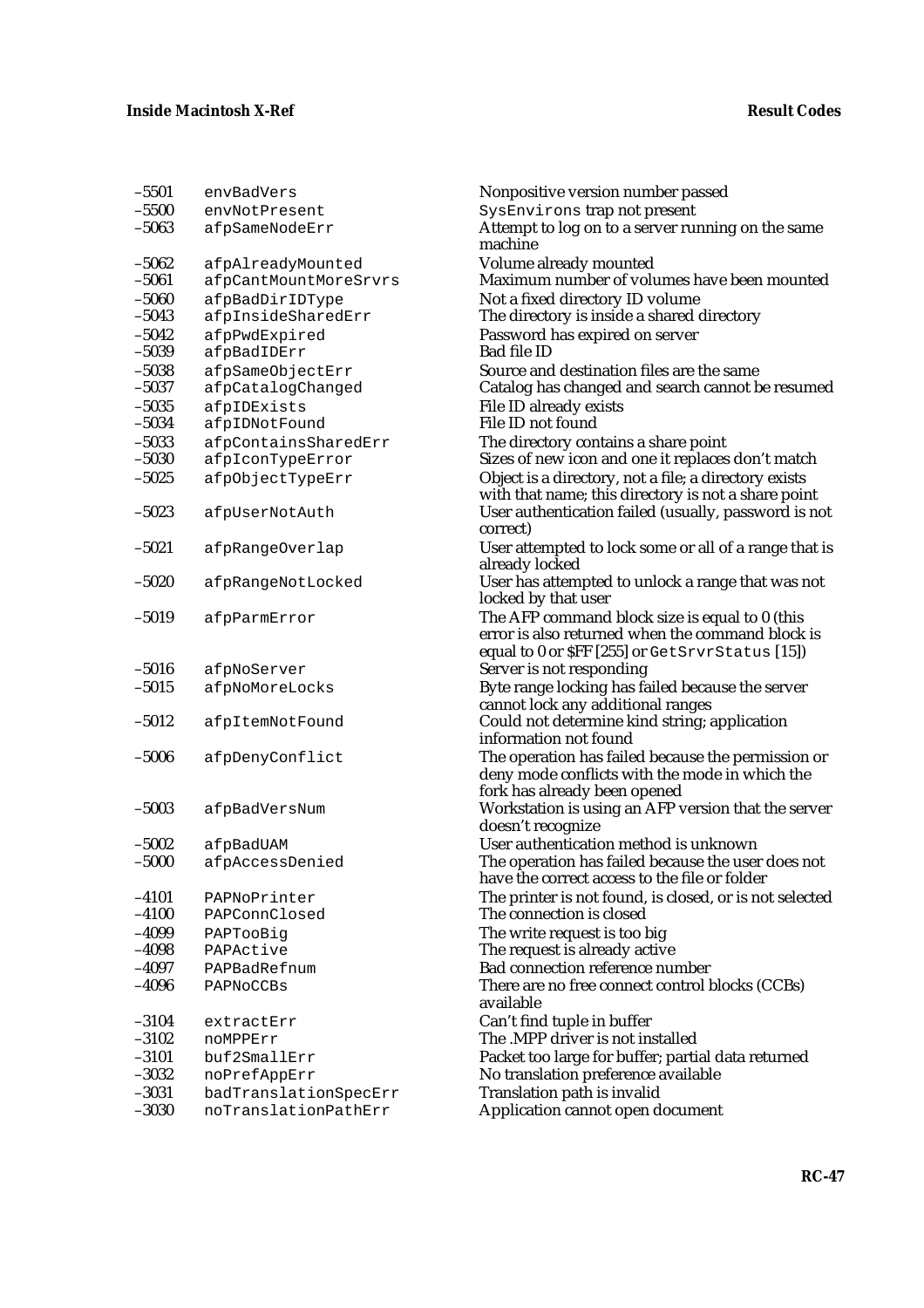| | | |
|---|---|---|
| –5501 | envBadVers | Nonpositive version number passed |
| –5500 | envNotPresent | SysEnvirons trap not present |
| –5063 | afpSameNodeErr | Attempt to log on to a server running on the same machine |
| –5062 | afpAlreadyMounted | Volume already mounted |
| –5061 | afpCantMountMoreSrvrs | Maximum number of volumes have been mounted |
| –5060 | afpBadDirIDType | Not a fixed directory ID volume |
| –5043 | afpInsideSharedErr | The directory is inside a shared directory |
| –5042 | afpPwdExpired | Password has expired on server |
| –5039 | afpBadIDErr | Bad file ID |
| –5038 | afpSameObjectErr | Source and destination files are the same |
| –5037 | afpCatalogChanged | Catalog has changed and search cannot be resumed |
| –5035 | afpIDExists | File ID already exists |
| –5034 | afpIDNotFound | File ID not found |
| –5033 | afpContainsSharedErr | The directory contains a share point |
| –5030 | afpIconTypeError | Sizes of new icon and one it replaces don’t match |
| –5025 | afpObjectTypeErr | Object is a directory, not a file; a directory exists with that name; this directory is not a share point |
| –5023 | afpUserNotAuth | User authentication failed (usually, password is not correct) |
| –5021 | afpRangeOverlap | User attempted to lock some or all of a range that is already locked |
| –5020 | afpRangeNotLocked | User has attempted to unlock a range that was not locked by that user |
| –5019 | afpParmError | The AFP command block size is equal to 0 (this error is also returned when the command block is equal to 0 or $FF [255] or GetSrvrStatus [15]) |
| –5016 | afpNoServer | Server is not responding |
| –5015 | afpNoMoreLocks | Byte range locking has failed because the server cannot lock any additional ranges |
| –5012 | afpItemNotFound | Could not determine kind string; application information not found |
| –5006 | afpDenyConflict | The operation has failed because the permission or deny mode conflicts with the mode in which the fork has already been opened |
| –5003 | afpBadVersNum | Workstation is using an AFP version that the server doesn’t recognize |
| –5002 | afpBadUAM | User authentication method is unknown |
| –5000 | afpAccessDenied | The operation has failed because the user does not have the correct access to the file or folder |
| –4101 | PAPNoPrinter | The printer is not found, is closed, or is not selected |
| –4100 | PAPConnClosed | The connection is closed |
| –4099 | PAPTooBig | The write request is too big |
| –4098 | PAPActive | The request is already active |
| –4097 | PAPBadRefnum | Bad connection reference number |
| –4096 | PAPNoCCBs | There are no free connect control blocks (CCBs) available |
| –3104 | extractErr | Can’t find tuple in buffer |
| –3102 | noMPPErr | The .MPP driver is not installed |
| –3101 | buf2SmallErr | Packet too large for buffer; partial data returned |
| –3032 | noPrefAppErr | No translation preference available |
| –3031 | badTranslationSpecErr | Translation path is invalid |
| –3030 | noTranslationPathErr | Application cannot open document |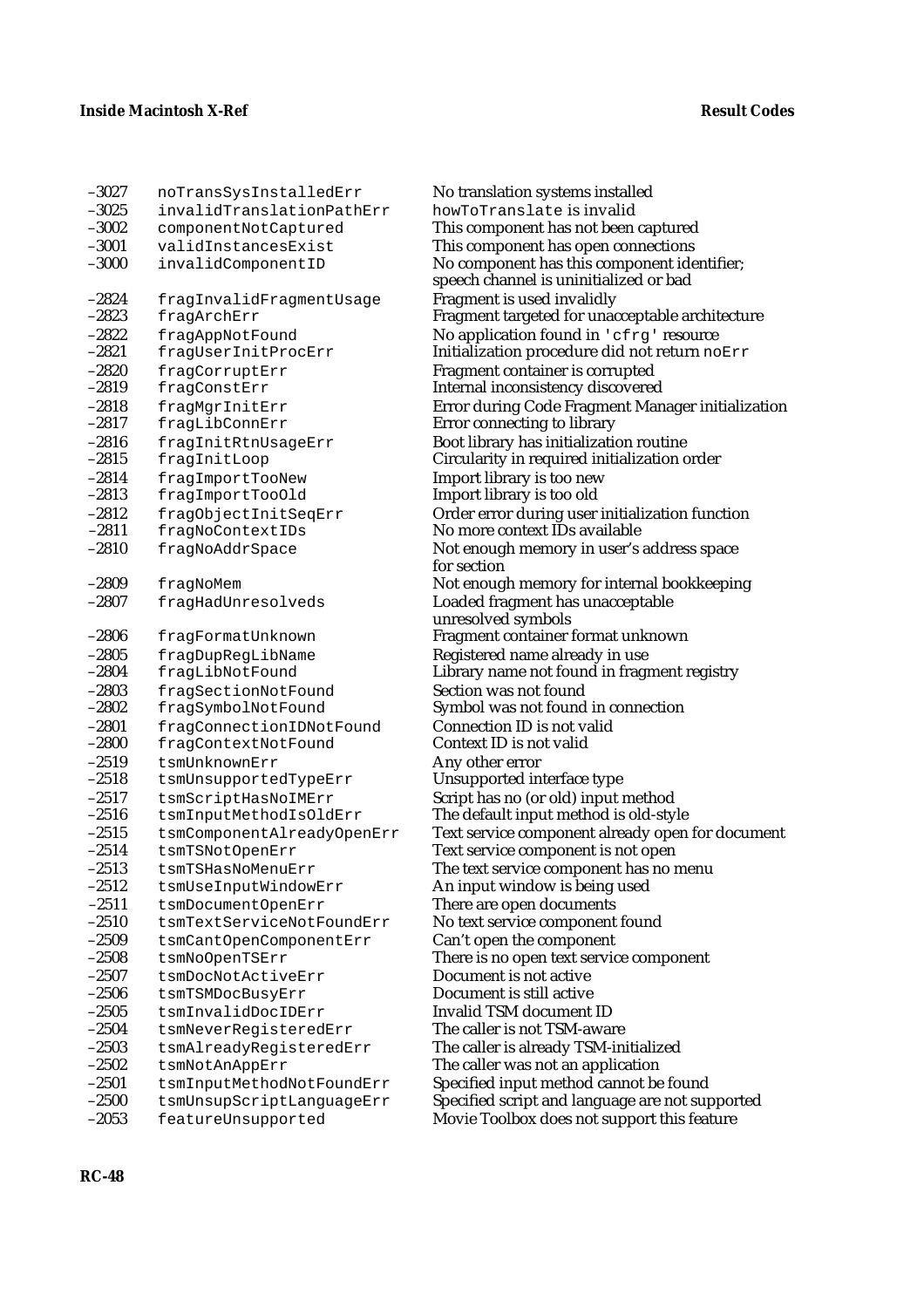| | | |
|---|---|---|
| –3027 | `noTransSysInstalledErr` | No translation systems installed |
| –3025 | `invalidTranslationPathErr` | `howToTranslate` is invalid |
| –3002 | `componentNotCaptured` | This component has not been captured |
| –3001 | `validInstancesExist` | This component has open connections |
| –3000 | `invalidComponentID` | No component has this component identifier; speech channel is uninitialized or bad |
| –2824 | `fragInvalidFragmentUsage` | Fragment is used invalidly |
| –2823 | `fragArchErr` | Fragment targeted for unacceptable architecture |
| –2822 | `fragAppNotFound` | No application found in `'cfrg'` resource |
| –2821 | `fragUserInitProcErr` | Initialization procedure did not return `noErr` |
| –2820 | `fragCorruptErr` | Fragment container is corrupted |
| –2819 | `fragConstErr` | Internal inconsistency discovered |
| –2818 | `fragMgrInitErr` | Error during Code Fragment Manager initialization |
| –2817 | `fragLibConnErr` | Error connecting to library |
| –2816 | `fragInitRtnUsageErr` | Boot library has initialization routine |
| –2815 | `fragInitLoop` | Circularity in required initialization order |
| –2814 | `fragImportTooNew` | Import library is too new |
| –2813 | `fragImportTooOld` | Import library is too old |
| –2812 | `fragObjectInitSeqErr` | Order error during user initialization function |
| –2811 | `fragNoContextIDs` | No more context IDs available |
| –2810 | `fragNoAddrSpace` | Not enough memory in user's address space for section |
| –2809 | `fragNoMem` | Not enough memory for internal bookkeeping |
| –2807 | `fragHadUnresolveds` | Loaded fragment has unacceptable unresolved symbols |
| –2806 | `fragFormatUnknown` | Fragment container format unknown |
| –2805 | `fragDupRegLibName` | Registered name already in use |
| –2804 | `fragLibNotFound` | Library name not found in fragment registry |
| –2803 | `fragSectionNotFound` | Section was not found |
| –2802 | `fragSymbolNotFound` | Symbol was not found in connection |
| –2801 | `fragConnectionIDNotFound` | Connection ID is not valid |
| –2800 | `fragContextNotFound` | Context ID is not valid |
| –2519 | `tsmUnknownErr` | Any other error |
| –2518 | `tsmUnsupportedTypeErr` | Unsupported interface type |
| –2517 | `tsmScriptHasNoIMErr` | Script has no (or old) input method |
| –2516 | `tsmInputMethodIsOldErr` | The default input method is old-style |
| –2515 | `tsmComponentAlreadyOpenErr` | Text service component already open for document |
| –2514 | `tsmTSNotOpenErr` | Text service component is not open |
| –2513 | `tsmTSHasNoMenuErr` | The text service component has no menu |
| –2512 | `tsmUseInputWindowErr` | An input window is being used |
| –2511 | `tsmDocumentOpenErr` | There are open documents |
| –2510 | `tsmTextServiceNotFoundErr` | No text service component found |
| –2509 | `tsmCantOpenComponentErr` | Can't open the component |
| –2508 | `tsmNoOpenTSErr` | There is no open text service component |
| –2507 | `tsmDocNotActiveErr` | Document is not active |
| –2506 | `tsmTSMDocBusyErr` | Document is still active |
| –2505 | `tsmInvalidDocIDErr` | Invalid TSM document ID |
| –2504 | `tsmNeverRegisteredErr` | The caller is not TSM-aware |
| –2503 | `tsmAlreadyRegisteredErr` | The caller is already TSM-initialized |
| –2502 | `tsmNotAnAppErr` | The caller was not an application |
| –2501 | `tsmInputMethodNotFoundErr` | Specified input method cannot be found |
| –2500 | `tsmUnsupScriptLanguageErr` | Specified script and language are not supported |
| –2053 | `featureUnsupported` | Movie Toolbox does not support this feature |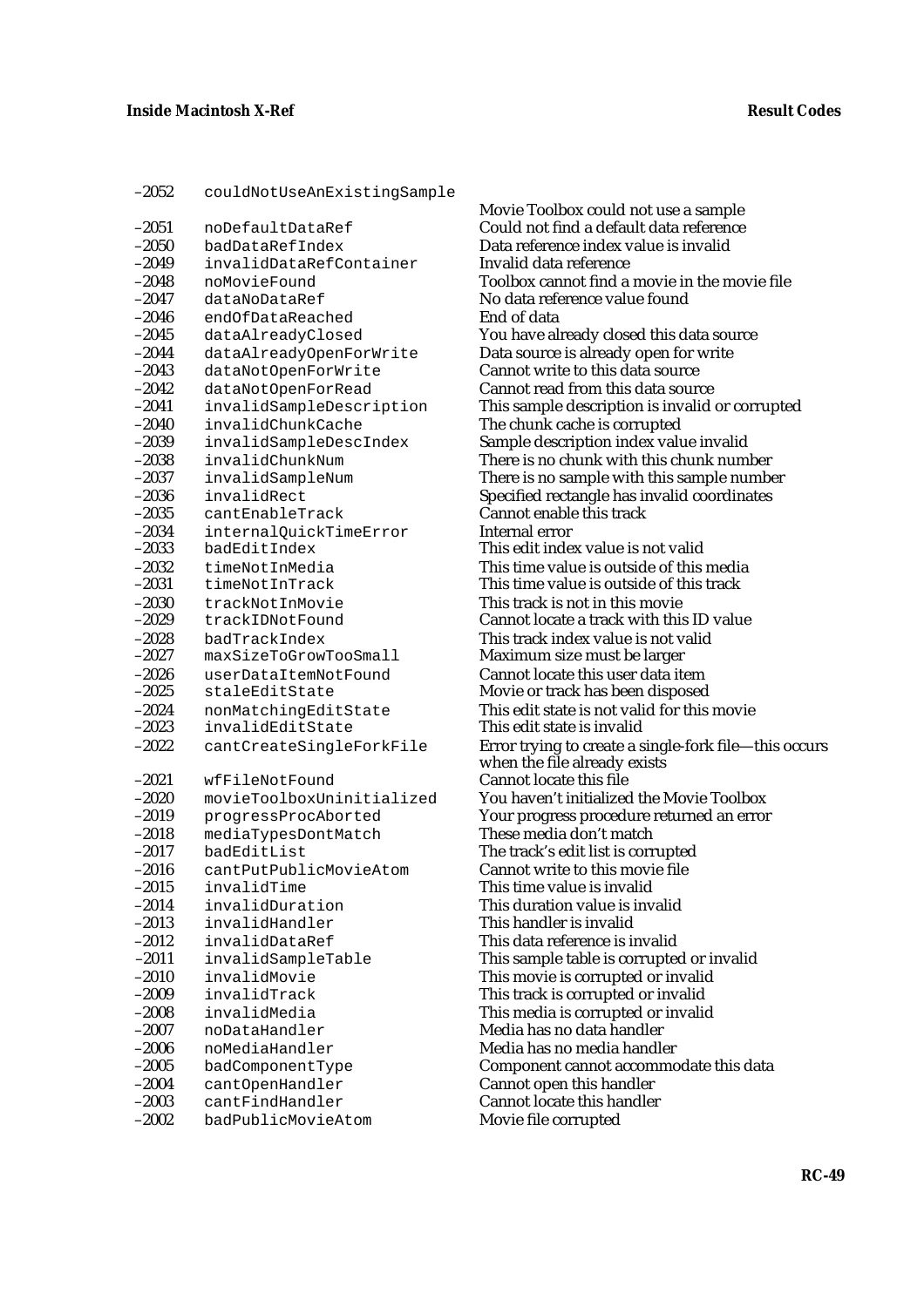| | | |
|---|---|---|
| –2052 | `couldNotUseAnExistingSample` | Movie Toolbox could not use a sample |
| –2051 | `noDefaultDataRef` | Could not find a default data reference |
| –2050 | `badDataRefIndex` | Data reference index value is invalid |
| –2049 | `invalidDataRefContainer` | Invalid data reference |
| –2048 | `noMovieFound` | Toolbox cannot find a movie in the movie file |
| –2047 | `dataNoDataRef` | No data reference value found |
| –2046 | `endOfDataReached` | End of data |
| –2045 | `dataAlreadyClosed` | You have already closed this data source |
| –2044 | `dataAlreadyOpenForWrite` | Data source is already open for write |
| –2043 | `dataNotOpenForWrite` | Cannot write to this data source |
| –2042 | `dataNotOpenForRead` | Cannot read from this data source |
| –2041 | `invalidSampleDescription` | This sample description is invalid or corrupted |
| –2040 | `invalidChunkCache` | The chunk cache is corrupted |
| –2039 | `invalidSampleDescIndex` | Sample description index value invalid |
| –2038 | `invalidChunkNum` | There is no chunk with this chunk number |
| –2037 | `invalidSampleNum` | There is no sample with this sample number |
| –2036 | `invalidRect` | Specified rectangle has invalid coordinates |
| –2035 | `cantEnableTrack` | Cannot enable this track |
| –2034 | `internalQuickTimeError` | Internal error |
| –2033 | `badEditIndex` | This edit index value is not valid |
| –2032 | `timeNotInMedia` | This time value is outside of this media |
| –2031 | `timeNotInTrack` | This time value is outside of this track |
| –2030 | `trackNotInMovie` | This track is not in this movie |
| –2029 | `trackIDNotFound` | Cannot locate a track with this ID value |
| –2028 | `badTrackIndex` | This track index value is not valid |
| –2027 | `maxSizeToGrowTooSmall` | Maximum size must be larger |
| –2026 | `userDataItemNotFound` | Cannot locate this user data item |
| –2025 | `staleEditState` | Movie or track has been disposed |
| –2024 | `nonMatchingEditState` | This edit state is not valid for this movie |
| –2023 | `invalidEditState` | This edit state is invalid |
| –2022 | `cantCreateSingleForkFile` | Error trying to create a single-fork file—this occurs when the file already exists |
| –2021 | `wfFileNotFound` | Cannot locate this file |
| –2020 | `movieToolboxUninitialized` | You haven't initialized the Movie Toolbox |
| –2019 | `progressProcAborted` | Your progress procedure returned an error |
| –2018 | `mediaTypesDontMatch` | These media don't match |
| –2017 | `badEditList` | The track's edit list is corrupted |
| –2016 | `cantPutPublicMovieAtom` | Cannot write to this movie file |
| –2015 | `invalidTime` | This time value is invalid |
| –2014 | `invalidDuration` | This duration value is invalid |
| –2013 | `invalidHandler` | This handler is invalid |
| –2012 | `invalidDataRef` | This data reference is invalid |
| –2011 | `invalidSampleTable` | This sample table is corrupted or invalid |
| –2010 | `invalidMovie` | This movie is corrupted or invalid |
| –2009 | `invalidTrack` | This track is corrupted or invalid |
| –2008 | `invalidMedia` | This media is corrupted or invalid |
| –2007 | `noDataHandler` | Media has no data handler |
| –2006 | `noMediaHandler` | Media has no media handler |
| –2005 | `badComponentType` | Component cannot accommodate this data |
| –2004 | `cantOpenHandler` | Cannot open this handler |
| –2003 | `cantFindHandler` | Cannot locate this handler |
| –2002 | `badPublicMovieAtom` | Movie file corrupted |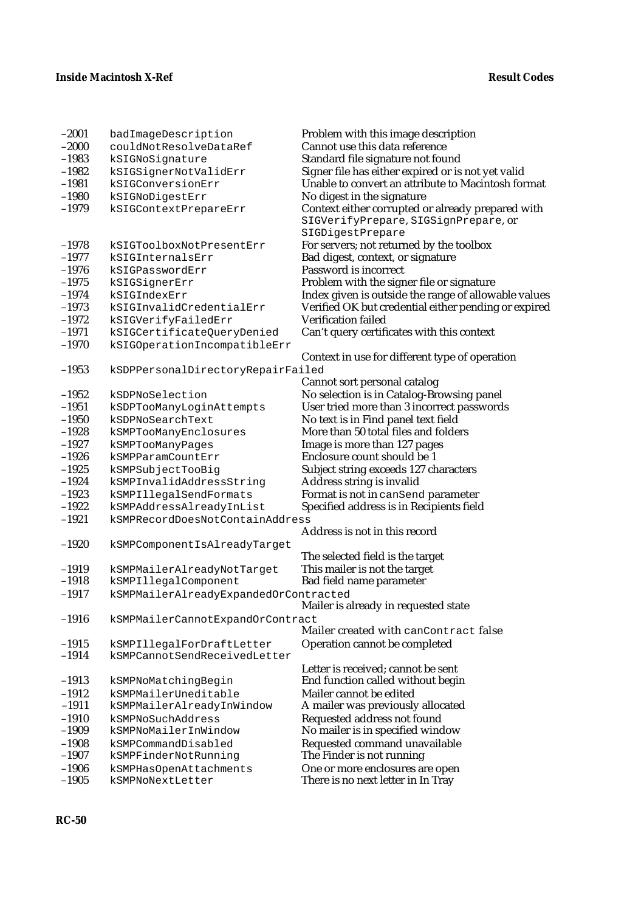| | | |
|---|---|---|
| –2001 | `badImageDescription` | Problem with this image description |
| –2000 | `couldNotResolveDataRef` | Cannot use this data reference |
| –1983 | `kSIGNoSignature` | Standard file signature not found |
| –1982 | `kSIGSignerNotValidErr` | Signer file has either expired or is not yet valid |
| –1981 | `kSIGConversionErr` | Unable to convert an attribute to Macintosh format |
| –1980 | `kSIGNoDigestErr` | No digest in the signature |
| –1979 | `kSIGContextPrepareErr` | Context either corrupted or already prepared with `SIGVerifyPrepare`, `SIGSignPrepare`, or `SIGDigestPrepare` |
| –1978 | `kSIGToolboxNotPresentErr` | For servers; not returned by the toolbox |
| –1977 | `kSIGInternalsErr` | Bad digest, context, or signature |
| –1976 | `kSIGPasswordErr` | Password is incorrect |
| –1975 | `kSIGSignerErr` | Problem with the signer file or signature |
| –1974 | `kSIGIndexErr` | Index given is outside the range of allowable values |
| –1973 | `kSIGInvalidCredentialErr` | Verified OK but credential either pending or expired |
| –1972 | `kSIGVerifyFailedErr` | Verification failed |
| –1971 | `kSIGCertificateQueryDenied` | Can't query certificates with this context |
| –1970 | `kSIGOperationIncompatibleErr` | Context in use for different type of operation |
| –1953 | `kSDPPersonalDirectoryRepairFailed` | Cannot sort personal catalog |
| –1952 | `kSDPNoSelection` | No selection is in Catalog-Browsing panel |
| –1951 | `kSDPTooManyLoginAttempts` | User tried more than 3 incorrect passwords |
| –1950 | `kSDPNoSearchText` | No text is in Find panel text field |
| –1928 | `kSMPTooManyEnclosures` | More than 50 total files and folders |
| –1927 | `kSMPTooManyPages` | Image is more than 127 pages |
| –1926 | `kSMPParamCountErr` | Enclosure count should be 1 |
| –1925 | `kSMPSubjectTooBig` | Subject string exceeds 127 characters |
| –1924 | `kSMPInvalidAddressString` | Address string is invalid |
| –1923 | `kSMPIllegalSendFormats` | Format is not in `canSend` parameter |
| –1922 | `kSMPAddressAlreadyInList` | Specified address is in Recipients field |
| –1921 | `kSMPRecordDoesNotContainAddress` | Address is not in this record |
| –1920 | `kSMPComponentIsAlreadyTarget` | The selected field is the target |
| –1919 | `kSMPMailerAlreadyNotTarget` | This mailer is not the target |
| –1918 | `kSMPIllegalComponent` | Bad field name parameter |
| –1917 | `kSMPMailerAlreadyExpandedOrContracted` | Mailer is already in requested state |
| –1916 | `kSMPMailerCannotExpandOrContract` | Mailer created with `canContract` false |
| –1915 | `kSMPIllegalForDraftLetter` | Operation cannot be completed |
| –1914 | `kSMPCannotSendReceivedLetter` | Letter is received; cannot be sent |
| –1913 | `kSMPNoMatchingBegin` | End function called without begin |
| –1912 | `kSMPMailerUneditable` | Mailer cannot be edited |
| –1911 | `kSMPMailerAlreadyInWindow` | A mailer was previously allocated |
| –1910 | `kSMPNoSuchAddress` | Requested address not found |
| –1909 | `kSMPNoMailerInWindow` | No mailer is in specified window |
| –1908 | `kSMPCommandDisabled` | Requested command unavailable |
| –1907 | `kSMPFinderNotRunning` | The Finder is not running |
| –1906 | `kSMPHasOpenAttachments` | One or more enclosures are open |
| –1905 | `kSMPNoNextLetter` | There is no next letter in In Tray |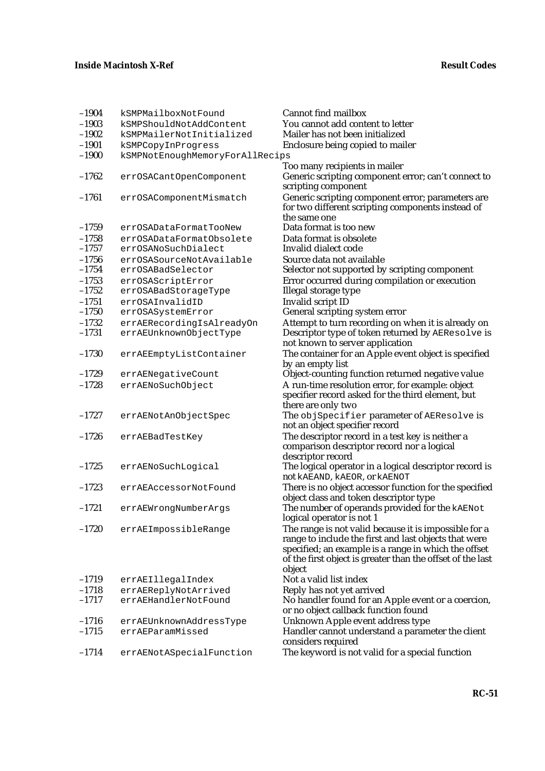| | | |
|---|---|---|
| –1904 | kSMPMailboxNotFound | Cannot find mailbox |
| –1903 | kSMPShouldNotAddContent | You cannot add content to letter |
| –1902 | kSMPMailerNotInitialized | Mailer has not been initialized |
| –1901 | kSMPCopyInProgress | Enclosure being copied to mailer |
| –1900 | kSMPNotEnoughMemoryForAllRecips | Too many recipients in mailer |
| –1762 | errOSACantOpenComponent | Generic scripting component error; can't connect to scripting component |
| –1761 | errOSAComponentMismatch | Generic scripting component error; parameters are for two different scripting components instead of the same one |
| –1759 | errOSADataFormatTooNew | Data format is too new |
| –1758 | errOSADataFormatObsolete | Data format is obsolete |
| –1757 | errOSANoSuchDialect | Invalid dialect code |
| –1756 | errOSASourceNotAvailable | Source data not available |
| –1754 | errOSABadSelector | Selector not supported by scripting component |
| –1753 | errOSAScriptError | Error occurred during compilation or execution |
| –1752 | errOSABadStorageType | Illegal storage type |
| –1751 | errOSAInvalidID | Invalid script ID |
| –1750 | errOSASystemError | General scripting system error |
| –1732 | errAERecordingIsAlreadyOn | Attempt to turn recording on when it is already on |
| –1731 | errAEUnknownObjectType | Descriptor type of token returned by AEResolve is not known to server application |
| –1730 | errAEEmptyListContainer | The container for an Apple event object is specified by an empty list |
| –1729 | errAENegativeCount | Object-counting function returned negative value |
| –1728 | errAENoSuchObject | A run-time resolution error, for example: object specifier record asked for the third element, but there are only two |
| –1727 | errAENotAnObjectSpec | The objSpecifier parameter of AEResolve is not an object specifier record |
| –1726 | errAEBadTestKey | The descriptor record in a test key is neither a comparison descriptor record nor a logical descriptor record |
| –1725 | errAENoSuchLogical | The logical operator in a logical descriptor record is not kAEAND, kAEOR, or kAENOT |
| –1723 | errAEAccessorNotFound | There is no object accessor function for the specified object class and token descriptor type |
| –1721 | errAEWrongNumberArgs | The number of operands provided for the kAENot logical operator is not 1 |
| –1720 | errAEImpossibleRange | The range is not valid because it is impossible for a range to include the first and last objects that were specified; an example is a range in which the offset of the first object is greater than the offset of the last object |
| –1719 | errAEIllegalIndex | Not a valid list index |
| –1718 | errAEReplyNotArrived | Reply has not yet arrived |
| –1717 | errAEHandlerNotFound | No handler found for an Apple event or a coercion, or no object callback function found |
| –1716 | errAEUnknownAddressType | Unknown Apple event address type |
| –1715 | errAEParamMissed | Handler cannot understand a parameter the client considers required |
| –1714 | errAENotASpecialFunction | The keyword is not valid for a special function |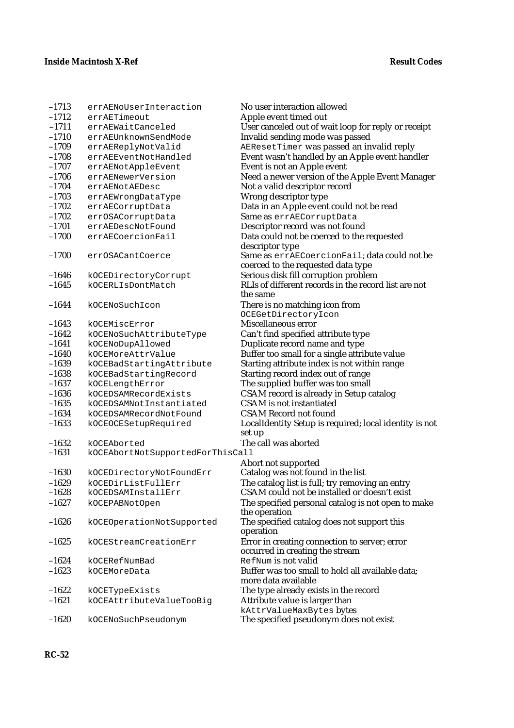| | | |
|---|---|---|
| –1713 | errAENoUserInteraction | No user interaction allowed |
| –1712 | errAETimeout | Apple event timed out |
| –1711 | errAEWaitCanceled | User canceled out of wait loop for reply or receipt |
| –1710 | errAEUnknownSendMode | Invalid sending mode was passed |
| –1709 | errAEReplyNotValid | AEResetTimer was passed an invalid reply |
| –1708 | errAEEventNotHandled | Event wasn’t handled by an Apple event handler |
| –1707 | errAENotAppleEvent | Event is not an Apple event |
| –1706 | errAENewerVersion | Need a newer version of the Apple Event Manager |
| –1704 | errAENotAEDesc | Not a valid descriptor record |
| –1703 | errAEWrongDataType | Wrong descriptor type |
| –1702 | errAECorruptData | Data in an Apple event could not be read |
| –1702 | errOSACorruptData | Same as errAECorruptData |
| –1701 | errAEDescNotFound | Descriptor record was not found |
| –1700 | errAECoercionFail | Data could not be coerced to the requested descriptor type |
| –1700 | errOSACantCoerce | Same as errAECoercionFail; data could not be coerced to the requested data type |
| –1646 | kOCEDirectoryCorrupt | Serious disk fill corruption problem |
| –1645 | kOCERLIsDontMatch | RLIs of different records in the record list are not the same |
| –1644 | kOCENoSuchIcon | There is no matching icon from OCEGetDirectoryIcon |
| –1643 | kOCEMiscError | Miscellaneous error |
| –1642 | kOCENoSuchAttributeType | Can’t find specified attribute type |
| –1641 | kOCENoDupAllowed | Duplicate record name and type |
| –1640 | kOCEMoreAttrValue | Buffer too small for a single attribute value |
| –1639 | kOCEBadStartingAttribute | Starting attribute index is not within range |
| –1638 | kOCEBadStartingRecord | Starting record index out of range |
| –1637 | kOCELengthError | The supplied buffer was too small |
| –1636 | kOCEDSAMRecordExists | CSAM record is already in Setup catalog |
| –1635 | kOCEDSAMNotInstantiated | CSAM is not instantiated |
| –1634 | kOCEDSAMRecordNotFound | CSAM Record not found |
| –1633 | kOCEOCESetupRequired | LocalIdentity Setup is required; local identity is not set up |
| –1632 | kOCEAborted | The call was aborted |
| –1631 | kOCEAbortNotSupportedForThisCall | Abort not supported |
| –1630 | kOCEDirectoryNotFoundErr | Catalog was not found in the list |
| –1629 | kOCEDirListFullErr | The catalog list is full; try removing an entry |
| –1628 | kOCEDSAMInstallErr | CSAM could not be installed or doesn’t exist |
| –1627 | kOCEPABNotOpen | The specified personal catalog is not open to make the operation |
| –1626 | kOCEOperationNotSupported | The specified catalog does not support this operation |
| –1625 | kOCEStreamCreationErr | Error in creating connection to server; error occurred in creating the stream |
| –1624 | kOCERefNumBad | RefNum is not valid |
| –1623 | kOCEMoreData | Buffer was too small to hold all available data; more data available |
| –1622 | kOCETypeExists | The type already exists in the record |
| –1621 | kOCEAttributeValueTooBig | Attribute value is larger than kAttrValueMaxBytes bytes |
| –1620 | kOCENoSuchPseudonym | The specified pseudonym does not exist |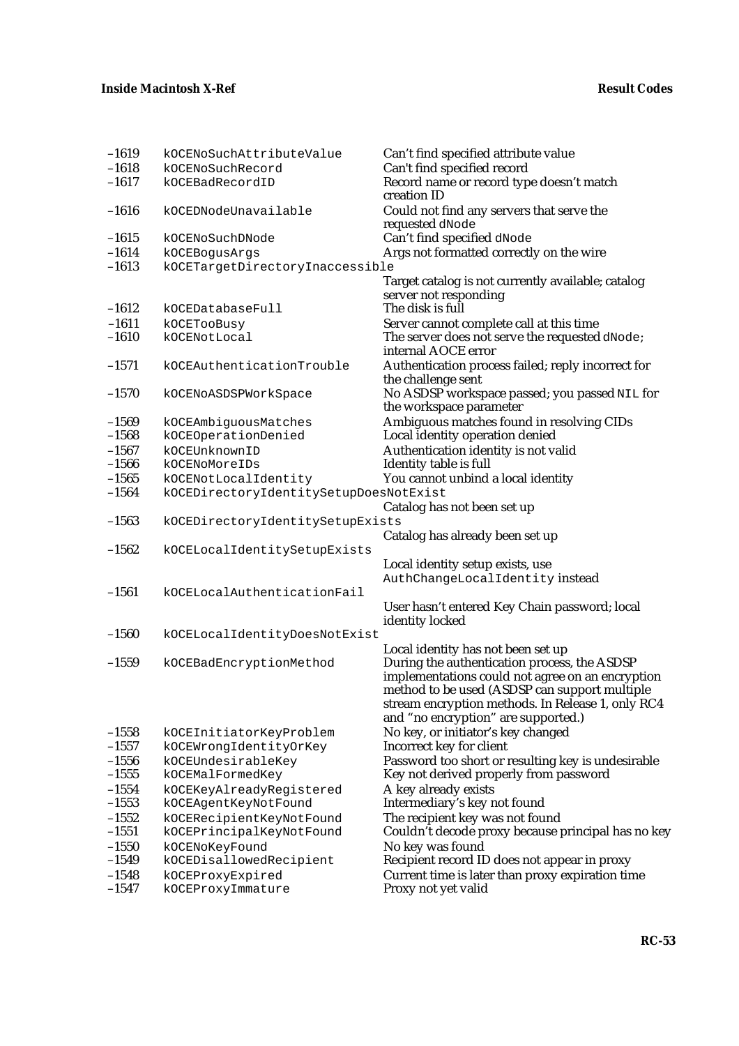| | | |
|---|---|---|
| –1619 | kOCENoSuchAttributeValue | Can't find specified attribute value |
| –1618 | kOCENoSuchRecord | Can't find specified record |
| –1617 | kOCEBadRecordID | Record name or record type doesn't match creation ID |
| –1616 | kOCEDNodeUnavailable | Could not find any servers that serve the requested dNode |
| –1615 | kOCENoSuchDNode | Can't find specified dNode |
| –1614 | kOCEBogusArgs | Args not formatted correctly on the wire |
| –1613 | kOCETargetDirectoryInaccessible | Target catalog is not currently available; catalog server not responding |
| –1612 | kOCEDatabaseFull | The disk is full |
| –1611 | kOCETooBusy | Server cannot complete call at this time |
| –1610 | kOCENotLocal | The server does not serve the requested dNode; internal AOCE error |
| –1571 | kOCEAuthenticationTrouble | Authentication process failed; reply incorrect for the challenge sent |
| –1570 | kOCENoASDSPWorkSpace | No ASDSP workspace passed; you passed NIL for the workspace parameter |
| –1569 | kOCEAmbiguousMatches | Ambiguous matches found in resolving CIDs |
| –1568 | kOCEOperationDenied | Local identity operation denied |
| –1567 | kOCEUnknownID | Authentication identity is not valid |
| –1566 | kOCENoMoreIDs | Identity table is full |
| –1565 | kOCENotLocalIdentity | You cannot unbind a local identity |
| –1564 | kOCEDirectoryIdentitySetupDoesNotExist | Catalog has not been set up |
| –1563 | kOCEDirectoryIdentitySetupExists | Catalog has already been set up |
| –1562 | kOCELocalIdentitySetupExists | Local identity setup exists, use AuthChangeLocalIdentity instead |
| –1561 | kOCELocalAuthenticationFail | User hasn't entered Key Chain password; local identity locked |
| –1560 | kOCELocalIdentityDoesNotExist | Local identity has not been set up |
| –1559 | kOCEBadEncryptionMethod | During the authentication process, the ASDSP implementations could not agree on an encryption method to be used (ASDSP can support multiple stream encryption methods. In Release 1, only RC4 and "no encryption" are supported.) |
| –1558 | kOCEInitiatorKeyProblem | No key, or initiator's key changed |
| –1557 | kOCEWrongIdentityOrKey | Incorrect key for client |
| –1556 | kOCEUndesirableKey | Password too short or resulting key is undesirable |
| –1555 | kOCEMalFormedKey | Key not derived properly from password |
| –1554 | kOCEKeyAlreadyRegistered | A key already exists |
| –1553 | kOCEAgentKeyNotFound | Intermediary's key not found |
| –1552 | kOCERecipientKeyNotFound | The recipient key was not found |
| –1551 | kOCEPrincipalKeyNotFound | Couldn't decode proxy because principal has no key |
| –1550 | kOCENoKeyFound | No key was found |
| –1549 | kOCEDisallowedRecipient | Recipient record ID does not appear in proxy |
| –1548 | kOCEProxyExpired | Current time is later than proxy expiration time |
| –1547 | kOCEProxyImmature | Proxy not yet valid |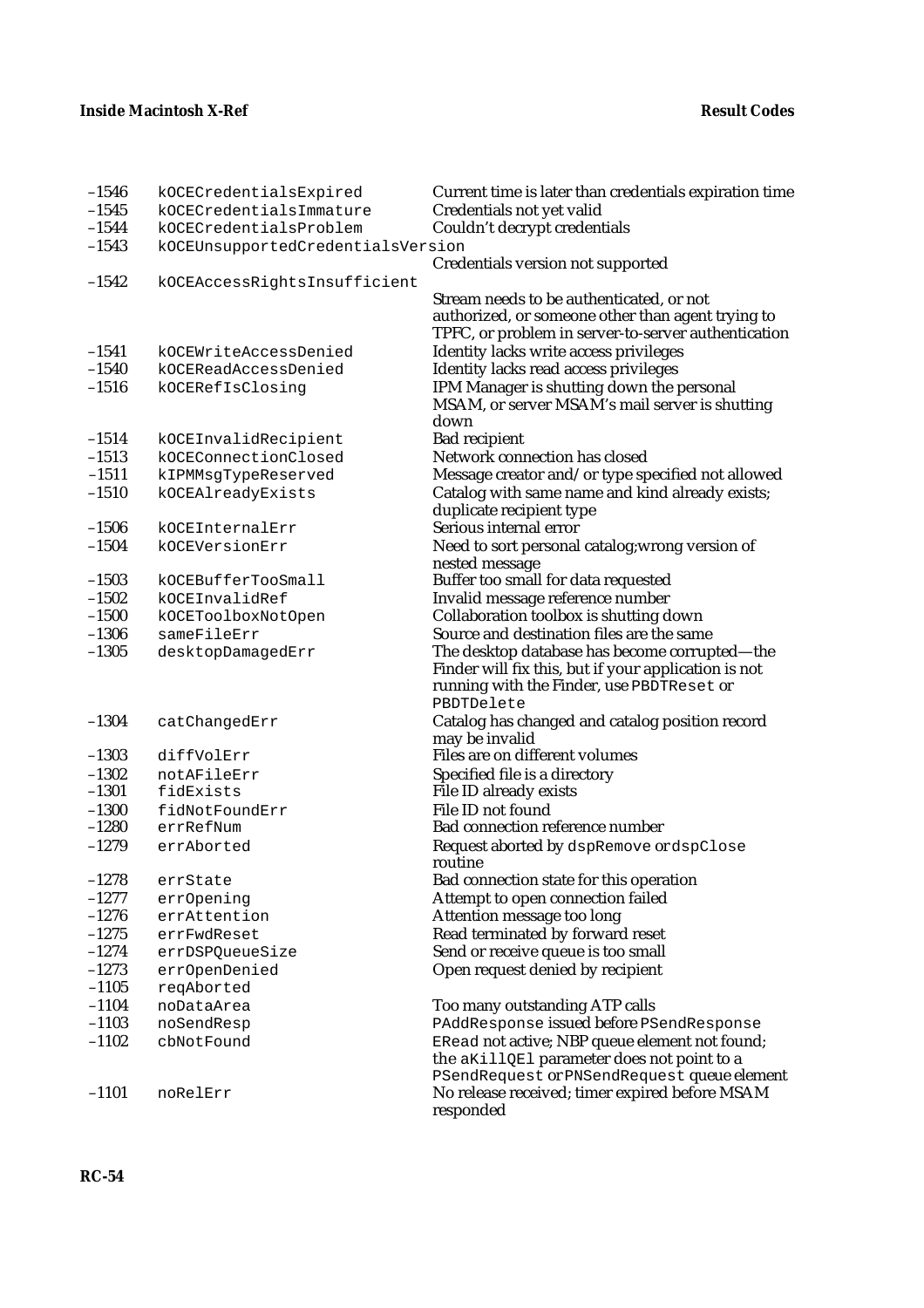| | | |
|---|---|---|
| –1546 | kOCECredentialsExpired | Current time is later than credentials expiration time |
| –1545 | kOCECredentialsImmature | Credentials not yet valid |
| –1544 | kOCECredentialsProblem | Couldn’t decrypt credentials |
| –1543 | kOCEUnsupportedCredentialsVersion | Credentials version not supported |
| –1542 | kOCEAccessRightsInsufficient | Stream needs to be authenticated, or not authorized, or someone other than agent trying to TPFC, or problem in server-to-server authentication |
| –1541 | kOCEWriteAccessDenied | Identity lacks write access privileges |
| –1540 | kOCEReadAccessDenied | Identity lacks read access privileges |
| –1516 | kOCERefIsClosing | IPM Manager is shutting down the personal MSAM, or server MSAM’s mail server is shutting down |
| –1514 | kOCEInvalidRecipient | Bad recipient |
| –1513 | kOCEConnectionClosed | Network connection has closed |
| –1511 | kIPMMsgTypeReserved | Message creator and/or type specified not allowed |
| –1510 | kOCEAlreadyExists | Catalog with same name and kind already exists; duplicate recipient type |
| –1506 | kOCEInternalErr | Serious internal error |
| –1504 | kOCEVersionErr | Need to sort personal catalog;wrong version of nested message |
| –1503 | kOCEBufferTooSmall | Buffer too small for data requested |
| –1502 | kOCEInvalidRef | Invalid message reference number |
| –1500 | kOCEToolboxNotOpen | Collaboration toolbox is shutting down |
| –1306 | sameFileErr | Source and destination files are the same |
| –1305 | desktopDamagedErr | The desktop database has become corrupted—the Finder will fix this, but if your application is not running with the Finder, use PBDTReset or PBDTDelete |
| –1304 | catChangedErr | Catalog has changed and catalog position record may be invalid |
| –1303 | diffVolErr | Files are on different volumes |
| –1302 | notAFileErr | Specified file is a directory |
| –1301 | fidExists | File ID already exists |
| –1300 | fidNotFoundErr | File ID not found |
| –1280 | errRefNum | Bad connection reference number |
| –1279 | errAborted | Request aborted by dspRemove or dspClose routine |
| –1278 | errState | Bad connection state for this operation |
| –1277 | errOpening | Attempt to open connection failed |
| –1276 | errAttention | Attention message too long |
| –1275 | errFwdReset | Read terminated by forward reset |
| –1274 | errDSPQueueSize | Send or receive queue is too small |
| –1273 | errOpenDenied | Open request denied by recipient |
| –1105 | reqAborted | |
| –1104 | noDataArea | Too many outstanding ATP calls |
| –1103 | noSendResp | PAddResponse issued before PSendResponse |
| –1102 | cbNotFound | ERead not active; NBP queue element not found; the aKillQEl parameter does not point to a PSendRequest or PNSendRequest queue element |
| –1101 | noRelErr | No release received; timer expired before MSAM responded |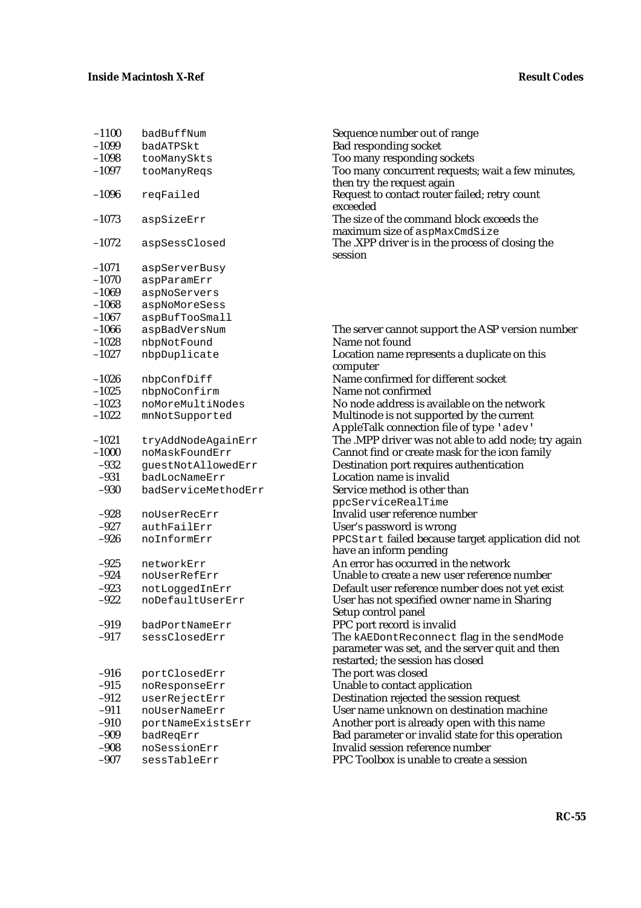| | | |
|---|---|---|
| –1100 | badBuffNum | Sequence number out of range |
| –1099 | badATPSkt | Bad responding socket |
| –1098 | tooManySkts | Too many responding sockets |
| –1097 | tooManyReqs | Too many concurrent requests; wait a few minutes, then try the request again |
| –1096 | reqFailed | Request to contact router failed; retry count exceeded |
| –1073 | aspSizeErr | The size of the command block exceeds the maximum size of aspMaxCmdSize |
| –1072 | aspSessClosed | The .XPP driver is in the process of closing the session |
| –1071 | aspServerBusy | |
| –1070 | aspParamErr | |
| –1069 | aspNoServers | |
| –1068 | aspNoMoreSess | |
| –1067 | aspBufTooSmall | |
| –1066 | aspBadVersNum | The server cannot support the ASP version number |
| –1028 | nbpNotFound | Name not found |
| –1027 | nbpDuplicate | Location name represents a duplicate on this computer |
| –1026 | nbpConfDiff | Name confirmed for different socket |
| –1025 | nbpNoConfirm | Name not confirmed |
| –1023 | noMoreMultiNodes | No node address is available on the network |
| –1022 | mnNotSupported | Multinode is not supported by the current AppleTalk connection file of type 'adev' |
| –1021 | tryAddNodeAgainErr | The .MPP driver was not able to add node; try again |
| –1000 | noMaskFoundErr | Cannot find or create mask for the icon family |
| –932 | guestNotAllowedErr | Destination port requires authentication |
| –931 | badLocNameErr | Location name is invalid |
| –930 | badServiceMethodErr | Service method is other than ppcServiceRealTime |
| –928 | noUserRecErr | Invalid user reference number |
| –927 | authFailErr | User's password is wrong |
| –926 | noInformErr | PPCStart failed because target application did not have an inform pending |
| –925 | networkErr | An error has occurred in the network |
| –924 | noUserRefErr | Unable to create a new user reference number |
| –923 | notLoggedInErr | Default user reference number does not yet exist |
| –922 | noDefaultUserErr | User has not specified owner name in Sharing Setup control panel |
| –919 | badPortNameErr | PPC port record is invalid |
| –917 | sessClosedErr | The kAEDontReconnect flag in the sendMode parameter was set, and the server quit and then restarted; the session has closed |
| –916 | portClosedErr | The port was closed |
| –915 | noResponseErr | Unable to contact application |
| –912 | userRejectErr | Destination rejected the session request |
| –911 | noUserNameErr | User name unknown on destination machine |
| –910 | portNameExistsErr | Another port is already open with this name |
| –909 | badReqErr | Bad parameter or invalid state for this operation |
| –908 | noSessionErr | Invalid session reference number |
| –907 | sessTableErr | PPC Toolbox is unable to create a session |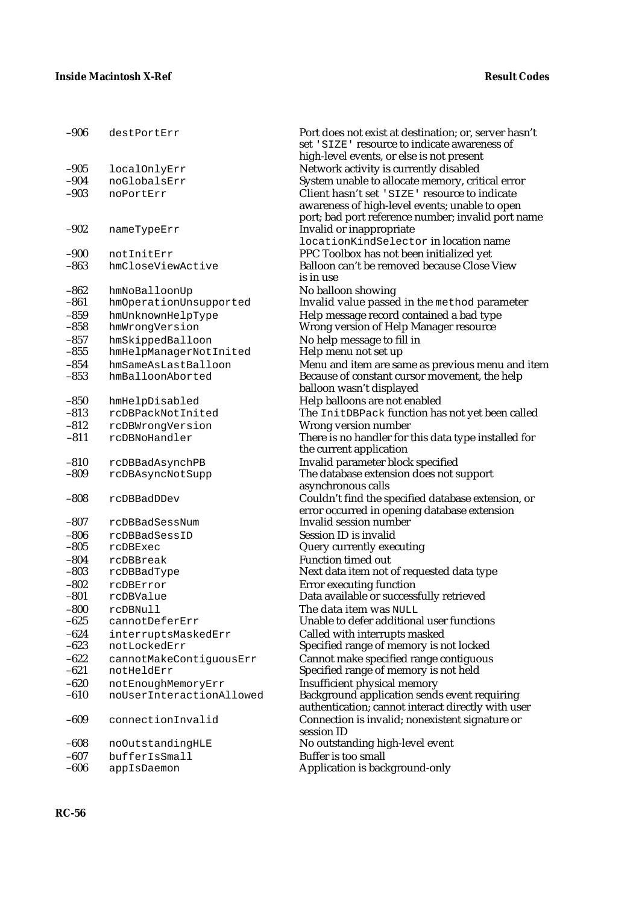| | | |
|---|---|---|
| –906 | `destPortErr` | Port does not exist at destination; or, server hasn't set `'SIZE'` resource to indicate awareness of high-level events, or else is not present |
| –905 | `localOnlyErr` | Network activity is currently disabled |
| –904 | `noGlobalsErr` | System unable to allocate memory, critical error |
| –903 | `noPortErr` | Client hasn't set `'SIZE'` resource to indicate awareness of high-level events; unable to open port; bad port reference number; invalid port name |
| –902 | `nameTypeErr` | Invalid or inappropriate `locationKindSelector` in location name |
| –900 | `notInitErr` | PPC Toolbox has not been initialized yet |
| –863 | `hmCloseViewActive` | Balloon can't be removed because Close View is in use |
| –862 | `hmNoBalloonUp` | No balloon showing |
| –861 | `hmOperationUnsupported` | Invalid value passed in the `method` parameter |
| –859 | `hmUnknownHelpType` | Help message record contained a bad type |
| –858 | `hmWrongVersion` | Wrong version of Help Manager resource |
| –857 | `hmSkippedBalloon` | No help message to fill in |
| –855 | `hmHelpManagerNotInited` | Help menu not set up |
| –854 | `hmSameAsLastBalloon` | Menu and item are same as previous menu and item |
| –853 | `hmBalloonAborted` | Because of constant cursor movement, the help balloon wasn't displayed |
| –850 | `hmHelpDisabled` | Help balloons are not enabled |
| –813 | `rcDBPackNotInited` | The `InitDBPack` function has not yet been called |
| –812 | `rcDBWrongVersion` | Wrong version number |
| –811 | `rcDBNoHandler` | There is no handler for this data type installed for the current application |
| –810 | `rcDBBadAsynchPB` | Invalid parameter block specified |
| –809 | `rcDBAsyncNotSupp` | The database extension does not support asynchronous calls |
| –808 | `rcDBBadDDev` | Couldn't find the specified database extension, or error occurred in opening database extension |
| –807 | `rcDBBadSessNum` | Invalid session number |
| –806 | `rcDBBadSessID` | Session ID is invalid |
| –805 | `rcDBExec` | Query currently executing |
| –804 | `rcDBBreak` | Function timed out |
| –803 | `rcDBBadType` | Next data item not of requested data type |
| –802 | `rcDBError` | Error executing function |
| –801 | `rcDBValue` | Data available or successfully retrieved |
| –800 | `rcDBNull` | The data item was `NULL` |
| –625 | `cannotDeferErr` | Unable to defer additional user functions |
| –624 | `interruptsMaskedErr` | Called with interrupts masked |
| –623 | `notLockedErr` | Specified range of memory is not locked |
| –622 | `cannotMakeContiguousErr` | Cannot make specified range contiguous |
| –621 | `notHeldErr` | Specified range of memory is not held |
| –620 | `notEnoughMemoryErr` | Insufficient physical memory |
| –610 | `noUserInteractionAllowed` | Background application sends event requiring authentication; cannot interact directly with user |
| –609 | `connectionInvalid` | Connection is invalid; nonexistent signature or session ID |
| –608 | `noOutstandingHLE` | No outstanding high-level event |
| –607 | `bufferIsSmall` | Buffer is too small |
| –606 | `appIsDaemon` | Application is background-only |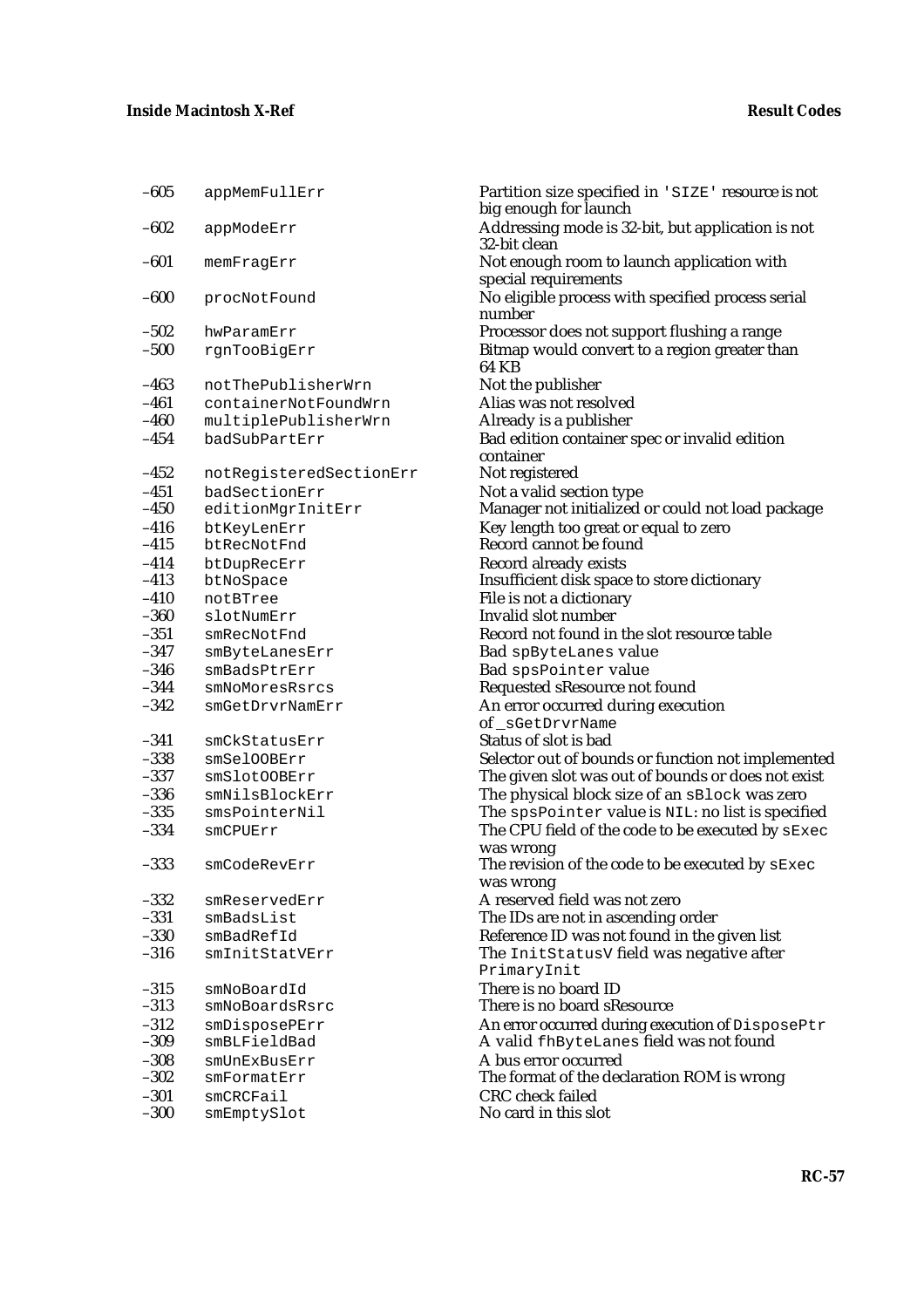| | | |
|---|---|---|
| –605 | `appMemFullErr` | Partition size specified in `'SIZE'` resource is not big enough for launch |
| –602 | `appModeErr` | Addressing mode is 32-bit, but application is not 32-bit clean |
| –601 | `memFragErr` | Not enough room to launch application with special requirements |
| –600 | `procNotFound` | No eligible process with specified process serial number |
| –502 | `hwParamErr` | Processor does not support flushing a range |
| –500 | `rgnTooBigErr` | Bitmap would convert to a region greater than 64 KB |
| –463 | `notThePublisherWrn` | Not the publisher |
| –461 | `containerNotFoundWrn` | Alias was not resolved |
| –460 | `multiplePublisherWrn` | Already is a publisher |
| –454 | `badSubPartErr` | Bad edition container spec or invalid edition container |
| –452 | `notRegisteredSectionErr` | Not registered |
| –451 | `badSectionErr` | Not a valid section type |
| –450 | `editionMgrInitErr` | Manager not initialized or could not load package |
| –416 | `btKeyLenErr` | Key length too great or equal to zero |
| –415 | `btRecNotFnd` | Record cannot be found |
| –414 | `btDupRecErr` | Record already exists |
| –413 | `btNoSpace` | Insufficient disk space to store dictionary |
| –410 | `notBTree` | File is not a dictionary |
| –360 | `slotNumErr` | Invalid slot number |
| –351 | `smRecNotFnd` | Record not found in the slot resource table |
| –347 | `smByteLanesErr` | Bad `spByteLanes` value |
| –346 | `smBadsPtrErr` | Bad `spsPointer` value |
| –344 | `smNoMoresRsrcs` | Requested sResource not found |
| –342 | `smGetDrvrNamErr` | An error occurred during execution of `_sGetDrvrName` |
| –341 | `smCkStatusErr` | Status of slot is bad |
| –338 | `smSelOOBErr` | Selector out of bounds or function not implemented |
| –337 | `smSlotOOBErr` | The given slot was out of bounds or does not exist |
| –336 | `smNilsBlockErr` | The physical block size of an `sBlock` was zero |
| –335 | `smsPointerNil` | The `spsPointer` value is `NIL`: no list is specified |
| –334 | `smCPUErr` | The CPU field of the code to be executed by `sExec` was wrong |
| –333 | `smCodeRevErr` | The revision of the code to be executed by `sExec` was wrong |
| –332 | `smReservedErr` | A reserved field was not zero |
| –331 | `smBadsList` | The IDs are not in ascending order |
| –330 | `smBadRefId` | Reference ID was not found in the given list |
| –316 | `smInitStatVErr` | The `InitStatusV` field was negative after `PrimaryInit` |
| –315 | `smNoBoardId` | There is no board ID |
| –313 | `smNoBoardsRsrc` | There is no board sResource |
| –312 | `smDisposePErr` | An error occurred during execution of `DisposePtr` |
| –309 | `smBLFieldBad` | A valid `fhByteLanes` field was not found |
| –308 | `smUnExBusErr` | A bus error occurred |
| –302 | `smFormatErr` | The format of the declaration ROM is wrong |
| –301 | `smCRCFail` | CRC check failed |
| –300 | `smEmptySlot` | No card in this slot |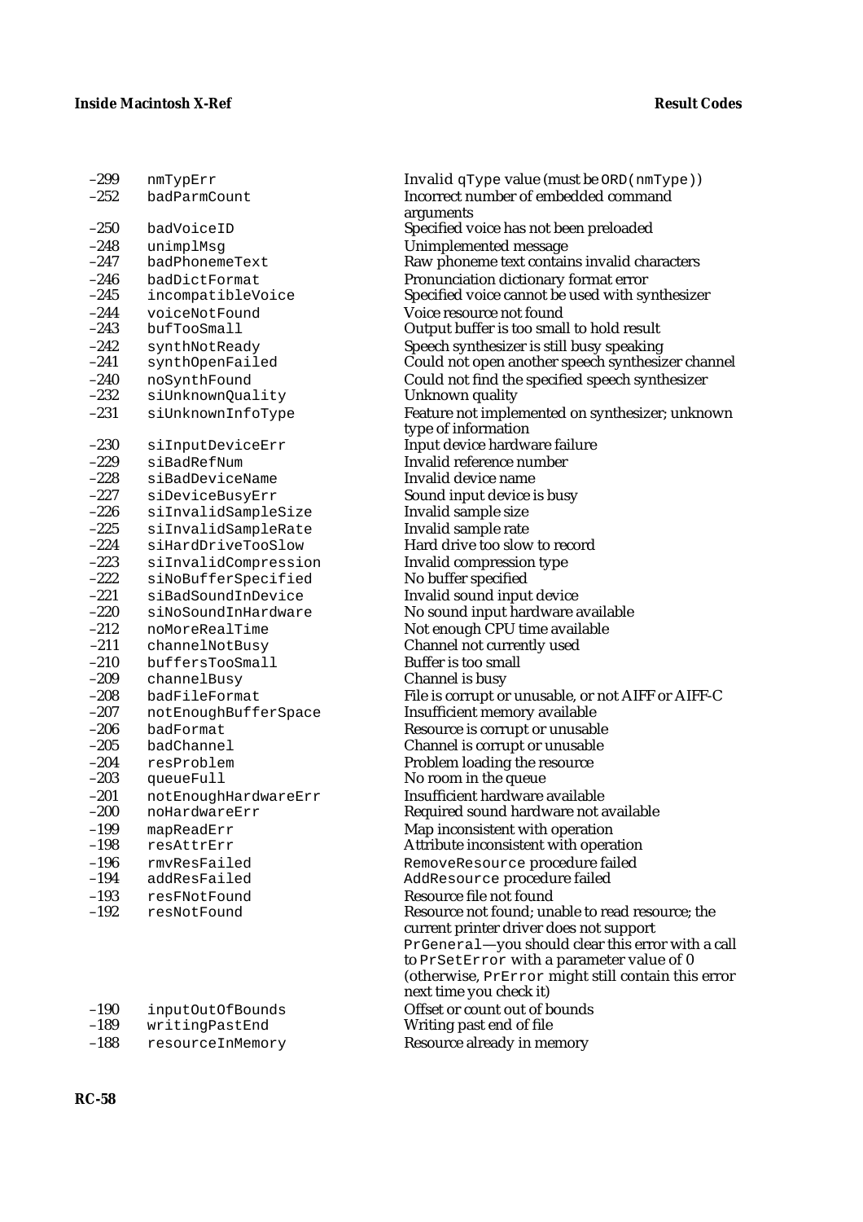| | | |
|---|---|---|
| –299 | nmTypErr | Invalid qType value (must be ORD(nmType)) |
| –252 | badParmCount | Incorrect number of embedded command arguments |
| –250 | badVoiceID | Specified voice has not been preloaded |
| –248 | unimplMsg | Unimplemented message |
| –247 | badPhonemeText | Raw phoneme text contains invalid characters |
| –246 | badDictFormat | Pronunciation dictionary format error |
| –245 | incompatibleVoice | Specified voice cannot be used with synthesizer |
| –244 | voiceNotFound | Voice resource not found |
| –243 | bufTooSmall | Output buffer is too small to hold result |
| –242 | synthNotReady | Speech synthesizer is still busy speaking |
| –241 | synthOpenFailed | Could not open another speech synthesizer channel |
| –240 | noSynthFound | Could not find the specified speech synthesizer |
| –232 | siUnknownQuality | Unknown quality |
| –231 | siUnknownInfoType | Feature not implemented on synthesizer; unknown type of information |
| –230 | siInputDeviceErr | Input device hardware failure |
| –229 | siBadRefNum | Invalid reference number |
| –228 | siBadDeviceName | Invalid device name |
| –227 | siDeviceBusyErr | Sound input device is busy |
| –226 | siInvalidSampleSize | Invalid sample size |
| –225 | siInvalidSampleRate | Invalid sample rate |
| –224 | siHardDriveTooSlow | Hard drive too slow to record |
| –223 | siInvalidCompression | Invalid compression type |
| –222 | siNoBufferSpecified | No buffer specified |
| –221 | siBadSoundInDevice | Invalid sound input device |
| –220 | siNoSoundInHardware | No sound input hardware available |
| –212 | noMoreRealTime | Not enough CPU time available |
| –211 | channelNotBusy | Channel not currently used |
| –210 | buffersTooSmall | Buffer is too small |
| –209 | channelBusy | Channel is busy |
| –208 | badFileFormat | File is corrupt or unusable, or not AIFF or AIFF-C |
| –207 | notEnoughBufferSpace | Insufficient memory available |
| –206 | badFormat | Resource is corrupt or unusable |
| –205 | badChannel | Channel is corrupt or unusable |
| –204 | resProblem | Problem loading the resource |
| –203 | queueFull | No room in the queue |
| –201 | notEnoughHardwareErr | Insufficient hardware available |
| –200 | noHardwareErr | Required sound hardware not available |
| –199 | mapReadErr | Map inconsistent with operation |
| –198 | resAttrErr | Attribute inconsistent with operation |
| –196 | rmvResFailed | RemoveResource procedure failed |
| –194 | addResFailed | AddResource procedure failed |
| –193 | resFNotFound | Resource file not found |
| –192 | resNotFound | Resource not found; unable to read resource; the current printer driver does not support PrGeneral—you should clear this error with a call to PrSetError with a parameter value of 0 (otherwise, PrError might still contain this error next time you check it) |
| –190 | inputOutOfBounds | Offset or count out of bounds |
| –189 | writingPastEnd | Writing past end of file |
| –188 | resourceInMemory | Resource already in memory |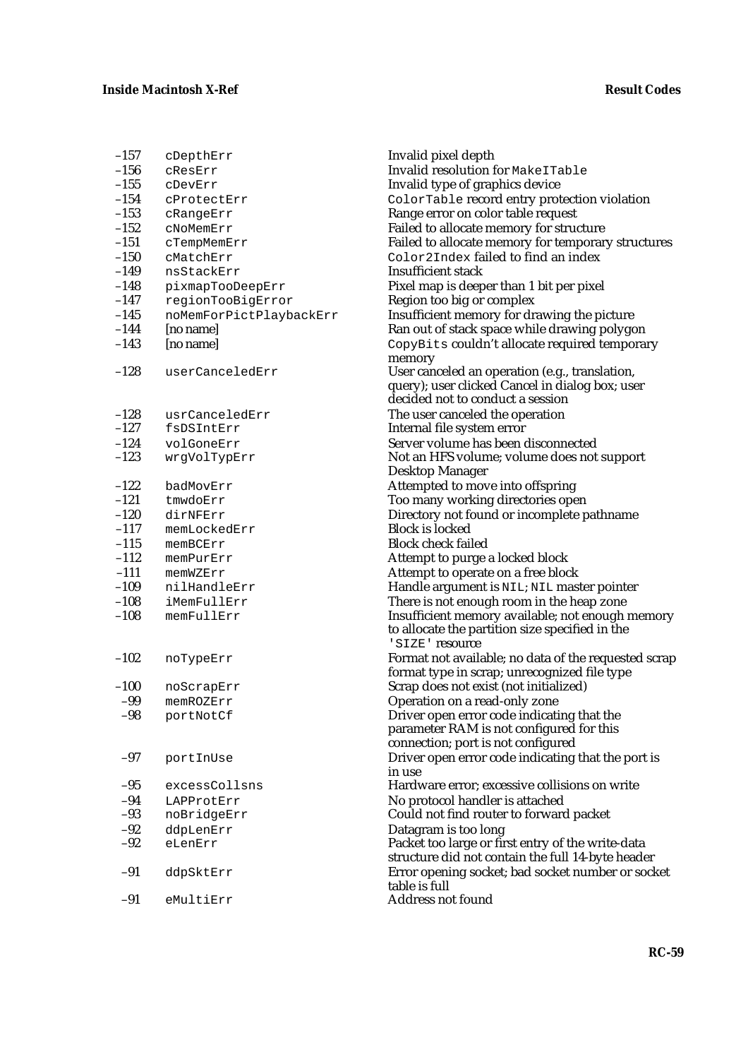| | | |
|---|---|---|
| –157 | cDepthErr | Invalid pixel depth |
| –156 | cResErr | Invalid resolution for MakeITable |
| –155 | cDevErr | Invalid type of graphics device |
| –154 | cProtectErr | ColorTable record entry protection violation |
| –153 | cRangeErr | Range error on color table request |
| –152 | cNoMemErr | Failed to allocate memory for structure |
| –151 | cTempMemErr | Failed to allocate memory for temporary structures |
| –150 | cMatchErr | Color2Index failed to find an index |
| –149 | nsStackErr | Insufficient stack |
| –148 | pixmapTooDeepErr | Pixel map is deeper than 1 bit per pixel |
| –147 | regionTooBigError | Region too big or complex |
| –145 | noMemForPictPlaybackErr | Insufficient memory for drawing the picture |
| –144 | [no name] | Ran out of stack space while drawing polygon |
| –143 | [no name] | CopyBits couldn't allocate required temporary memory |
| –128 | userCanceledErr | User canceled an operation (e.g., translation, query); user clicked Cancel in dialog box; user decided not to conduct a session |
| –128 | usrCanceledErr | The user canceled the operation |
| –127 | fsDSIntErr | Internal file system error |
| –124 | volGoneErr | Server volume has been disconnected |
| –123 | wrgVolTypErr | Not an HFS volume; volume does not support Desktop Manager |
| –122 | badMovErr | Attempted to move into offspring |
| –121 | tmwdoErr | Too many working directories open |
| –120 | dirNFErr | Directory not found or incomplete pathname |
| –117 | memLockedErr | Block is locked |
| –115 | memBCErr | Block check failed |
| –112 | memPurErr | Attempt to purge a locked block |
| –111 | memWZErr | Attempt to operate on a free block |
| –109 | nilHandleErr | Handle argument is NIL; NIL master pointer |
| –108 | iMemFullErr | There is not enough room in the heap zone |
| –108 | memFullErr | Insufficient memory available; not enough memory to allocate the partition size specified in the 'SIZE' resource |
| –102 | noTypeErr | Format not available; no data of the requested scrap format type in scrap; unrecognized file type |
| –100 | noScrapErr | Scrap does not exist (not initialized) |
| –99 | memROZErr | Operation on a read-only zone |
| –98 | portNotCf | Driver open error code indicating that the parameter RAM is not configured for this connection; port is not configured |
| –97 | portInUse | Driver open error code indicating that the port is in use |
| –95 | excessCollsns | Hardware error; excessive collisions on write |
| –94 | LAPProtErr | No protocol handler is attached |
| –93 | noBridgeErr | Could not find router to forward packet |
| –92 | ddpLenErr | Datagram is too long |
| –92 | eLenErr | Packet too large or first entry of the write-data structure did not contain the full 14-byte header |
| –91 | ddpSktErr | Error opening socket; bad socket number or socket table is full |
| –91 | eMultiErr | Address not found |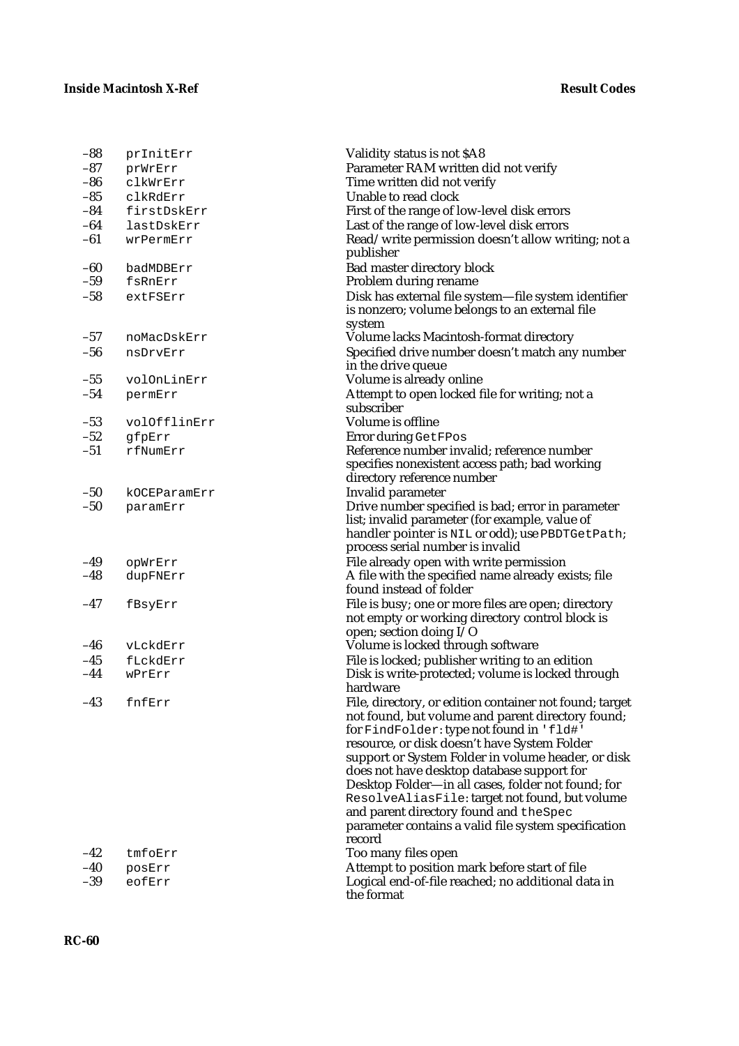| | | |
|---|---|---|
| –88 | `prInitErr` | Validity status is not $A8 |
| –87 | `prWrErr` | Parameter RAM written did not verify |
| –86 | `clkWrErr` | Time written did not verify |
| –85 | `clkRdErr` | Unable to read clock |
| –84 | `firstDskErr` | First of the range of low-level disk errors |
| –64 | `lastDskErr` | Last of the range of low-level disk errors |
| –61 | `wrPermErr` | Read/write permission doesn't allow writing; not a publisher |
| –60 | `badMDBErr` | Bad master directory block |
| –59 | `fsRnErr` | Problem during rename |
| –58 | `extFSErr` | Disk has external file system—file system identifier is nonzero; volume belongs to an external file system |
| –57 | `noMacDskErr` | Volume lacks Macintosh-format directory |
| –56 | `nsDrvErr` | Specified drive number doesn't match any number in the drive queue |
| –55 | `volOnLinErr` | Volume is already online |
| –54 | `permErr` | Attempt to open locked file for writing; not a subscriber |
| –53 | `volOfflinErr` | Volume is offline |
| –52 | `gfpErr` | Error during `GetFPos` |
| –51 | `rfNumErr` | Reference number invalid; reference number specifies nonexistent access path; bad working directory reference number |
| –50 | `kOCEParamErr` | Invalid parameter |
| –50 | `paramErr` | Drive number specified is bad; error in parameter list; invalid parameter (for example, value of handler pointer is `NIL` or odd); use `PBDTGetPath`; process serial number is invalid |
| –49 | `opWrErr` | File already open with write permission |
| –48 | `dupFNErr` | A file with the specified name already exists; file found instead of folder |
| –47 | `fBsyErr` | File is busy; one or more files are open; directory not empty or working directory control block is open; section doing I/O |
| –46 | `vLckdErr` | Volume is locked through software |
| –45 | `fLckdErr` | File is locked; publisher writing to an edition |
| –44 | `wPrErr` | Disk is write-protected; volume is locked through hardware |
| –43 | `fnfErr` | File, directory, or edition container not found; target not found, but volume and parent directory found; for `FindFolder`: type not found in `'fld#'` resource, or disk doesn't have System Folder support or System Folder in volume header, or disk does not have desktop database support for Desktop Folder—in all cases, folder not found; for `ResolveAliasFile`: target not found, but volume and parent directory found and `theSpec` parameter contains a valid file system specification record |
| –42 | `tmfoErr` | Too many files open |
| –40 | `posErr` | Attempt to position mark before start of file |
| –39 | `eofErr` | Logical end-of-file reached; no additional data in the format |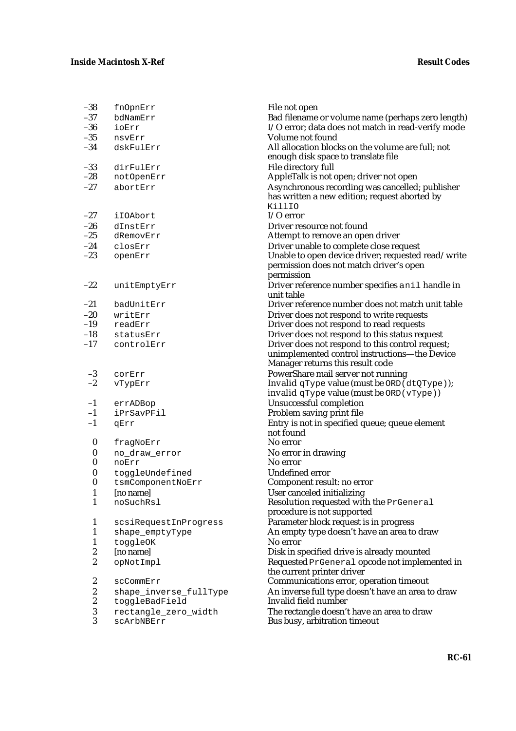| | | |
|---|---|---|
| –38 | `fnOpnErr` | File not open |
| –37 | `bdNamErr` | Bad filename or volume name (perhaps zero length) |
| –36 | `ioErr` | I/O error; data does not match in read-verify mode |
| –35 | `nsvErr` | Volume not found |
| –34 | `dskFulErr` | All allocation blocks on the volume are full; not enough disk space to translate file |
| –33 | `dirFulErr` | File directory full |
| –28 | `notOpenErr` | AppleTalk is not open; driver not open |
| –27 | `abortErr` | Asynchronous recording was cancelled; publisher has written a new edition; request aborted by `KillIO` |
| –27 | `iIOAbort` | I/O error |
| –26 | `dInstErr` | Driver resource not found |
| –25 | `dRemovErr` | Attempt to remove an open driver |
| –24 | `closErr` | Driver unable to complete close request |
| –23 | `openErr` | Unable to open device driver; requested read/write permission does not match driver's open permission |
| –22 | `unitEmptyErr` | Driver reference number specifies a `nil` handle in unit table |
| –21 | `badUnitErr` | Driver reference number does not match unit table |
| –20 | `writErr` | Driver does not respond to write requests |
| –19 | `readErr` | Driver does not respond to read requests |
| –18 | `statusErr` | Driver does not respond to this status request |
| –17 | `controlErr` | Driver does not respond to this control request; unimplemented control instructions—the Device Manager returns this result code |
| –3 | `corErr` | PowerShare mail server not running |
| –2 | `vTypErr` | Invalid `qType` value (must be `ORD(dtQType)`); invalid `qType` value (must be `ORD(vType)`) |
| –1 | `errADBop` | Unsuccessful completion |
| –1 | `iPrSavPFil` | Problem saving print file |
| –1 | `qErr` | Entry is not in specified queue; queue element not found |
| 0 | `fragNoErr` | No error |
| 0 | `no_draw_error` | No error in drawing |
| 0 | `noErr` | No error |
| 0 | `toggleUndefined` | Undefined error |
| 0 | `tsmComponentNoErr` | Component result: no error |
| 1 | [no name] | User canceled initializing |
| 1 | `noSuchRsl` | Resolution requested with the `PrGeneral` procedure is not supported |
| 1 | `scsiRequestInProgress` | Parameter block request is in progress |
| 1 | `shape_emptyType` | An empty type doesn't have an area to draw |
| 1 | `toggleOK` | No error |
| 2 | [no name] | Disk in specified drive is already mounted |
| 2 | `opNotImpl` | Requested `PrGeneral` opcode not implemented in the current printer driver |
| 2 | `scCommErr` | Communications error, operation timeout |
| 2 | `shape_inverse_fullType` | An inverse full type doesn't have an area to draw |
| 2 | `toggleBadField` | Invalid field number |
| 3 | `rectangle_zero_width` | The rectangle doesn't have an area to draw |
| 3 | `scArbNBErr` | Bus busy, arbitration timeout |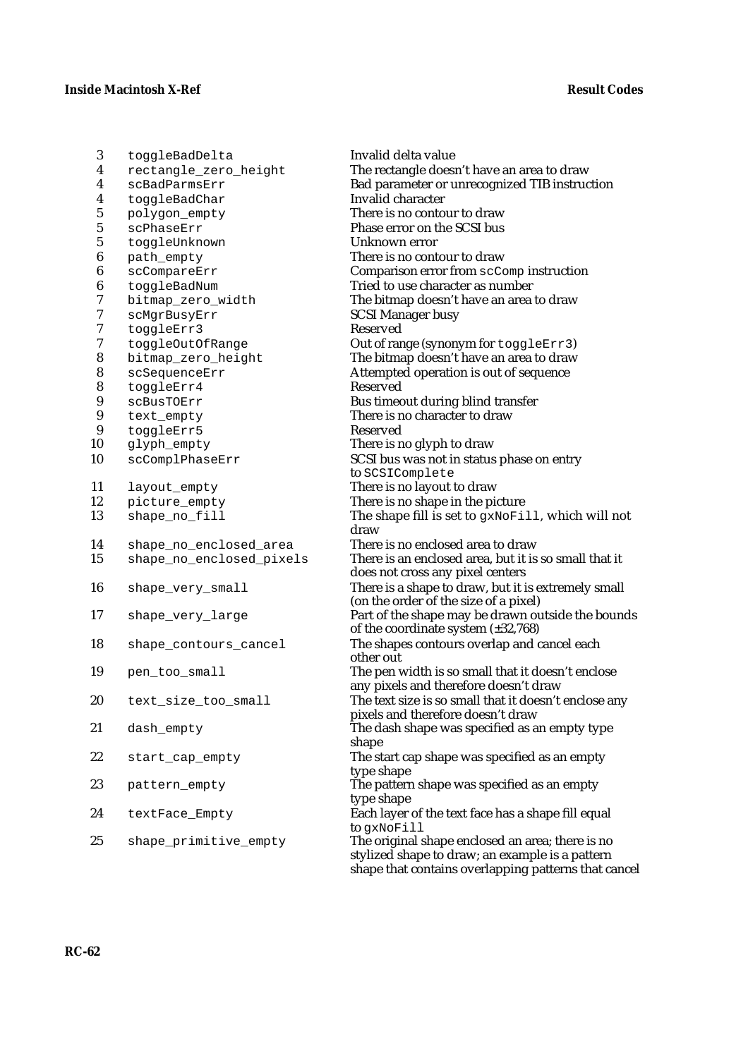| | | |
|---|---|---|
| 3 | `toggleBadDelta` | Invalid delta value |
| 4 | `rectangle_zero_height` | The rectangle doesn't have an area to draw |
| 4 | `scBadParmsErr` | Bad parameter or unrecognized TIB instruction |
| 4 | `toggleBadChar` | Invalid character |
| 5 | `polygon_empty` | There is no contour to draw |
| 5 | `scPhaseErr` | Phase error on the SCSI bus |
| 5 | `toggleUnknown` | Unknown error |
| 6 | `path_empty` | There is no contour to draw |
| 6 | `scCompareErr` | Comparison error from `scComp` instruction |
| 6 | `toggleBadNum` | Tried to use character as number |
| 7 | `bitmap_zero_width` | The bitmap doesn't have an area to draw |
| 7 | `scMgrBusyErr` | SCSI Manager busy |
| 7 | `toggleErr3` | Reserved |
| 7 | `toggleOutOfRange` | Out of range (synonym for `toggleErr3`) |
| 8 | `bitmap_zero_height` | The bitmap doesn't have an area to draw |
| 8 | `scSequenceErr` | Attempted operation is out of sequence |
| 8 | `toggleErr4` | Reserved |
| 9 | `scBusTOErr` | Bus timeout during blind transfer |
| 9 | `text_empty` | There is no character to draw |
| 9 | `toggleErr5` | Reserved |
| 10 | `glyph_empty` | There is no glyph to draw |
| 10 | `scComplPhaseErr` | SCSI bus was not in status phase on entry to `SCSIComplete` |
| 11 | `layout_empty` | There is no layout to draw |
| 12 | `picture_empty` | There is no shape in the picture |
| 13 | `shape_no_fill` | The shape fill is set to `gxNoFill`, which will not draw |
| 14 | `shape_no_enclosed_area` | There is no enclosed area to draw |
| 15 | `shape_no_enclosed_pixels` | There is an enclosed area, but it is so small that it does not cross any pixel centers |
| 16 | `shape_very_small` | There is a shape to draw, but it is extremely small (on the order of the size of a pixel) |
| 17 | `shape_very_large` | Part of the shape may be drawn outside the bounds of the coordinate system (±32,768) |
| 18 | `shape_contours_cancel` | The shapes contours overlap and cancel each other out |
| 19 | `pen_too_small` | The pen width is so small that it doesn't enclose any pixels and therefore doesn't draw |
| 20 | `text_size_too_small` | The text size is so small that it doesn't enclose any pixels and therefore doesn't draw |
| 21 | `dash_empty` | The dash shape was specified as an empty type shape |
| 22 | `start_cap_empty` | The start cap shape was specified as an empty type shape |
| 23 | `pattern_empty` | The pattern shape was specified as an empty type shape |
| 24 | `textFace_Empty` | Each layer of the text face has a shape fill equal to `gxNoFill` |
| 25 | `shape_primitive_empty` | The original shape enclosed an area; there is no stylized shape to draw; an example is a pattern shape that contains overlapping patterns that cancel |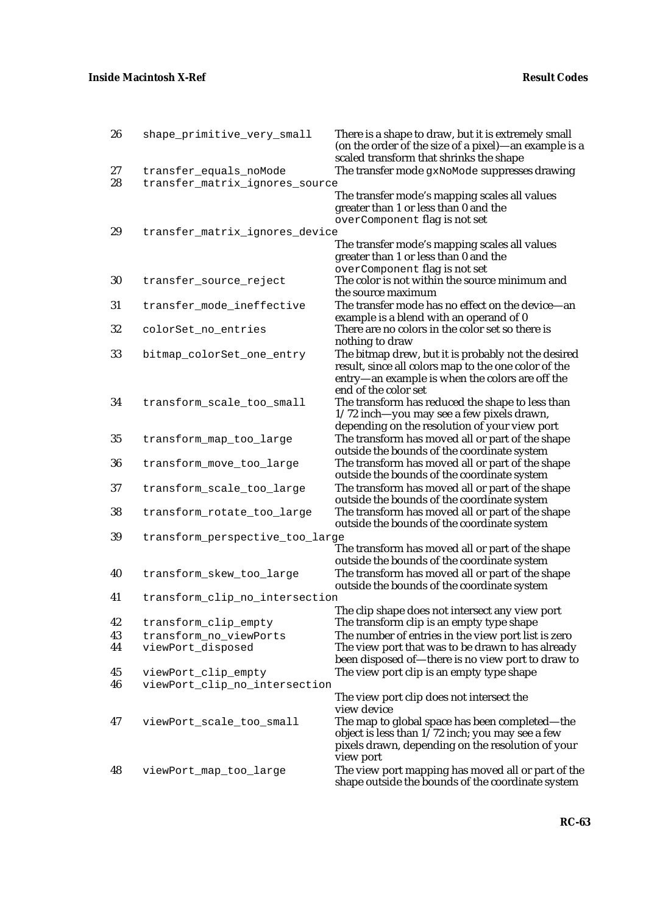| | | |
|---|---|---|
| 26 | `shape_primitive_very_small` | There is a shape to draw, but it is extremely small (on the order of the size of a pixel)—an example is a scaled transform that shrinks the shape |
| 27 | `transfer_equals_noMode` | The transfer mode `gxNoMode` suppresses drawing |
| 28 | `transfer_matrix_ignores_source` | The transfer mode's mapping scales all values greater than 1 or less than 0 and the `overComponent` flag is not set |
| 29 | `transfer_matrix_ignores_device` | The transfer mode's mapping scales all values greater than 1 or less than 0 and the `overComponent` flag is not set |
| 30 | `transfer_source_reject` | The color is not within the source minimum and the source maximum |
| 31 | `transfer_mode_ineffective` | The transfer mode has no effect on the device—an example is a blend with an operand of 0 |
| 32 | `colorSet_no_entries` | There are no colors in the color set so there is nothing to draw |
| 33 | `bitmap_colorSet_one_entry` | The bitmap drew, but it is probably not the desired result, since all colors map to the one color of the entry—an example is when the colors are off the end of the color set |
| 34 | `transform_scale_too_small` | The transform has reduced the shape to less than 1/72 inch—you may see a few pixels drawn, depending on the resolution of your view port |
| 35 | `transform_map_too_large` | The transform has moved all or part of the shape outside the bounds of the coordinate system |
| 36 | `transform_move_too_large` | The transform has moved all or part of the shape outside the bounds of the coordinate system |
| 37 | `transform_scale_too_large` | The transform has moved all or part of the shape outside the bounds of the coordinate system |
| 38 | `transform_rotate_too_large` | The transform has moved all or part of the shape outside the bounds of the coordinate system |
| 39 | `transform_perspective_too_large` | The transform has moved all or part of the shape outside the bounds of the coordinate system |
| 40 | `transform_skew_too_large` | The transform has moved all or part of the shape outside the bounds of the coordinate system |
| 41 | `transform_clip_no_intersection` | The clip shape does not intersect any view port |
| 42 | `transform_clip_empty` | The transform clip is an empty type shape |
| 43 | `transform_no_viewPorts` | The number of entries in the view port list is zero |
| 44 | `viewPort_disposed` | The view port that was to be drawn to has already been disposed of—there is no view port to draw to |
| 45 | `viewPort_clip_empty` | The view port clip is an empty type shape |
| 46 | `viewPort_clip_no_intersection` | The view port clip does not intersect the view device |
| 47 | `viewPort_scale_too_small` | The map to global space has been completed—the object is less than 1/72 inch; you may see a few pixels drawn, depending on the resolution of your view port |
| 48 | `viewPort_map_too_large` | The view port mapping has moved all or part of the shape outside the bounds of the coordinate system |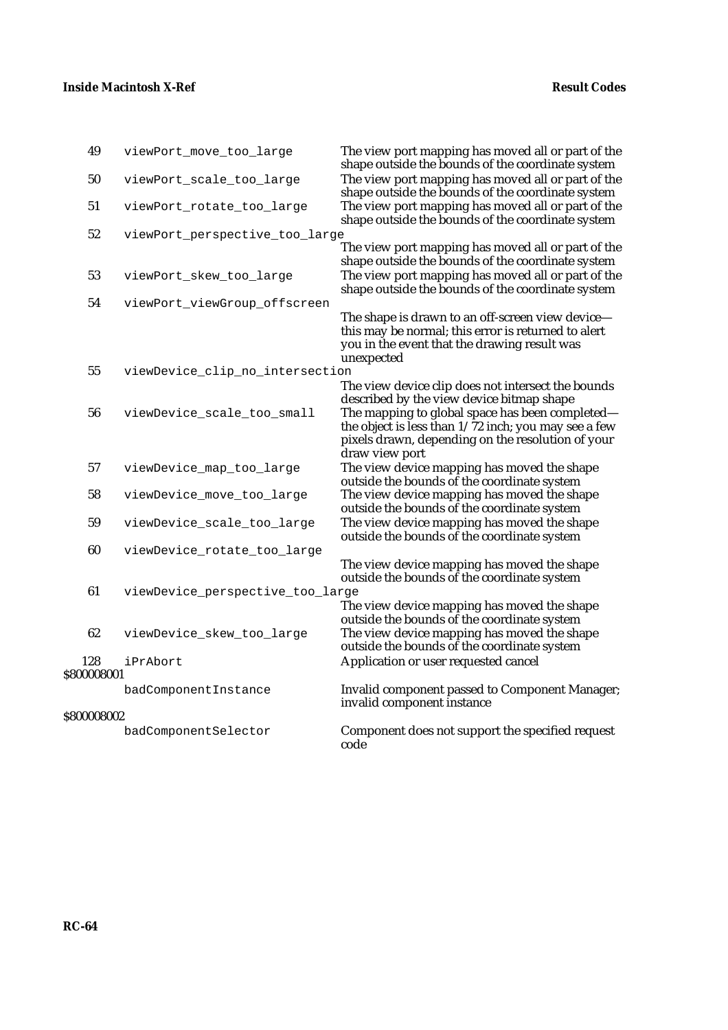| | | |
|---|---|---|
| 49 | `viewPort_move_too_large` | The view port mapping has moved all or part of the shape outside the bounds of the coordinate system |
| 50 | `viewPort_scale_too_large` | The view port mapping has moved all or part of the shape outside the bounds of the coordinate system |
| 51 | `viewPort_rotate_too_large` | The view port mapping has moved all or part of the shape outside the bounds of the coordinate system |
| 52 | `viewPort_perspective_too_large` | The view port mapping has moved all or part of the shape outside the bounds of the coordinate system |
| 53 | `viewPort_skew_too_large` | The view port mapping has moved all or part of the shape outside the bounds of the coordinate system |
| 54 | `viewPort_viewGroup_offscreen` | The shape is drawn to an off-screen view device—this may be normal; this error is returned to alert you in the event that the drawing result was unexpected |
| 55 | `viewDevice_clip_no_intersection` | The view device clip does not intersect the bounds described by the view device bitmap shape |
| 56 | `viewDevice_scale_too_small` | The mapping to global space has been completed—the object is less than 1/72 inch; you may see a few pixels drawn, depending on the resolution of your draw view port |
| 57 | `viewDevice_map_too_large` | The view device mapping has moved the shape outside the bounds of the coordinate system |
| 58 | `viewDevice_move_too_large` | The view device mapping has moved the shape outside the bounds of the coordinate system |
| 59 | `viewDevice_scale_too_large` | The view device mapping has moved the shape outside the bounds of the coordinate system |
| 60 | `viewDevice_rotate_too_large` | The view device mapping has moved the shape outside the bounds of the coordinate system |
| 61 | `viewDevice_perspective_too_large` | The view device mapping has moved the shape outside the bounds of the coordinate system |
| 62 | `viewDevice_skew_too_large` | The view device mapping has moved the shape outside the bounds of the coordinate system |
| 128 | `iPrAbort` | Application or user requested cancel |
| $800008001 | `badComponentInstance` | Invalid component passed to Component Manager; invalid component instance |
| $800008002 | `badComponentSelector` | Component does not support the specified request code |